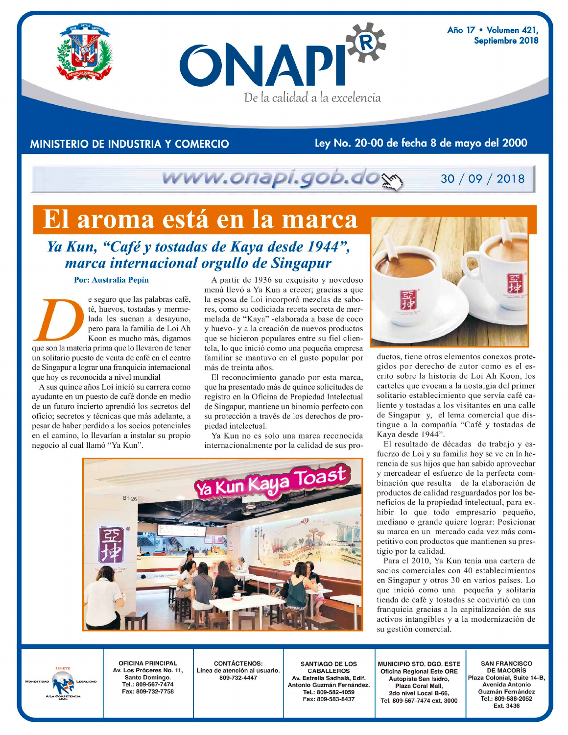# ONAPI

De la calidad a la excelencia

Año 17 • Volumen 421, Septiembre 2018

MINISTERIO DE INDUSTRIA Y COMERCIO

Ley No. 20-00 de fecha 8 de mayo del 2000

www.onapi.gob.do

30 / 09 / 2018

# El aroma está en la marca

## *Ya Kun, "Café y tostadas de Kaya desde 1944", marca internacional orgullo de Singapur*

**Por: Australia Pepín**

De seguro que las palabras café, té, huevos, tostadas y mermelada les suenan a desayuno, pero para la familia de Loi Ah Koon es mucho más, digamos que son la materia prima que lo llevaron de tener un solitario puesto de venta de café en el centro de Singapur a lograr una franquicia internacional que hoy es reconocida a nivel mundial

A sus quince años Loi inició su carrera como ayudante en un puesto de café donde en medio de un futuro incierto aprendió los secretos del oficio; secretos y técnicas que más adelante, a pesar de haber perdido a los socios potenciales en el camino, lo llevarían a instalar su propio negocio al cual llamó "Ya Kun".

A partir de 1936 su exquisito y novedoso menú llevó a Ya Kun a crecer; gracias a que la esposa de Loi incorporó mezclas de sabores, como su codiciada receta secreta de mermelada de "Kaya" -elaborada a base de coco y huevo- y a la creación de nuevos productos que se hicieron populares entre su fiel clientela, lo que inició como una pequeña empresa familiar se mantuvo en el gusto popular por más de treinta años.

El reconocimiento ganado por esta marca, que ha presentado más de quince solicitudes de registro en la Oficina de Propiedad Intelectual de Singapur, mantiene un binomio perfecto con su protección a través de los derechos de propiedad intelectual.

Ya Kun no es solo una marca reconocida internacionalmente por la calidad de sus productos, tiene otros elementos conexos protegidos por derecho de autor como es el escrito sobre la historia de Loi Ah Koon, los carteles que evocan a la nostalgia del primer solitario establecimiento que servía café caliente y tostadas a los visitantes en una calle de Singapur y, el lema comercial que distingue a la compañía "Café y tostadas de Kaya desde 1944".

El resultado de décadas de trabajo y esfuerzo de Loi y su familia hoy se ve en la herencia de sus hijos que han sabido aprovechar y mercadear el esfuerzo de la perfecta combinación que resulta de la elaboración de productos de calidad resguardados por los beneficios de la propiedad intelectual, para exhibir lo que todo empresario pequeño, mediano o grande quiere lograr: Posicionar su marca en un mercado cada vez más competitivo con productos que mantienen su prestigio por la calidad.

Para el 2010, Ya Kun tenía una cartera de socios comerciales con 40 establecimientos en Singapur y otros 30 en varios países. Lo que inició como una pequeña y solitaria tienda de café y tostadas se convirtió en una franquicia gracias a la capitalización de sus activos intangibles y a la modernización de su gestión comercial.

---

ÚNETE — HONESTIDAD — LEGALIDAD — A LA COMPETENCIA LEAL

**OFICINA PRINCIPAL**
Av. Los Próceres No. 11, Santo Domingo.
Tel.: 809-567-7474
Fax: 809-732-7758

**CONTÁCTENOS:**
Línea de atención al usuario.
809-732-4447

**SANTIAGO DE LOS CABALLEROS**
Av. Estrella Sadhalá, Edif. Antonio Guzmán Fernández.
Tel.: 809-582-4059
Fax: 809-583-8437

**MUNICIPIO STO. DGO. ESTE**
Oficina Regional Este ORE
Autopista San Isidro, Plaza Coral Mall, 2do nivel Local B-66,
Tel. 809-567-7474 ext. 3000

**SAN FRANCISCO DE MACORÍS**
Plaza Colonial, Suite 14-B, Avenida Antonio Guzmán Fernández
Tel.: 809-588-2052 Ext. 3436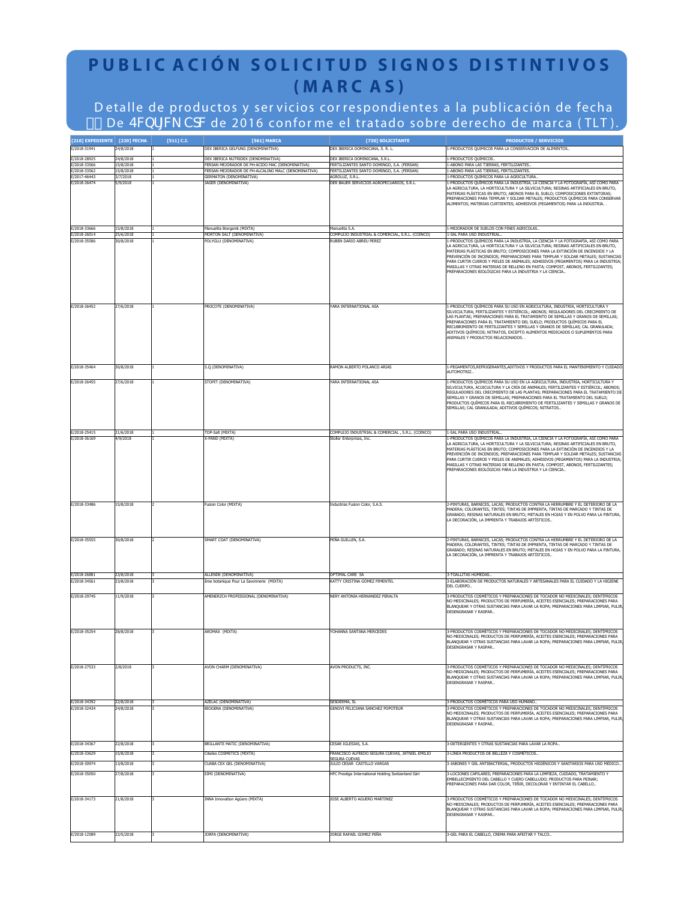# PUBLICACIÓN SOLICITUD SIGNOS DISTINTIVOS (MARCAS)

Detalle de productos y servicios correspondientes a la publicación de fecha 4FQUJFNCSF De 4FQUJFNCSF de 2016 conforme el tratado sobre derecho de marca (TLT).

| [210] EXPEDIENTE | [220] FECHA | [511] C.I. | [561] MARCA | [730] SOLICITANTE | PRODUCTOS / SERVICIOS |
|---|---|---|---|---|---|
| E/2018-31941 | 24/8/2018 | 1 | DEX IBERICA GELFUNG (DENOMINATIVA) | DEX IBERICA DOMINICANA, S. R. L. | 1-PRODUCTOS QUIMICOS PARA LA CONSERVACION DE ALIMENTOS.. |
| E/2018-28925 | 24/8/2018 | 1 | DEX IBERICA NUTRIDEX (DENOMINATIVA) | DEX IBERICA DOMINICANA, S.R.L. | 1-PRODUCTOS QUIMICOS.. |
| E/2018-33566 | 15/8/2018 | 1 | FERSAN MEJORADOR DE PH-ACIDO MAC (DENOMINATIVA) | FERTILIZANTES SANTO DOMINGO, S.A. (FERSAN) | 1-ABONO PARA LAS TIERRAS, FERTILIZANTES.. |
| E/2018-33562 | 15/8/2018 | 1 | FERSAN MEJORADOR DE PH-ALCALINO MALC (DENOMINATIVA) | FERTILIZANTES SANTO DOMINGO, S.A. (FERSAN) | 1-ABONO PARA LAS TIERRAS, FERTILIZANTES. |
| E/2017-46443 | 3/7/2018 | 1 | GERMATON (DENOMINATIVA) | AGROLUZ, S.R.L. | 1-PRODUCTOS QUÍMICOS PARA LA AGRICULTURA.. |
| E/2018-26474 | 5/9/2018 | 1 | JAGER (DENOMINATIVA) | DER BAUER SERVICIOS AGROPECUARIOS, S.R.L. | 1-PRODUCTOS QUÍMICOS PARA LA INDUSTRIA, LA CIENCIA Y LA FOTOGRAFÍA, ASÍ COMO PARA LA AGRICULTURA, LA HORTICULTURA Y LA SILVICULTURA; RESINAS ARTIFICIALES EN BRUTO, MATERIAS PLÁSTICAS EN BRUTO; ABONOS PARA EL SUELO; COMPOSICIONES EXTINTORAS; PREPARACIONES PARA TEMPLAR Y SOLDAR METALES; PRODUCTOS QUÍMICOS PARA CONSERVAR ALIMENTOS; MATERIAS CURTIENTES; ADHESIVOS (PEGAMENTOS) PARA LA INDUSTRIA. . |
| E/2018-33666 | 15/8/2018 | 1 | Manuelita Biorganik (MIXTA) | Manuelita S.A. | 1-MEJORADOR DE SUELOS CON FINES AGRICOLAS.. |
| E/2018-26014 | 25/6/2018 | 1 | MORTON SALT (DENOMINATIVA) | COMPLEJO INDUSTRIAL & COMERCIAL, S.R.L. (COINCO) | 1-SAL PARA USO INDUSTRIAL.. |
| E/2018-35586 | 30/8/2018 | 1 | POLYGLU (DENOMINATIVA) | RUBEN DARIO ABREU PEREZ | 1-PRODUCTOS QUÍMICOS PARA LA INDUSTRIA, LA CIENCIA Y LA FOTOGRAFÍA, ASÍ COMO PARA LA AGRICULTURA, LA HORTICULTURA Y LA SILVICULTURA; RESINAS ARTIFICIALES EN BRUTO, MATERIAS PLÁSTICAS EN BRUTO; COMPOSICIONES PARA LA EXTINCIÓN DE INCENDIOS Y LA PREVENCIÓN DE INCENDIOS; PREPARACIONES PARA TEMPLAR Y SOLDAR METALES; SUSTANCIAS PARA CURTIR CUEROS Y PIELES DE ANIMALES; ADHESIVOS (PEGAMENTOS) PARA LA INDUSTRIA; MASILLAS Y OTRAS MATERIAS DE RELLENO EN PASTA; COMPOST, ABONOS, FERTILIZANTES; PREPARACIONES BIOLÓGICAS PARA LA INDUSTRIA Y LA CIENCIA.. |
| E/2018-26452 | 27/6/2018 | 1 | PROCOTE (DENOMINATIVA) | YARA INTERNATIONAL ASA | 1-PRODUCTOS QUÍMICOS PARA SU USO EN AGRICULTURA, INDUSTRIA, HORTICULTURA Y SILVICULTURA; FERTILIZANTES Y ESTIÉRCOL; ABONOS; REGULADORES DEL CRECIMIENTO DE LAS PLANTAS; PREPARACIONES PARA EL TRATAMIENTO DE SEMILLAS Y GRANOS DE SEMILLAS; PREPARACIONES PARA EL TRATAMIENTO DEL SUELO; PRODUCTOS QUÍMICOS PARA EL RECUBRIMIENTO DE FERTILIZANTES Y SEMILLAS Y GRANOS DE SEMILLAS; CAL GRANULADA; ADITIVOS QUÍMICOS; NITRATOS, EXCEPTO ALIMENTOS MEDICADOS O SUPLEMENTOS PARA ANIMALES Y PRODUCTOS RELACIONADOS. . |
| E/2018-35464 | 30/8/2018 | 1 | S.Q (DENOMINATIVA) | RAMON ALBERTO POLANCO ARIAS | 1-PEGAMENTOS,REFRIGERANTES,ADITIVOS Y PRODUCTOS PARA EL MANTENIMIENTO Y CUIDADO AUTOMOTRIZ.. |
| E/2018-26455 | 27/6/2018 | 1 | STOPIT (DENOMINATIVA) | YARA INTERNATIONAL ASA | 1-PRODUCTOS QUÍMICOS PARA SU USO EN LA AGRICULTURA, INDUSTRIA, HORTICULTURA Y SILVICULTURA, ACUICULTURA Y LA CRÍA DE ANIMALES; FERTILIZANTES Y ESTIÉRCOL; ABONOS; REGULADORES DEL CRECIMIENTO DE LAS PLANTAS; PREPARACIONES PARA EL TRATAMIENTO DE SEMILLAS Y GRANOS DE SEMILLAS; PREPARACIONES PARA EL TRATAMIENTO DEL SUELO; PRODUCTOS QUÍMICOS PARA EL RECUBRIMIENTO DE FERTILIZANTES Y SEMILLAS Y GRANOS DE SEMILLAS; CAL GRANULADA; ADITIVOS QUÍMICOS; NITRATOS.. |
| E/2018-25415 | 21/6/2018 | 1 | TOP-Salt (MIXTA) | COMPLEJO INDUSTRIAL & COMERCIAL , S.R.L. (COINCO) | 1-SAL PARA USO INDUSTRIAL.. |
| E/2018-36169 | 4/9/2018 | 1 | X-PAND (MIXTA) | Stoller Enterprises, Inc. | 1-PRODUCTOS QUÍMICOS PARA LA INDUSTRIA, LA CIENCIA Y LA FOTOGRAFÍA, ASÍ COMO PARA LA AGRICULTURA, LA HORTICULTURA Y LA SILVICULTURA; RESINAS ARTIFICIALES EN BRUTO, MATERIAS PLÁSTICAS EN BRUTO; COMPOSICIONES PARA LA EXTINCIÓN DE INCENDIOS Y LA PREVENCIÓN DE INCENDIOS; PREPARACIONES PARA TEMPLAR Y SOLDAR METALES; SUSTANCIAS PARA CURTIR CUEROS Y PIELES DE ANIMALES; ADHESIVOS (PEGAMENTOS) PARA LA INDUSTRIA; MASILLAS Y OTRAS MATERIAS DE RELLENO EN PASTA; COMPOST, ABONOS, FERTILIZANTES; PREPARACIONES BIOLÓGICAS PARA LA INDUSTRIA Y LA CIENCIA.. |
| E/2018-33486 | 15/8/2018 | 2 | Fusion Color (MIXTA) | Industrias Fusion Color, S.A.S. | 2-PINTURAS, BARNICES, LACAS; PRODUCTOS CONTRA LA HERRUMBRE Y EL DETERIORO DE LA MADERA; COLORANTES, TINTES; TINTAS DE IMPRENTA, TINTAS DE MARCADO Y TINTAS DE GRABADO; RESINAS NATURALES EN BRUTO; METALES EN HOJAS Y EN POLVO PARA LA PINTURA, LA DECORACIÓN, LA IMPRENTA Y TRABAJOS ARTÍSTICOS.. |
| E/2018-35555 | 30/8/2018 | 2 | SMART COAT (DENOMINATIVA) | PEÑA GUILLEN, S.A. | 2-PINTURAS, BARNICES, LACAS; PRODUCTOS CONTRA LA HERRUMBRE Y EL DETERIORO DE LA MADERA; COLORANTES, TINTES; TINTAS DE IMPRENTA, TINTAS DE MARCADO Y TINTAS DE GRABADO; RESINAS NATURALES EN BRUTO; METALES EN HOJAS Y EN POLVO PARA LA PINTURA, LA DECORACIÓN, LA IMPRENTA Y TRABAJOS ARTÍSTICOS.. |
| E/2018-26881 | 23/8/2018 | 3 | ALLENDE (DENOMINATIVA) | OPTIMAL CARE SA | 3-TOALLITAS HÚMEDAS.. |
| E/2018-34561 | 23/8/2018 | 3 | âme botanique Pour La Savonnerie (MIXTA) | KATTY CRISTINA GOMEZ PIMENTEL | 3-ELABORACIÓN DE PRODUCTOS NATURALES Y ARTESANALES PARA EL CUIDADO Y LA HIGIENE DEL CUERPO.. |
| E/2018-29745 | 11/9/2018 | 3 | AMENERZCH PROFESSIONAL (DENOMINATIVA) | NERY ANTONIA HERNÁNDEZ PERALTA | 3-PRODUCTOS COSMÉTICOS Y PREPARACIONES DE TOCADOR NO MEDICINALES; DENTÍFRICOS NO MEDICINALES; PRODUCTOS DE PERFUMERÍA, ACEITES ESENCIALES; PREPARACIONES PARA BLANQUEAR Y OTRAS SUSTANCIAS PARA LAVAR LA ROPA; PREPARACIONES PARA LIMPIAR, PULIR, DESENGRASAR Y RASPAR.. |
| E/2018-35254 | 28/8/2018 | 3 | AROMAX (MIXTA) | YOHANNA SANTANA MERCEDES | 3-PRODUCTOS COSMÉTICOS Y PREPARACIONES DE TOCADOR NO MEDICINALES; DENTÍFRICOS NO MEDICINALES; PRODUCTOS DE PERFUMERÍA, ACEITES ESENCIALES; PREPARACIONES PARA BLANQUEAR Y OTRAS SUSTANCIAS PARA LAVAR LA ROPA; PREPARACIONES PARA LIMPIAR, PULIR, DESENGRASAR Y RASPAR.. |
| E/2018-27533 | 2/8/2018 | 3 | AVON CHARM (DENOMINATIVA) | AVON PRODUCTS, INC. | 3-PRODUCTOS COSMÉTICOS Y PREPARACIONES DE TOCADOR NO MEDICINALES; DENTÍFRICOS NO MEDICINALES; PRODUCTOS DE PERFUMERÍA, ACEITES ESENCIALES; PREPARACIONES PARA BLANQUEAR Y OTRAS SUSTANCIAS PARA LAVAR LA ROPA; PREPARACIONES PARA LIMPIAR, PULIR, DESENGRASAR Y RASPAR.. |
| E/2018-34392 | 22/8/2018 | 3 | AZELAC (DENOMINATIVA) | SESDERMA, SL | 3-PRODUCTOS COSMETICOS PARA USO HUMANO.. |
| E/2018-32434 | 24/8/2018 | 3 | BIOGENA (DENOMINATIVA) | GENOVI FELICIANA SANCHEZ POPOTEUR | 3-PRODUCTOS COSMÉTICOS Y PREPARACIONES DE TOCADOR NO MEDICINALES; DENTÍFRICOS NO MEDICINALES; PRODUCTOS DE PERFUMERÍA, ACEITES ESENCIALES; PREPARACIONES PARA BLANQUEAR Y OTRAS SUSTANCIAS PARA LAVAR LA ROPA; PREPARACIONES PARA LIMPIAR, PULIR, DESENGRASAR Y RASPAR.. |
| E/2018-34367 | 22/8/2018 | 3 | BRILLANTE MATIC (DENOMINATIVA) | CESAR IGLESIAS, S.A. | 3-DETERGENTES Y OTRAS SUSTANCIAS PARA LAVAR LA ROPA.. |
| E/2018-33629 | 15/8/2018 | 3 | Cibeles COSMETICS (MIXTA) | FRANCISCO ALFREDO SEGURA CUEVAS, JATNIEL EMILIO SEGURA CUEVAS | 3-LINEA PRODUCTOS DE BELLEZA Y COSMETICOS.. |
| E/2018-30974 | 13/8/2018 | 3 | CUABA CEX GEL (DENOMINATIVA) | JULIO CESAR CASTILLO VARGAS | 3-JABONES Y GEL ANTIBACTERIAL, PRODUCTOS HIGIENICOS Y SANITARIOS PARA USO MEDICO.. |
| E/2018-35050 | 27/8/2018 | 3 | EIMI (DENOMINATIVA) | HFC Prestige International Holding Switzerland Sàrl | 3-LOCIONES CAPILARES; PREPARACIONES PARA LA LIMPIEZA, CUIDADO, TRATAMIENTO Y EMBELLECIMIENTO DEL CABELLO Y CUERO CABELLUDO; PRODUCTOS PARA PEINAR; PREPARACIONES PARA DAR COLOR, TEÑIR, DECOLORAR Y ENTINTAR EL CABELLO.. |
| E/2018-34173 | 21/8/2018 | 3 | INNA Innovation Agüero (MIXTA) | JOSE ALBERTO AGUERO MARTINEZ | 3-PRODUCTOS COSMÉTICOS Y PREPARACIONES DE TOCADOR NO MEDICINALES; DENTÍFRICOS NO MEDICINALES; PRODUCTOS DE PERFUMERÍA, ACEITES ESENCIALES; PREPARACIONES PARA BLANQUEAR Y OTRAS SUSTANCIAS PARA LAVAR LA ROPA; PREPARACIONES PARA LIMPIAR, PULIR, DESENGRASAR Y RASPAR.. |
| E/2018-12589 | 22/5/2018 | 3 | JORFA (DENOMINATIVA) | JORGE RAFAEL GOMEZ PEÑA | 3-GEL PARA EL CABELLO, CREMA PARA AFEITAR Y TALCO.. |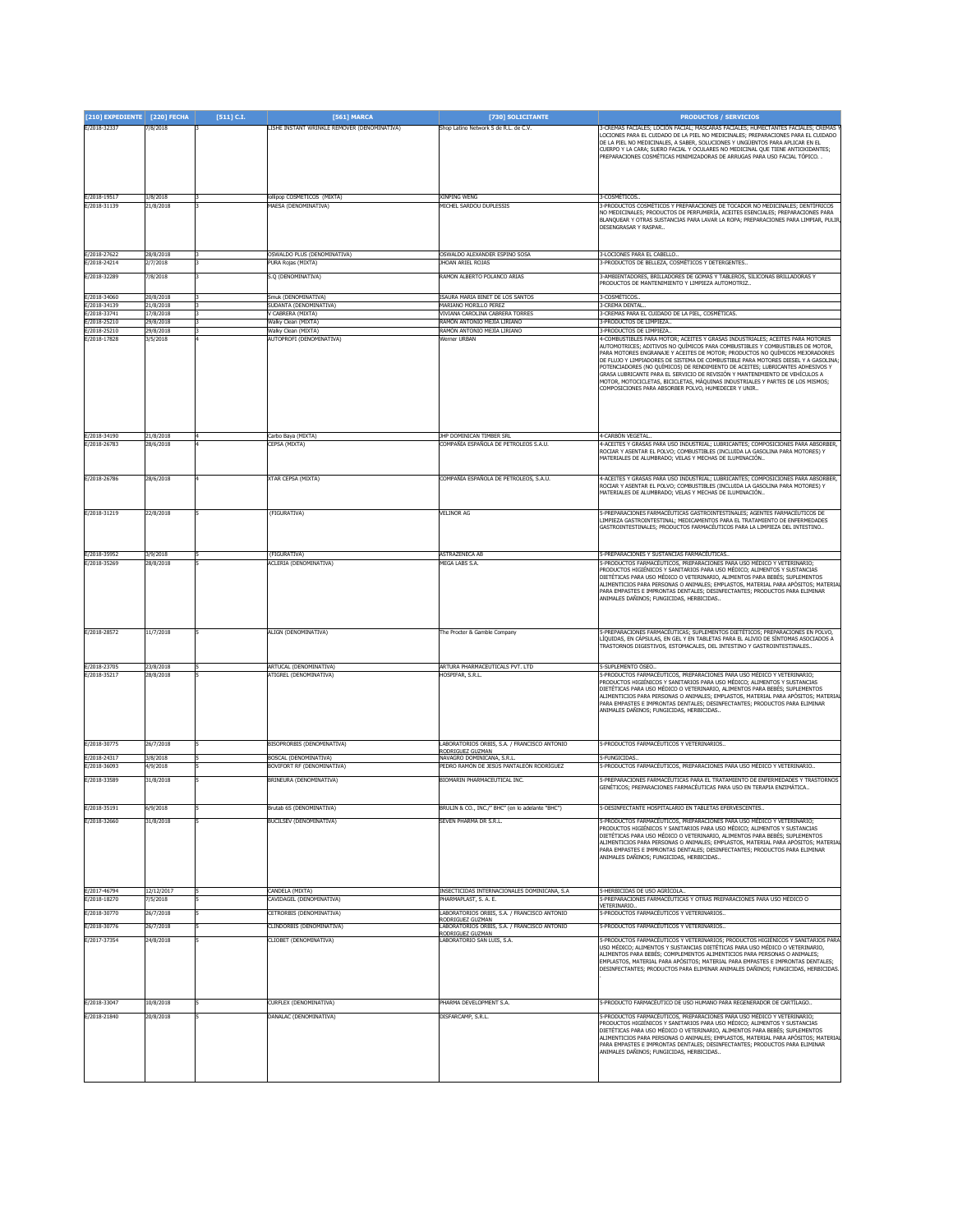| [210] EXPEDIENTE | [220] FECHA | [511] C.I. | [561] MARCA | [730] SOLICITANTE | PRODUCTOS / SERVICIOS |
|---|---|---|---|---|---|
| E/2018-32337 | 7/8/2018 | 3 | LISHE INSTANT WRINKLE REMOVER (DENOMINATIVA) | Shop Latino Network S de R.L. de C.V. | 3-CREMAS FACIALES; LOCIÓN FACIAL; MÁSCARAS FACIALES; HUMECTANTES FACIALES; CREMAS Y LOCIONES PARA EL CUIDADO DE LA PIEL NO MEDICINALES; PREPARACIONES PARA EL CUIDADO DE LA PIEL NO MEDICINALES, A SABER, SOLUCIONES Y UNGÜENTOS PARA APLICAR EN EL CUERPO Y LA CARA; SUERO FACIAL Y OCULARES NO MEDICINAL QUE TIENE ANTIOXIDANTES; PREPARACIONES COSMÉTICAS MINIMIZADORAS DE ARRUGAS PARA USO FACIAL TÓPICO. . |
| E/2018-19517 | 1/8/2018 | 3 | lollipop COSMETICOS (MIXTA) | XINPING WENG | 3-COSMÉTICOS.. |
| E/2018-31139 | 21/8/2018 | 3 | MAESA (DENOMINATIVA) | MICHEL SARDOU DUPLESSIS | 3-PRODUCTOS COSMÉTICOS Y PREPARACIONES DE TOCADOR NO MEDICINALES; DENTÍFRICOS NO MEDICINALES; PRODUCTOS DE PERFUMERÍA, ACEITES ESENCIALES; PREPARACIONES PARA BLANQUEAR Y OTRAS SUSTANCIAS PARA LAVAR LA ROPA; PREPARACIONES PARA LIMPIAR, PULIR, DESENGRASAR Y RASPAR.. |
| E/2018-27622 | 28/8/2018 | 3 | OSWALDO PLUS (DENOMINATIVA) | OSWALDO ALEXANDER ESPINO SOSA | 3-LOCIONES PARA EL CABELLO.. |
| E/2018-24214 | 2/7/2018 | 3 | PURA Rojas (MIXTA) | JHOAN ARIEL ROJAS | 3-PRODUCTOS DE BELLEZA, COSMÉTICOS Y DETERGENTES.. |
| E/2018-32289 | 7/8/2018 | 3 | S.Q (DENOMINATIVA) | RAMON ALBERTO POLANCO ARIAS | 3-AMBIENTADORES, BRILLADORES DE GOMAS Y TABLEROS, SILICONAS BRILLADORAS Y PRODUCTOS DE MANTENIMIENTO Y LIMPIEZA AUTOMOTRIZ.. |
| E/2018-34060 | 20/8/2018 | 3 | Smuk (DENOMINATIVA) | ISAURA MARIA BINET DE LOS SANTOS | 3-COSMÉTICOS.. |
| E/2018-34139 | 21/8/2018 | 3 | SUDANTA (DENOMINATIVA) | MARIANO MORILLO PEREZ | 3-CREMA DENTAL.. |
| E/2018-33741 | 17/8/2018 | 3 | V CABRERA (MIXTA) | VIVIANA CAROLINA CABRERA TORRES | 3-CREMAS PARA EL CUIDADO DE LA PIEL, COSMÉTICAS. |
| E/2018-25210 | 29/8/2018 | 3 | Walky Clean (MIXTA) | RAMON ANTONIO MEJIA LIRIANO | 3-PRODUCTOS DE LIMPIEZA.. |
| E/2018-25210 | 29/8/2018 | 3 | Walky Clean (MIXTA) | RAMON ANTONIO MEJIA LIRIANO | 3-PRODUCTOS DE LIMPIEZA.. |
| E/2018-17828 | 3/5/2018 | 4 | AUTOPROFI (DENOMINATIVA) | Werner URBAN | 4-COMBUSTIBLES PARA MOTOR; ACEITES Y GRASAS INDUSTRIALES; ACEITES PARA MOTORES AUTOMOTRICES; ADITIVOS NO QUÍMICOS PARA COMBUSTIBLES Y COMBUSTIBLES DE MOTOR, PARA MOTORES ENGRANAJE Y ACEITES DE MOTOR; PRODUCTOS NO QUÍMICOS MEJORADORES DE FLUJO Y LIMPIADORES DE SISTEMA DE COMBUSTIBLE PARA MOTORES DIESEL Y A GASOLINA; POTENCIADORES (NO QUÍMICOS) DE RENDIMIENTO DE ACEITES; LUBRICANTES ADHESIVOS Y GRASA LUBRICANTE PARA EL SERVICIO DE REVISIÓN Y MANTENIMIENTO DE VEHÍCULOS A MOTOR, MOTOCICLETAS, BICICLETAS, MÁQUINAS INDUSTRIALES Y PARTES DE LOS MISMOS; COMPOSICIONES PARA ABSORBER POLVO, HUMEDECER Y UNIR.. |
| E/2018-34190 | 21/8/2018 | 4 | Carbo Baya (MIXTA) | JHP DOMINICAN TIMBER SRL | 4-CARBÓN VEGETAL.. |
| E/2018-26783 | 28/6/2018 | 4 | CEPSA (MIXTA) | COMPAÑÍA ESPAÑOLA DE PETROLEOS S.A.U. | 4-ACEITES Y GRASAS PARA USO INDUSTRIAL; LUBRICANTES; COMPOSICIONES PARA ABSORBER, ROCIAR Y ASENTAR EL POLVO; COMBUSTIBLES (INCLUIDA LA GASOLINA PARA MOTORES) Y MATERIALES DE ALUMBRADO; VELAS Y MECHAS DE ILUMINACIÓN.. |
| E/2018-26786 | 28/6/2018 | 4 | XTAR CEPSA (MIXTA) | COMPAÑÍA ESPAÑOLA DE PETROLEOS, S.A.U. | 4-ACEITES Y GRASAS PARA USO INDUSTRIAL; LUBRICANTES; COMPOSICIONES PARA ABSORBER, ROCIAR Y ASENTAR EL POLVO; COMBUSTIBLES (INCLUIDA LA GASOLINA PARA MOTORES) Y MATERIALES DE ALUMBRADO; VELAS Y MECHAS DE ILUMINACIÓN.. |
| E/2018-31219 | 22/8/2018 | 5 | (FIGURATIVA) | VELINOR AG | 5-PREPARACIONES FARMACÉUTICAS GASTROINTESTINALES; AGENTES FARMACÉUTICOS DE LIMPIEZA GASTROINTESTINAL; MEDICAMENTOS PARA EL TRATAMIENTO DE ENFERMEDADES GASTROINTESTINALES; PRODUCTOS FARMACÉUTICOS PARA LA LIMPIEZA DEL INTESTINO.. |
| E/2018-35952 | 3/9/2018 | 5 | (FIGURATIVA) | ASTRAZENECA AB | 5-PREPARACIONES Y SUSTANCIAS FARMACÉUTICAS.. |
| E/2018-35269 | 28/8/2018 | 5 | ACLERIA (DENOMINATIVA) | MEGA LABS S.A. | 5-PRODUCTOS FARMACÉUTICOS, PREPARACIONES PARA USO MÉDICO Y VETERINARIO; PRODUCTOS HIGIÉNICOS Y SANITARIOS PARA USO MÉDICO; ALIMENTOS Y SUSTANCIAS DIETÉTICAS PARA USO MÉDICO O VETERINARIO, ALIMENTOS PARA BEBÉS; SUPLEMENTOS ALIMENTICIOS PARA PERSONAS O ANIMALES; EMPLASTOS, MATERIAL PARA APÓSITOS; MATERIAL PARA EMPASTES E IMPRONTAS DENTALES; DESINFECTANTES; PRODUCTOS PARA ELIMINAR ANIMALES DAÑINOS; FUNGICIDAS, HERBICIDAS.. |
| E/2018-28572 | 11/7/2018 | 5 | ALIGN (DENOMINATIVA) | The Procter & Gamble Company | 5-PREPARACIONES FARMACÉUTICAS; SUPLEMENTOS DIETÉTICOS; PREPARACIONES EN POLVO, LÍQUIDAS, EN CÁPSULAS, EN GEL Y EN TABLETAS PARA EL ALIVIO DE SÍNTOMAS ASOCIADOS A TRASTORNOS DIGESTIVOS, ESTOMACALES, DEL INTESTINO Y GASTROINTESTINALES.. |
| E/2018-23705 | 23/8/2018 | 5 | ARTUCAL (DENOMINATIVA) | ARTURA PHARMACEUTICALS PVT. LTD | 5-SUPLEMENTO ÓSEO.. |
| E/2018-35217 | 28/8/2018 | 5 | ATIGREL (DENOMINATIVA) | HOSPIFAR, S.R.L. | 5-PRODUCTOS FARMACÉUTICOS, PREPARACIONES PARA USO MÉDICO Y VETERINARIO; PRODUCTOS HIGIÉNICOS Y SANITARIOS PARA USO MÉDICO; ALIMENTOS Y SUSTANCIAS DIETÉTICAS PARA USO MÉDICO O VETERINARIO, ALIMENTOS PARA BEBÉS; SUPLEMENTOS ALIMENTICIOS PARA PERSONAS O ANIMALES; EMPLASTOS, MATERIAL PARA APÓSITOS; MATERIAL PARA EMPASTES E IMPRONTAS DENTALES; DESINFECTANTES; PRODUCTOS PARA ELIMINAR ANIMALES DAÑINOS; FUNGICIDAS, HERBICIDAS.. |
| E/2018-30775 | 26/7/2018 | 5 | BISOPRORBIS (DENOMINATIVA) | LABORATORIOS ORBIS, S.A. / FRANCISCO ANTONIO RODRIGUEZ GUZMAN | 5-PRODUCTOS FARMACÉUTICOS Y VETERINARIOS.. |
| E/2018-24317 | 3/8/2018 | 5 | BOSCAL (DENOMINATIVA) | NAVAGRO DOMINICANA, S.R.L. | 5-FUNGICIDAS.. |
| E/2018-36093 | 4/9/2018 | 5 | BOVIFORT RF (DENOMINATIVA) | PEDRO RAMON DE JESUS PANTALEÓN RODRIGUEZ | 5-PRODUCTOS FARMACÉUTICOS, PREPARACIONES PARA USO MÉDICO Y VETERINARIO.. |
| E/2018-33589 | 31/8/2018 | 5 | BRINEURA (DENOMINATIVA) | BIOMARIN PHARMACEUTICAL INC. | 5-PREPARACIONES FARMACÉUTICAS PARA EL TRATAMIENTO DE ENFERMEDADES Y TRASTORNOS GENÉTICOS; PREPARACIONES FARMACÉUTICAS PARA USO EN TERAPIA ENZIMÁTICA.. |
| E/2018-35191 | 6/9/2018 | 5 | Brutab 6S (DENOMINATIVA) | BRULIN & CO., INC./" BHC" (en lo adelante "BHC") | 5-DESINFECTANTE HOSPITALARIO EN TABLETAS EFERVESCENTES.. |
| E/2018-32660 | 31/8/2018 | 5 | BUCILSEV (DENOMINATIVA) | SEVEN PHARMA DR S.R.L. | 5-PRODUCTOS FARMACÉUTICOS, PREPARACIONES PARA USO MÉDICO Y VETERINARIO; PRODUCTOS HIGIÉNICOS Y SANITARIOS PARA USO MÉDICO; ALIMENTOS Y SUSTANCIAS DIETÉTICAS PARA USO MÉDICO O VETERINARIO, ALIMENTOS PARA BEBÉS; SUPLEMENTOS ALIMENTICIOS PARA PERSONAS O ANIMALES; EMPLASTOS, MATERIAL PARA APÓSITOS; MATERIAL PARA EMPASTES E IMPRONTAS DENTALES; DESINFECTANTES; PRODUCTOS PARA ELIMINAR ANIMALES DAÑINOS; FUNGICIDAS, HERBICIDAS.. |
| E/2017-46794 | 12/12/2017 | 5 | CANDELA (MIXTA) | INSECTICIDAS INTERNACIONALES DOMINICANA, S.A | 5-HERBICIDAS DE USO AGRÍCOLA.. |
| E/2018-18270 | 7/5/2018 | 5 | CAVIDAGEL (DENOMINATIVA) | PHARMAPLAST, S. A. E. | 5-PREPARACIONES FARMACÉUTICAS Y OTRAS PREPARACIONES PARA USO MEDICO O VETERINARIO.. |
| E/2018-30770 | 26/7/2018 | 5 | CETRORBIS (DENOMINATIVA) | LABORATORIOS ORBIS, S.A. / FRANCISCO ANTONIO RODRIGUEZ GUZMAN | 5-PRODUCTOS FARMACÉUTICOS Y VETERINARIOS.. |
| E/2018-30776 | 26/7/2018 | 5 | CLINDORBIS (DENOMINATIVA) | LABORATORIOS ORBIS, S.A. / FRANCISCO ANTONIO RODRIGUEZ GUZMAN | 5-PRODUCTOS FARMACÉUTICOS Y VETERINARIOS.. |
| E/2017-37354 | 24/8/2018 | 5 | CLIOBET (DENOMINATIVA) | LABORATORIO SAN LUIS, S.A. | 5-PRODUCTOS FARMACÉUTICOS Y VETERINARIOS; PRODUCTOS HIGIÉNICOS Y SANITARIOS PARA USO MÉDICO; ALIMENTOS Y SUSTANCIAS DIETÉTICAS PARA USO MÉDICO O VETERINARIO, ALIMENTOS PARA BEBÉS; COMPLEMENTOS ALIMENTICIOS PARA PERSONAS O ANIMALES; EMPLASTOS, MATERIAL PARA APÓSITOS; MATERIAL PARA EMPASTES E IMPRONTAS DENTALES; DESINFECTANTES; PRODUCTOS PARA ELIMINAR ANIMALES DAÑINOS; FUNGICIDAS, HERBICIDAS. . |
| E/2018-33047 | 10/8/2018 | 5 | CURFLEX (DENOMINATIVA) | PHARMA DEVELOPMENT S.A. | 5-PRODUCTO FARMACÉUTICO DE USO HUMANO PARA REGENERADOR DE CARTÍLAGO.. |
| E/2018-21840 | 20/8/2018 | 5 | DANALAC (DENOMINATIVA) | DISFARCAMP, S.R.L. | 5-PRODUCTOS FARMACÉUTICOS, PREPARACIONES PARA USO MÉDICO Y VETERINARIO; PRODUCTOS HIGIÉNICOS Y SANITARIOS PARA USO MÉDICO; ALIMENTOS Y SUSTANCIAS DIETÉTICAS PARA USO MÉDICO O VETERINARIO, ALIMENTOS PARA BEBÉS; SUPLEMENTOS ALIMENTICIOS PARA PERSONAS O ANIMALES; EMPLASTOS, MATERIAL PARA APÓSITOS; MATERIAL PARA EMPASTES E IMPRONTAS DENTALES; DESINFECTANTES; PRODUCTOS PARA ELIMINAR ANIMALES DAÑINOS; FUNGICIDAS, HERBICIDAS.. |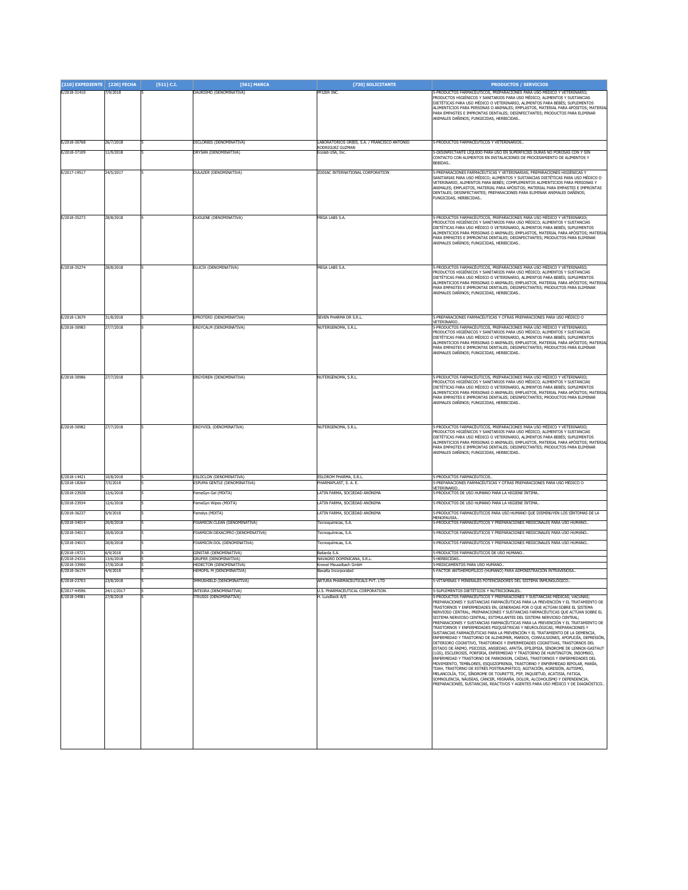| [210] EXPEDIENTE | [220] FECHA | [511] C.I. | [561] MARCA | [730] SOLICITANTE | PRODUCTOS / SERVICIOS |
|---|---|---|---|---|---|
| E/2018-31410 | 7/9/2018 | 5 | DAURISMO (DENOMINATIVA) | PFIZER INC. | 5-PRODUCTOS FARMACÉUTICOS, PREPARACIONES PARA USO MÉDICO Y VETERINARIO; PRODUCTOS HIGIÉNICOS Y SANITARIOS PARA USO MÉDICO; ALIMENTOS Y SUSTANCIAS DIETÉTICAS PARA USO MÉDICO O VETERINARIO, ALIMENTOS PARA BEBÉS; SUPLEMENTOS ALIMENTICIOS PARA PERSONAS O ANIMALES; EMPLASTOS, MATERIAL PARA APÓSITOS; MATERIAL PARA EMPASTES E IMPRONTAS DENTALES; DESINFECTANTES; PRODUCTOS PARA ELIMINAR ANIMALES DAÑINOS; FUNGICIDAS, HERBICIDAS.. |
| E/2018-30768 | 26/7/2018 | 5 | DICLORBIS (DENOMINATIVA) | LABORATORIOS ORBIS, S.A. / FRANCISCO ANTONIO RODRIGUEZ GUZMAN | 5-PRODUCTOS FARMACÉUTICOS Y VETERINARIOS.. |
| E/2018-37109 | 11/9/2018 | 5 | DRYSAN (DENOMINATIVA) | Ecolab USA, Inc. | 5-DESINFECTANTE LÍQUIDO PARA USO EN SUPERFICIES DURAS NO POROSAS CON Y SIN CONTACTO CON ALIMENTOS EN INSTALACIONES DE PROCESAMIENTO DE ALIMENTOS Y BEBIDAS.. |
| E/2017-19517 | 24/5/2017 | 5 | DULAZER (DENOMINATIVA) | ZODIAC INTERNATIONAL CORPORATION | 5-PREPARACIONES FARMACÉUTICAS Y VETERINARIAS; PREPARACIONES HIGIÉNICAS Y SANITARIAS PARA USO MÉDICO; ALIMENTOS Y SUSTANCIAS DIETÉTICAS PARA USO MÉDICO O VETERINARIO, ALIMENTOS PARA BEBÉS; COMPLEMENTOS ALIMENTICIOS PARA PERSONAS Y ANIMALES; EMPLASTOS, MATERIAL PARA APÓSITOS; MATERIAL PARA EMPASTES E IMPRONTAS DENTALES; DESINFECTANTES; PREPARACIONES PARA ELIMINAR ANIMALES DAÑINOS; FUNGICIDAS, HERBICIDAS.. |
| E/2018-35273 | 28/8/2018 | 5 | DUOLENE (DENOMINATIVA) | MEGA LABS S.A. | 5-PRODUCTOS FARMACÉUTICOS, PREPARACIONES PARA USO MÉDICO Y VETERINARIO; PRODUCTOS HIGIÉNICOS Y SANITARIOS PARA USO MÉDICO; ALIMENTOS Y SUSTANCIAS DIETÉTICAS PARA USO MÉDICO O VETERINARIO, ALIMENTOS PARA BEBÉS; SUPLEMENTOS ALIMENTICIOS PARA PERSONAS O ANIMALES; EMPLASTOS, MATERIAL PARA APÓSITOS; MATERIAL PARA EMPASTES E IMPRONTAS DENTALES; DESINFECTANTES; PRODUCTOS PARA ELIMINAR ANIMALES DAÑINOS; FUNGICIDAS, HERBICIDAS.. |
| E/2018-35274 | 28/8/2018 | 5 | ELUCIX (DENOMINATIVA) | MEGA LABS S.A. | 5-PRODUCTOS FARMACÉUTICOS, PREPARACIONES PARA USO MÉDICO Y VETERINARIO; PRODUCTOS HIGIÉNICOS Y SANITARIOS PARA USO MÉDICO; ALIMENTOS Y SUSTANCIAS DIETÉTICAS PARA USO MÉDICO O VETERINARIO, ALIMENTOS PARA BEBÉS; SUPLEMENTOS ALIMENTICIOS PARA PERSONAS O ANIMALES; EMPLASTOS, MATERIAL PARA APÓSITOS; MATERIAL PARA EMPASTES E IMPRONTAS DENTALES; DESINFECTANTES; PRODUCTOS PARA ELIMINAR ANIMALES DAÑINOS; FUNGICIDAS, HERBICIDAS.. |
| E/2018-13679 | 31/8/2018 | 5 | EPROTERO (DENOMINATIVA) | SEVEN PHARMA DR S.R.L. | 5-PREPARACIONES FARMACÉUTICAS Y OTRAS PREPARACIONES PARA USO MÉDICO O VETERINARIO.. |
| E/2018-30983 | 27/7/2018 | 5 | ERGYCALM (DENOMINATIVA) | NUTERGENOMA, S.R.L. | 5-PRODUCTOS FARMACÉUTICOS, PREPARACIONES PARA USO MÉDICO Y VETERINARIO; PRODUCTOS HIGIÉNICOS Y SANITARIOS PARA USO MÉDICO; ALIMENTOS Y SUSTANCIAS DIETÉTICAS PARA USO MÉDICO O VETERINARIO, ALIMENTOS PARA BEBÉS; SUPLEMENTOS ALIMENTICIOS PARA PERSONAS O ANIMALES; EMPLASTOS, MATERIAL PARA APÓSITOS; MATERIAL PARA EMPASTES E IMPRONTAS DENTALES; DESINFECTANTES; PRODUCTOS PARA ELIMINAR ANIMALES DAÑINOS; FUNGICIDAS, HERBICIDAS.. |
| E/2018-30986 | 27/7/2018 | 5 | ERGYDREN (DENOMINATIVA) | NUTERGENOMA, S.R.L. | 5-PRODUCTOS FARMACÉUTICOS, PREPARACIONES PARA USO MÉDICO Y VETERINARIO; PRODUCTOS HIGIÉNICOS Y SANITARIOS PARA USO MÉDICO; ALIMENTOS Y SUSTANCIAS DIETÉTICAS PARA USO MÉDICO O VETERINARIO, ALIMENTOS PARA BEBÉS; SUPLEMENTOS ALIMENTICIOS PARA PERSONAS O ANIMALES; EMPLASTOS, MATERIAL PARA APÓSITOS; MATERIAL PARA EMPASTES E IMPRONTAS DENTALES; DESINFECTANTES; PRODUCTOS PARA ELIMINAR ANIMALES DAÑINOS; FUNGICIDAS, HERBICIDAS.. |
| E/2018-30982 | 27/7/2018 | 5 | ERGYVIOL (DENOMINATIVA) | NUTERGENOMA, S.R.L. | 5-PRODUCTOS FARMACÉUTICOS, PREPARACIONES PARA USO MÉDICO Y VETERINARIO; PRODUCTOS HIGIÉNICOS Y SANITARIOS PARA USO MÉDICO; ALIMENTOS Y SUSTANCIAS DIETÉTICAS PARA USO MÉDICO O VETERINARIO, ALIMENTOS PARA BEBÉS; SUPLEMENTOS ALIMENTICIOS PARA PERSONAS O ANIMALES; EMPLASTOS, MATERIAL PARA APÓSITOS; MATERIAL PARA EMPASTES E IMPRONTAS DENTALES; DESINFECTANTES; PRODUCTOS PARA ELIMINAR ANIMALES DAÑINOS; FUNGICIDAS, HERBICIDAS.. |
| E/2018-14421 | 10/8/2018 | 5 | ESLOCLON (DENOMINATIVA) | ESLOROM PHARMA, S.R.L. | 5-PRODUCTOS FARMACÉUTICOS.. |
| E/2018-18264 | 7/5/2018 | 5 | ESPUMA GENTLE (DENOMINATIVA) | PHARMAPLAST, S. A. E. | 5-PREPARACIONES FARMACÉUTICAS Y OTRAS PREPARACIONES PARA USO MÉDICO O VETERINARIO.. |
| E/2018-23928 | 12/6/2018 | 5 | FemeGyn Gel (MIXTA) | LATIN FARMA, SOCIEDAD ANÓNIMA | 5-PRODUCTOS DE USO HUMANO PARA LA HIGIENE ÍNTIMA.. |
| E/2018-23934 | 12/6/2018 | 5 | FemeGyn Wipes (MIXTA) | LATIN FARMA, SOCIEDAD ANÓNIMA | 5-PRODUCTOS DE USO HUMANO PARA LA HIGIENE ÍNTIMA.. |
| E/2018-36237 | 5/9/2018 | 5 | Femelys (MIXTA) | LATIN FARMA, SOCIEDAD ANÓNIMA | 5-PRODUCTOS FARMACÉUTICOS PARA USO HUMANO QUE DISMINUYEN LOS SÍNTOMAS DE LA MENOPAUSIA.. |
| E/2018-34014 | 20/8/2018 | 5 | FIXAMICIN CLEAN (DENOMINATIVA) | Tecnoquímicas, S.A. | 5-PRODUCTOS FARMACÉUTICOS Y PREPARACIONES MEDICINALES PARA USO HUMANO.. |
| E/2018-34013 | 20/8/2018 | 5 | FIXAMICIN DEXACIPRO (DENOMINATIVA) | Tecnoquímicas, S.A. | 5-PRODUCTOS FARMACÉUTICOS Y PREPARACIONES MEDICINALES PARA USO HUMANO.. |
| E/2018-34015 | 20/8/2018 | 5 | FIXAMICIN DOL (DENOMINATIVA) | Tecnoquímicas, S.A. | 5-PRODUCTOS FARMACÉUTICOS Y PREPARACIONES MEDICINALES PARA USO HUMANO.. |
| E/2018-19721 | 6/9/2018 | 5 | GINSTAR (DENOMINATIVA) | Baliarda S.A. | 5-PRODUCTOS FARMACÉUTICOS DE USO HUMANO.. |
| E/2018-24316 | 13/6/2018 | 5 | GRUPER (DENOMINATIVA) | NAVAGRO DOMINICANA, S.R.L. | 5-HERBICIDAS.. |
| E/2018-33900 | 17/8/2018 | 5 | HEDECTON (DENOMINATIVA) | Krewel Meuselbach GmbH | 5-MEDICAMENTOS PARA USO HUMANO.. |
| E/2018-36174 | 4/9/2018 | 5 | HEMOFIL M (DENOMINATIVA) | Baxalta Incorporated | 5-FACTOR ANTIHEMOFÍLICO (HUMANO) PARA ADMINISTRACIÓN INTRAVENOSA.. |
| E/2018-23703 | 23/8/2018 | 5 | IMMUSHIELD (DENOMINATIVA) | ARTURA PHARMACEUTICALS PVT. LTD | 5-VITAMINAS Y MINERALES POTENCIADORES DEL SISTEMA INMUNOLÓGICO.. |
| E/2017-44596 | 24/11/2017 | 5 | INTEGRA (DENOMINATIVA) | U.S. PHARMACEUTICAL CORPORATION. | 5-SUPLEMENTOS DIETÉTICOS Y NUTRICIONALES.. |
| E/2018-34981 | 27/8/2018 | 5 | ITRUSDI (DENOMINATIVA) | H. Lundbeck A/S | 5-PRODUCTOS FARMACÉUTICOS Y PREPARACIONES Y SUSTANCIAS MÉDICAS; VACUNAS; PREPARACIONES Y SUSTANCIAS FARMACÉUTICAS PARA LA PREVENCIÓN Y EL TRATAMIENTO DE TRASTORNOS Y ENFERMEDADES EN, GENERADAS POR O QUE ACTÚAN SOBRE EL SISTEMA NERVIOSO CENTRAL; PREPARACIONES Y SUSTANCIAS FARMACÉUTICAS QUE ACTÚAN SOBRE EL SISTEMA NERVIOSO CENTRAL; ESTIMULANTES DEL SISTEMA NERVIOSO CENTRAL; PREPARACIONES Y SUSTANCIAS FARMACÉUTICAS PARA LA PREVENCIÓN Y EL TRATAMIENTO DE TRASTORNOS Y ENFERMEDADES PSIQUIÁTRICAS Y NEUROLÓGICAS; PREPARACIONES Y SUSTANCIAS FARMACÉUTICAS PARA LA PREVENCIÓN Y EL TRATAMIENTO DE LA DEMENCIA, ENFERMEDAD Y TRASTORNO DE ALZHEIMER, MAREOS, CONVULSIONES, APOPLEJÍA, DEPRESIÓN, DETERIORO COGNITIVO, TRASTORNOS Y ENFERMEDADES COGNITIVAS, TRASTORNOS DEL ESTADO DE ÁNIMO, PSICOSIS, ANSIEDAD, APATÍA, EPILEPSIA, SÍNDROME DE LENNOX-GASTAUT (LGS), ESCLEROSIS, PORFIRIA, ENFERMEDAD Y TRASTORNO DE HUNTINGTON, INSOMNIO, ENFERMEDAD Y TRASTORNO DE PARKINSON, CAÍDAS, TRASTORNOS Y ENFERMEDADES DEL MOVIMIENTO, TEMBLORES, ESQUIZOFRENIA, TRASTORNO Y ENFERMEDAD BIPOLAR, MANÍA, TDAH, TRASTORNO DE ESTRÉS POSTRAUMÁTICO, AGITACIÓN, AGRESIÓN, AUTISMO, MELANCOLÍA, TOC, SÍNDROME DE TOURETTE, PSP, INQUIETUD, ACATISIA, FATIGA, SOMNOLENCIA, NÁUSEAS, CÁNCER, MIGRAÑA, DOLOR, ALCOHOLISMO Y DEPENDENCIA; PREPARACIONES, SUSTANCIAS, REACTIVOS Y AGENTES PARA USO MÉDICO Y DE DIAGNÓSTICO.. |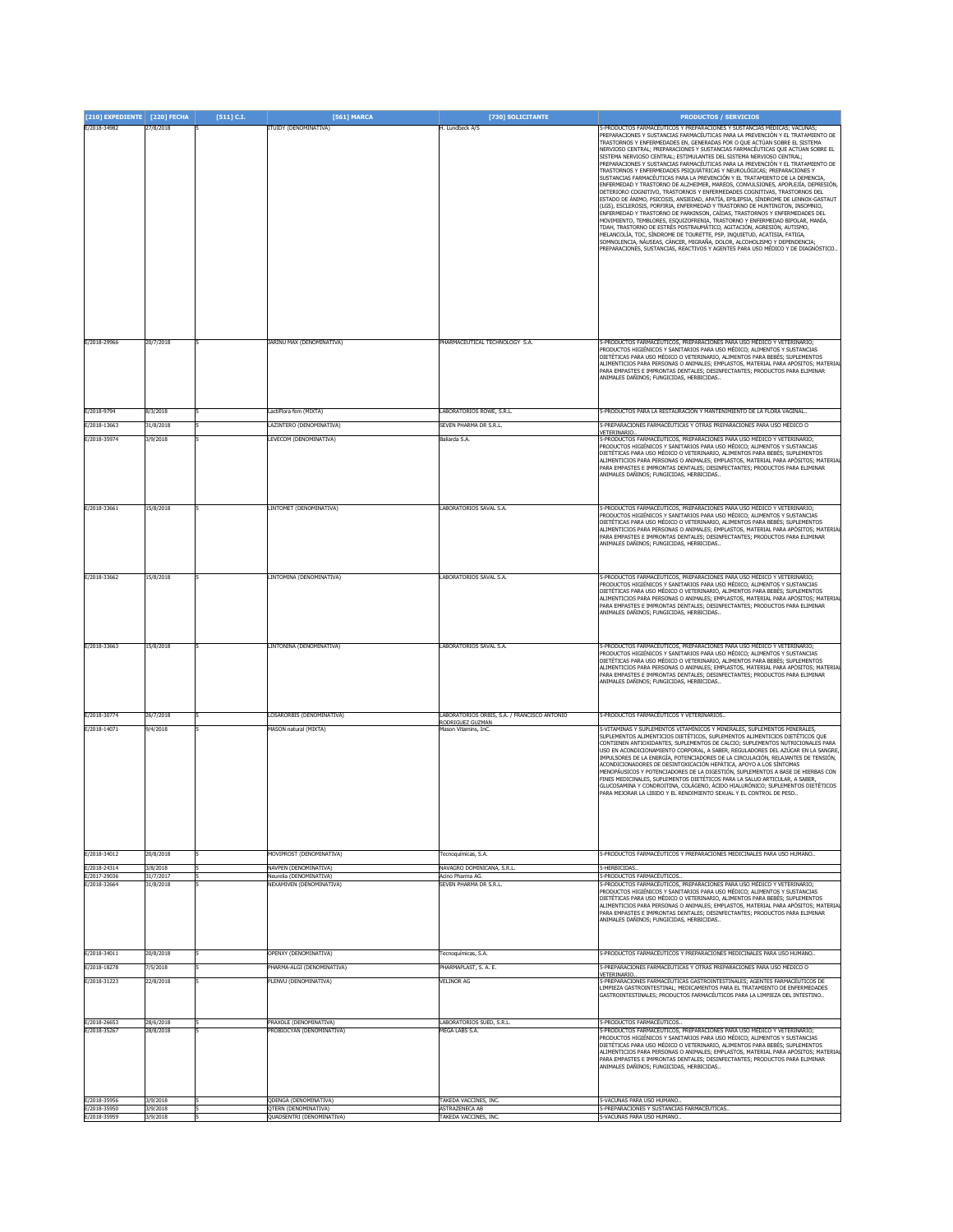| [210] EXPEDIENTE | [220] FECHA | [511] C.I. | [561] MARCA | [730] SOLICITANTE | PRODUCTOS / SERVICIOS |
|---|---|---|---|---|---|
| E/2018-34982 | 27/8/2018 | 5 | ITUIDY (DENOMINATIVA) | H. Lundbeck A/S | 5-PRODUCTOS FARMACÉUTICOS Y PREPARACIONES Y SUSTANCIAS MÉDICAS; VACUNAS; PREPARACIONES Y SUSTANCIAS FARMACÉUTICAS PARA LA PREVENCIÓN Y EL TRATAMIENTO DE TRASTORNOS Y ENFERMEDADES EN, GENERADAS POR O QUE ACTÚAN SOBRE EL SISTEMA NERVIOSO CENTRAL; PREPARACIONES Y SUSTANCIAS FARMACÉUTICAS QUE ACTÚAN SOBRE EL SISTEMA NERVIOSO CENTRAL; ESTIMULANTES DEL SISTEMA NERVIOSO CENTRAL; PREPARACIONES Y SUSTANCIAS FARMACÉUTICAS PARA LA PREVENCIÓN Y EL TRATAMIENTO DE TRASTORNOS Y ENFERMEDADES PSIQUIÁTRICAS Y NEUROLÓGICAS; PREPARACIONES Y SUSTANCIAS FARMACÉUTICAS PARA LA PREVENCIÓN Y EL TRATAMIENTO DE LA DEMENCIA, ENFERMEDAD Y TRASTORNO DE ALZHEIMER, MAREOS, CONVULSIONES, APOPLEJÍA, DEPRESIÓN, DETERIORO COGNITIVO, TRASTORNOS Y ENFERMEDADES COGNITIVAS, TRASTORNOS DEL ESTADO DE ÁNIMO, PSICOSIS, ANSIEDAD, APATÍA, EPILEPSIA, SÍNDROME DE LENNOX-GASTAUT (LGS), ESCLEROSIS, PORFIRIA, ENFERMEDAD Y TRASTORNO DE HUNTINGTON, INSOMNIO, ENFERMEDAD Y TRASTORNO DE PARKINSON, CAÍDAS, TRASTORNOS Y ENFERMEDADES DEL MOVIMIENTO, TEMBLORES, ESQUIZOFRENIA, TRASTORNO Y ENFERMEDAD BIPOLAR, MANÍA, TDAH, TRASTORNO DE ESTRÉS POSTRAUMÁTICO, AGITACIÓN, AGRESIÓN, AUTISMO, MELANCOLÍA, TOC, SÍNDROME DE TOURETTE, PSP, INQUIETUD, ACATISIA, FATIGA, SOMNOLENCIA, NÁUSEAS, CÁNCER, MIGRAÑA, DOLOR, ALCOHOLISMO Y DEPENDENCIA; PREPARACIONES, SUSTANCIAS, REACTIVOS Y AGENTES PARA USO MÉDICO Y DE DIAGNÓSTICO.. |
| E/2018-29966 | 20/7/2018 | 5 | JARINU MAX (DENOMINATIVA) | PHARMACEUTICAL TECHNOLOGY S.A. | 5-PRODUCTOS FARMACÉUTICOS, PREPARACIONES PARA USO MÉDICO Y VETERINARIO; PRODUCTOS HIGIÉNICOS Y SANITARIOS PARA USO MÉDICO; ALIMENTOS Y SUSTANCIAS DIETÉTICAS PARA USO MÉDICO O VETERINARIO, ALIMENTOS PARA BEBÉS; SUPLEMENTOS ALIMENTICIOS PARA PERSONAS O ANIMALES; EMPLASTOS, MATERIAL PARA APÓSITOS; MATERIAL PARA EMPASTES E IMPRONTAS DENTALES; DESINFECTANTES; PRODUCTOS PARA ELIMINAR ANIMALES DAÑINOS; FUNGICIDAS, HERBICIDAS.. |
| E/2018-9794 | 8/3/2018 | 5 | LactiFlora fem (MIXTA) | LABORATORIOS ROWE, S.R.L. | 5-PRODUCTOS PARA LA RESTAURACIÓN Y MANTENIMIENTO DE LA FLORA VAGINAL.. |
| E/2018-13663 | 31/8/2018 | 5 | LAZINTERO (DENOMINATIVA) | SEVEN PHARMA DR S.R.L. | 5-PREPARACIONES FARMACÉUTICAS Y OTRAS PREPARACIONES PARA USO MÉDICO O VETERINARIO.. |
| E/2018-35974 | 3/9/2018 | 5 | LEVECOM (DENOMINATIVA) | Baliarda S.A. | 5-PRODUCTOS FARMACÉUTICOS, PREPARACIONES PARA USO MÉDICO Y VETERINARIO; PRODUCTOS HIGIÉNICOS Y SANITARIOS PARA USO MÉDICO; ALIMENTOS Y SUSTANCIAS DIETÉTICAS PARA USO MÉDICO O VETERINARIO, ALIMENTOS PARA BEBÉS; SUPLEMENTOS ALIMENTICIOS PARA PERSONAS O ANIMALES; EMPLASTOS, MATERIAL PARA APÓSITOS; MATERIAL PARA EMPASTES E IMPRONTAS DENTALES; DESINFECTANTES; PRODUCTOS PARA ELIMINAR ANIMALES DAÑINOS; FUNGICIDAS, HERBICIDAS.. |
| E/2018-33661 | 15/8/2018 | 5 | LINTOMET (DENOMINATIVA) | LABORATORIOS SAVAL S.A. | 5-PRODUCTOS FARMACÉUTICOS, PREPARACIONES PARA USO MÉDICO Y VETERINARIO; PRODUCTOS HIGIÉNICOS Y SANITARIOS PARA USO MÉDICO; ALIMENTOS Y SUSTANCIAS DIETÉTICAS PARA USO MÉDICO O VETERINARIO, ALIMENTOS PARA BEBÉS; SUPLEMENTOS ALIMENTICIOS PARA PERSONAS O ANIMALES; EMPLASTOS, MATERIAL PARA APÓSITOS; MATERIAL PARA EMPASTES E IMPRONTAS DENTALES; DESINFECTANTES; PRODUCTOS PARA ELIMINAR ANIMALES DAÑINOS; FUNGICIDAS, HERBICIDAS.. |
| E/2018-33662 | 15/8/2018 | 5 | LINTOMINA (DENOMINATIVA) | LABORATORIOS SAVAL S.A. | 5-PRODUCTOS FARMACÉUTICOS, PREPARACIONES PARA USO MÉDICO Y VETERINARIO; PRODUCTOS HIGIÉNICOS Y SANITARIOS PARA USO MÉDICO; ALIMENTOS Y SUSTANCIAS DIETÉTICAS PARA USO MÉDICO O VETERINARIO, ALIMENTOS PARA BEBÉS; SUPLEMENTOS ALIMENTICIOS PARA PERSONAS O ANIMALES; EMPLASTOS, MATERIAL PARA APÓSITOS; MATERIAL PARA EMPASTES E IMPRONTAS DENTALES; DESINFECTANTES; PRODUCTOS PARA ELIMINAR ANIMALES DAÑINOS; FUNGICIDAS, HERBICIDAS.. |
| E/2018-33663 | 15/8/2018 | 5 | LINTONINA (DENOMINATIVA) | LABORATORIOS SAVAL S.A. | 5-PRODUCTOS FARMACÉUTICOS, PREPARACIONES PARA USO MÉDICO Y VETERINARIO; PRODUCTOS HIGIÉNICOS Y SANITARIOS PARA USO MÉDICO; ALIMENTOS Y SUSTANCIAS DIETÉTICAS PARA USO MÉDICO O VETERINARIO, ALIMENTOS PARA BEBÉS; SUPLEMENTOS ALIMENTICIOS PARA PERSONAS O ANIMALES; EMPLASTOS, MATERIAL PARA APÓSITOS; MATERIAL PARA EMPASTES E IMPRONTAS DENTALES; DESINFECTANTES; PRODUCTOS PARA ELIMINAR ANIMALES DAÑINOS; FUNGICIDAS, HERBICIDAS.. |
| E/2018-30774 | 26/7/2018 | 5 | LOSARORBIS (DENOMINATIVA) | LABORATORIOS ORBIS, S.A. / FRANCISCO ANTONIO RODRIGUEZ GUZMAN | 5-PRODUCTOS FARMACÉUTICOS Y VETERINARIOS.. |
| E/2018-14071 | 9/4/2018 | 5 | MASON natural (MIXTA) | Mason Vitamins, InC. | 5-VITAMINAS Y SUPLEMENTOS VITAMÍNICOS Y MINERALES, SUPLEMENTOS MINERALES, SUPLEMENTOS ALIMENTICIOS DIETÉTICOS, SUPLEMENTOS ALIMENTICIOS DIETÉTICOS QUE CONTIENEN ANTIOXIDANTES, SUPLEMENTOS DE CALCIO; SUPLEMENTOS NUTRICIONALES PARA USO EN ACONDICIONAMIENTO CORPORAL, A SABER, REGULADORES DEL AZÚCAR EN LA SANGRE, IMPULSORES DE LA ENERGÍA, POTENCIADORES DE LA CIRCULACIÓN, RELAJANTES DE TENSIÓN, ACONDICIONADORES DE DESINTOXICACIÓN HEPÁTICA, APOYO A LOS SÍNTOMAS MENOPÁUSICOS Y POTENCIADORES DE LA DIGESTIÓN, SUPLEMENTOS A BASE DE HIERBAS CON FINES MEDICINALES, SUPLEMENTOS DIETÉTICOS PARA LA SALUD ARTICULAR, A SABER, GLUCOSAMINA Y CONDROITINA, COLÁGENO, ÁCIDO HIALURÓNICO; SUPLEMENTOS DIETÉTICOS PARA MEJORAR LA LIBIDO Y EL RENDIMIENTO SEXUAL Y EL CONTROL DE PESO.. |
| E/2018-34012 | 20/8/2018 | 5 | MOVIPROST (DENOMINATIVA) | Tecnoquímicas, S.A. | 5-PRODUCTOS FARMACÉUTICOS Y PREPARACIONES MEDICINALES PARA USO HUMANO.. |
| E/2018-24314 | 3/8/2018 | 5 | NAVPEN (DENOMINATIVA) | NAVAGRO DOMINICANA, S.R.L. | 5-HERBICIDAS.. |
| E/2017-29036 | 31/7/2017 | 5 | Neurelia (DENOMINATIVA) | Acino Pharma AG. | 5-PRODUCTOS FARMACÉUTICOS.. |
| E/2018-32664 | 31/8/2018 | 5 | NEXAMIVEN (DENOMINATIVA) | SEVEN PHARMA DR S.R.L. | 5-PRODUCTOS FARMACÉUTICOS, PREPARACIONES PARA USO MÉDICO Y VETERINARIO; PRODUCTOS HIGIÉNICOS Y SANITARIOS PARA USO MÉDICO; ALIMENTOS Y SUSTANCIAS DIETÉTICAS PARA USO MÉDICO O VETERINARIO, ALIMENTOS PARA BEBÉS; SUPLEMENTOS ALIMENTICIOS PARA PERSONAS O ANIMALES; EMPLASTOS, MATERIAL PARA APÓSITOS; MATERIAL PARA EMPASTES E IMPRONTAS DENTALES; DESINFECTANTES; PRODUCTOS PARA ELIMINAR ANIMALES DAÑINOS; FUNGICIDAS, HERBICIDAS.. |
| E/2018-34011 | 20/8/2018 | 5 | OPENXY (DENOMINATIVA) | Tecnoquímicas, S.A. | 5-PRODUCTOS FARMACÉUTICOS Y PREPARACIONES MEDICINALES PARA USO HUMANO.. |
| E/2018-18278 | 7/5/2018 | 5 | PHARMA-ALGI (DENOMINATIVA) | PHARMAPLAST, S. A. E. | 5-PREPARACIONES FARMACÉUTICAS Y OTRAS PREPARACIONES PARA USO MÉDICO O VETERINARIO.. |
| E/2018-31223 | 22/8/2018 | 5 | PLENVU (DENOMINATIVA) | VELINOR AG | 5-PREPARACIONES FARMACÉUTICAS GASTROINTESTINALES; AGENTES FARMACÉUTICOS DE LIMPIEZA GASTROINTESTINAL; MEDICAMENTOS PARA EL TRATAMIENTO DE ENFERMEDADES GASTROINTESTINALES; PRODUCTOS FARMACÉUTICOS PARA LA LIMPIEZA DEL INTESTINO.. |
| E/2018-26653 | 28/6/2018 | 5 | PRAXOLE (DENOMINATIVA) | LABORATORIOS SUED, S.R.L. | 5-PRODUCTOS FARMACÉUTICOS.. |
| E/2018-35267 | 28/8/2018 | 5 | PROBIOCYAN (DENOMINATIVA) | MEGA LABS S.A. | 5-PRODUCTOS FARMACÉUTICOS, PREPARACIONES PARA USO MÉDICO Y VETERINARIO; PRODUCTOS HIGIÉNICOS Y SANITARIOS PARA USO MÉDICO; ALIMENTOS Y SUSTANCIAS DIETÉTICAS PARA USO MÉDICO O VETERINARIO, ALIMENTOS PARA BEBÉS; SUPLEMENTOS ALIMENTICIOS PARA PERSONAS O ANIMALES; EMPLASTOS, MATERIAL PARA APÓSITOS; MATERIAL PARA EMPASTES E IMPRONTAS DENTALES; DESINFECTANTES; PRODUCTOS PARA ELIMINAR ANIMALES DAÑINOS; FUNGICIDAS, HERBICIDAS.. |
| E/2018-35956 | 3/9/2018 | 5 | QDENGA (DENOMINATIVA) | TAKEDA VACCINES, INC. | 5-VACUNAS PARA USO HUMANO.. |
| E/2018-35950 | 3/9/2018 | 5 | QTERN (DENOMINATIVA) | ASTRAZENECA AB | 5-PREPARACIONES Y SUSTANCIAS FARMACÉUTICAS.. |
| E/2018-35959 | 3/9/2018 | 5 | QUADSENTRI (DENOMINATIVA) | TAKEDA VACCINES, INC. | 5-VACUNAS PARA USO HUMANO.. |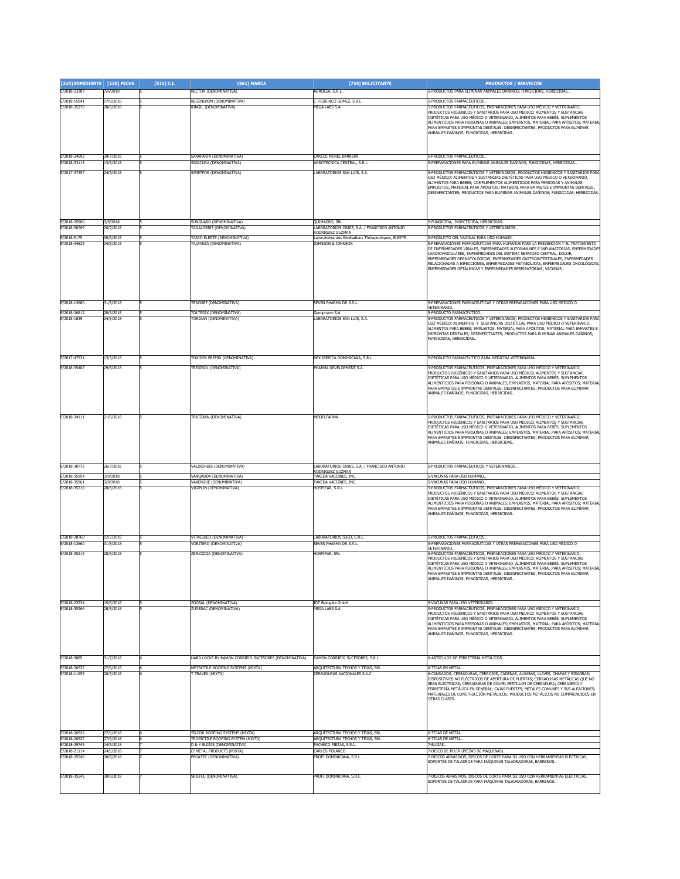| [210] EXPEDIENTE | [220] FECHA | [511] C.I. | [561] MARCA | [730] SOLICITANTE | PRODUCTOS / SERVICIOS |
|---|---|---|---|---|---|
| E/2018-23287 | 7/6/2018 | 5 | RECTOR (DENOMINATIVA) | AGROESA, S.R.L. | 5-PRODUCTOS PARA ELIMINAR ANIMALES DAÑINOS; FUNGICIDAS, HERBICIDAS.. |
| E/2018-15041 | 17/8/2018 | 5 | REGENERON (DENOMINATIVA) | C. FEDERICO GOMEZ, S.R.L | 5-PRODUCTOS FARMACÉUTICOS.. |
| E/2018-35270 | 28/8/2018 | 5 | RINGIL (DENOMINATIVA) | MEGA LABS S.A. | 5-PRODUCTOS FARMACÉUTICOS, PREPARACIONES PARA USO MÉDICO Y VETERINARIO; PRODUCTOS HIGIÉNICOS Y SANITARIOS PARA USO MÉDICO; ALIMENTOS Y SUSTANCIAS DIETÉTICAS PARA USO MÉDICO O VETERINARIO, ALIMENTOS PARA BEBÉS; SUPLEMENTOS ALIMENTICIOS PARA PERSONAS O ANIMALES; EMPLASTOS, MATERIAL PARA APÓSITOS; MATERIAL PARA EMPASTES E IMPRONTAS DENTALES; DESINFECTANTES; PRODUCTOS PARA ELIMINAR ANIMALES DAÑINOS; FUNGICIDAS, HERBICIDAS.. |
| E/2018-24693 | 30/7/2018 | 5 | SAXAPARIN (DENOMINATIVA) | CARLOS MOREL BARRERA | 5-PRODUCTOS FARMACÉUTICOS.. |
| E/2018-33115 | 13/8/2018 | 5 | SIGACURA (DENOMINATIVA) | AGROTECNICA CENTRAL, S.R.L. | 5-PREPARACIONES PARA ELIMINAR ANIMALES DAÑINOS, FUNGICIDAS, HERBICIDAS.. |
| E/2017-37357 | 24/8/2018 | 5 | SIMETFOR (DENOMINATIVA) | LABORATORIOS SAN LUIS, S.A. | 5-PRODUCTOS FARMACÉUTICOS Y VETERINARIOS; PRODUCTOS HIGIÉNICOS Y SANITARIOS PARA USO MÉDICO; ALIMENTOS Y SUSTANCIAS DIETÉTICAS PARA USO MÉDICO O VETERINARIO, ALIMENTOS PARA BEBÉS; COMPLEMENTOS ALIMENTICIOS PARA PERSONAS Y ANIMALES; EMPLASTOS, MATERIAL PARA APÓSITOS; MATERIAL PARA EMPASTES E IMPRONTAS DENTALES; DESINFECTANTES; PRODUCTOS PARA ELIMINAR ANIMALES DAÑINOS; FUNGICIDAS, HERBICIDAS. . |
| E/2018-35906 | 3/9/2018 | 5 | SUNGUARD (DENOMINATIVA) | QUIMAGRO, SRL | 5-FUNGICIDA, INSECTICIDA, HERBICIDAS.. |
| E/2018-30769 | 26/7/2018 | 5 | TADALORBIS (DENOMINATIVA) | LABORATORIOS ORBIS, S.A. / FRANCISCO ANTONIO RODRIGUEZ GUZMAN | 5-PRODUCTOS FARMACÉUTICOS Y VETERINARIOS.. |
| E/2018-5175 | 30/8/2018 | 5 | TAIDO ELERTE (DENOMINATIVA) | Laboratoires des Réalisations Thérapeutiques, ELERTE | 5-PRODUCTO GEL VAGINAL PARA USO HUMANO.. |
| E/2018-34825 | 24/8/2018 | 5 | TALFANZA (DENOMINATIVA) | JOHNSON & JOHNSON | 5-PREPARACIONES FARMACÉUTICAS PARA HUMANOS PARA LA PREVENCIÓN Y EL TRATAMIENTO DE ENFERMEDADES VIRALES, ENFERMEDADES AUTOINMUNES E INFLAMATORIAS, ENFERMEDADES CARDIOVASCULARES, ENFERMEDADES DEL SISTEMA NERVIOSO CENTRAL, DOLOR, ENFERMEDADES DERMATOLÓGICAS, ENFERMEDADES GASTROINTESTINALES, ENFERMEDADES RELACIONADAS A INFECCIONES, ENFERMEDADES METABÓLICAS, ENFERMEDADES ONCOLÓGICAS, ENFERMEDADES OFTÁLMICAS Y ENFERMEDADES RESPIRATORIAS; VACUNAS.. |
| E/2018-13680 | 31/8/2018 | 5 | TEROGEF (DENOMINATIVA) | SEVEN PHARMA DR S.R.L. | 5-PREPARACIONES FARMACÉUTICAS Y OTRAS PREPARACIONES PARA USO MÉDICO O VETERINARIO.. |
| E/2018-26812 | 28/6/2018 | 5 | TOLTEDIX (DENOMINATIVA) | Gynopharm S.A. | 5-PRODUCTO FARMACÉUTICO.. |
| E/2018-1839 | 24/8/2018 | 5 | TORDIAN (DENOMINATIVA) | LABORATORIOS SAN LUIS, S.A. | 5-PRODUCTOS FARMACÉUTICOS Y VETERINARIOS; PRODUCTOS HIGIÉNICOS Y SANITARIOS PARA USO MÉDICO; ALIMENTOS Y SUSTANCIAS DIETÉTICAS PARA USO MÉDICO O VETERINARIO, ALIMENTOS PARA BEBÉS; EMPLASTOS, MATERIAL PARA APÓSITOS; MATERIAL PARA EMPASTES E IMPRONTAS DENTALES; DESINFECTANTES; PRODUCTOS PARA ELIMINAR ANIMALES DAÑINOS; FUNGICIDAS, HERBICIDAS.. |
| E/2017-47531 | 13/3/2018 | 5 | TOXIDEX PREMIX (DENOMINATIVA) | DEX IBERICA DOMINICANA, S.R.L | 5-PRODUCTO FARMACEUTICO PARA MEDICINA VETERINARIA.. |
| E/2018-35407 | 29/8/2018 | 5 | TREXIROL (DENOMINATIVA) | PHARMA DEVELOPMENT S.A. | 5-PRODUCTOS FARMACÉUTICOS, PREPARACIONES PARA USO MÉDICO Y VETERINARIO; PRODUCTOS HIGIÉNICOS Y SANITARIOS PARA USO MÉDICO; ALIMENTOS Y SUSTANCIAS DIETÉTICAS PARA USO MÉDICO O VETERINARIO, ALIMENTOS PARA BEBÉS; SUPLEMENTOS ALIMENTICIOS PARA PERSONAS O ANIMALES; EMPLASTOS, MATERIAL PARA APÓSITOS; MATERIAL PARA EMPASTES E IMPRONTAS DENTALES; DESINFECTANTES; PRODUCTOS PARA ELIMINAR ANIMALES DAÑINOS; FUNGICIDAS, HERBICIDAS.. |
| E/2018-34111 | 21/8/2018 | 5 | TRICOXAN (DENOMINATIVA) | MODELFARMA | 5-PRODUCTOS FARMACÉUTICOS, PREPARACIONES PARA USO MÉDICO Y VETERINARIO; PRODUCTOS HIGIÉNICOS Y SANITARIOS PARA USO MÉDICO; ALIMENTOS Y SUSTANCIAS DIETÉTICAS PARA USO MÉDICO O VETERINARIO, ALIMENTOS PARA BEBÉS; SUPLEMENTOS ALIMENTICIOS PARA PERSONAS O ANIMALES; EMPLASTOS, MATERIAL PARA APÓSITOS; MATERIAL PARA EMPASTES E IMPRONTAS DENTALES; DESINFECTANTES; PRODUCTOS PARA ELIMINAR ANIMALES DAÑINOS; FUNGICIDAS, HERBICIDAS.. |
| E/2018-30772 | 26/7/2018 | 5 | VALDIORBIS (DENOMINATIVA) | LABORATORIOS ORBIS, S.A. / FRANCISCO ANTONIO RODRIGUEZ GUZMAN | 5-PRODUCTOS FARMACÉUTICOS Y VETERINARIOS.. |
| E/2018-35954 | 3/9/2018 | 5 | VANQADDA (DENOMINATIVA) | TAKEDA VACCINES, INC. | 5-VACUNAS PARA USO HUMANO.. |
| E/2018-35961 | 3/9/2018 | 5 | VAXENGUE (DENOMINATIVA) | TAKEDA VACCINES, INC. | 5-VACUNAS PARA USO HUMANO.. |
| E/2018-35216 | 28/8/2018 | 5 | VIGIPLIN (DENOMINATIVA) | HOSPIFAR, S.R.L. | 5-PRODUCTOS FARMACÉUTICOS, PREPARACIONES PARA USO MÉDICO Y VETERINARIO; PRODUCTOS HIGIÉNICOS Y SANITARIOS PARA USO MÉDICO; ALIMENTOS Y SUSTANCIAS DIETÉTICAS PARA USO MÉDICO O VETERINARIO, ALIMENTOS PARA BEBÉS; SUPLEMENTOS ALIMENTICIOS PARA PERSONAS O ANIMALES; EMPLASTOS, MATERIAL PARA APÓSITOS; MATERIAL PARA EMPASTES E IMPRONTAS DENTALES; DESINFECTANTES; PRODUCTOS PARA ELIMINAR ANIMALES DAÑINOS; FUNGICIDAS, HERBICIDAS.. |
| E/2018-28760 | 12/7/2018 | 5 | VITAESUED (DENOMINATIVA) | LABORATORIOS SUED, S.R.L. | 5-PRODUCTOS FARMACÉUTICOS.. |
| E/2018-13660 | 31/8/2018 | 5 | VORITERO (DENOMINATIVA) | SEVEN PHARMA DR S.R.L. | 5-PREPARACIONES FARMACÉUTICAS Y OTRAS PREPARACIONES PARA USO MÉDICO O VETERINARIO.. |
| E/2018-35214 | 28/8/2018 | 5 | ZEFLOZIGA (DENOMINATIVA) | HOSPIFAR, SRL | 5-PRODUCTOS FARMACÉUTICOS, PREPARACIONES PARA USO MÉDICO Y VETERINARIO; PRODUCTOS HIGIÉNICOS Y SANITARIOS PARA USO MÉDICO; ALIMENTOS Y SUSTANCIAS DIETÉTICAS PARA USO MÉDICO O VETERINARIO, ALIMENTOS PARA BEBÉS; SUPLEMENTOS ALIMENTICIOS PARA PERSONAS O ANIMALES; EMPLASTOS, MATERIAL PARA APÓSITOS; MATERIAL PARA EMPASTES E IMPRONTAS DENTALES; DESINFECTANTES; PRODUCTOS PARA ELIMINAR ANIMALES DAÑINOS; FUNGICIDAS, HERBICIDAS.. |
| E/2018-23234 | 15/8/2018 | 5 | ZOOSAL (DENOMINATIVA) | IDT Biologika GmbH | 5-VACUNAS PARA USO VETERINARIO.. |
| E/2018-35264 | 28/8/2018 | 5 | ZUDENAC (DENOMINATIVA) | MEGA LABS S.A. | 5-PRODUCTOS FARMACÉUTICOS, PREPARACIONES PARA USO MÉDICO Y VETERINARIO; PRODUCTOS HIGIÉNICOS Y SANITARIOS PARA USO MÉDICO; ALIMENTOS Y SUSTANCIAS DIETÉTICAS PARA USO MÉDICO O VETERINARIO, ALIMENTOS PARA BEBÉS; SUPLEMENTOS ALIMENTICIOS PARA PERSONAS O ANIMALES; EMPLASTOS, MATERIAL PARA APÓSITOS; MATERIAL PARA EMPASTES E IMPRONTAS DENTALES; DESINFECTANTES; PRODUCTOS PARA ELIMINAR ANIMALES DAÑINOS; FUNGICIDAS, HERBICIDAS.. |
| E/2018-3885 | 31/7/2018 | 6 | HARD LOCKS BY RAMON CORRIPIO SUCESORES (DENOMINATIVA) | RAMÓN CORRIPIO SUCESORES, S.R.L | 6-ARTÍCULOS DE FERRETERÍA METÁLICOS.. |
| E/2018-26525 | 27/6/2018 | 6 | METROTILE ROOFING SYSTEMS (MIXTA) | ARQUITECTURA TECHOS Y TEJAS, SRL | 6-TEJAS EN METAL.. |
| E/2018-11655 | 20/3/2018 | 6 | T TRAVEX (MIXTA) | CERRADURAS NACIONALES S.A.C. | 6-CANDADOS, CERRADURAS, CERROJOS, CADENAS, ALDABAS, LLAVES, CHAPAS Y BISAGRAS; DISPOSITIVOS NO ELÉCTRICOS DE APERTURA DE PUERTAS; CERRADURAS METÁLICAS QUE NO SEAN ELÉCTRICAS; CERRADURAS DE GOLPE; PESTILLOS DE CERRADURA; CERRAJERÍA Y FERRETERÍA METÁLICA EN GENERAL; CAJAS FUERTES; METALES COMUNES Y SUS ALEACIONES; MATERIALES DE CONSTRUCCIÓN METÁLICOS; PRODUCTOS METÁLICOS NO COMPRENDIDOS EN OTRAS CLASES. . |
| E/2018-26526 | 27/6/2018 | 6 | TILCOR ROOFING SYSTEMS (MIXTA) | ARQUITECTURA TECHOS Y TEJAS, SRL | 6-TEJAS DE METAL.. |
| E/2018-26527 | 27/6/2018 | 6 | TROPICTILE ROOFING SYSTEM (MIXTA) | ARQUITECTURA TECHOS Y TEJAS, SRL | 6-TEJAS DE METAL.. |
| E/2018-29749 | 14/8/2018 | 7 | D & Y BUJÍAS (DENOMINATIVA) | PACHECO PIEZAS, S.R.L. | 7-BUJÍAS.. |
| E/2018-21114 | 24/5/2018 | 7 | D' METAL PRODUCTS (MIXTA) | CARLOS POLANCO | 7-DISCO DE PULIR (PIEZAS DE MÁQUINAS).. |
| E/2018-35546 | 30/8/2018 | 7 | PEGATEC (DENOMINATIVA) | PROFI DOMINICANA, S.R.L. | 7-DISCOS ABRASIVOS, DISCOS DE CORTE PARA SU USO CON HERRAMIENTAS ELÉCTRICAS, SOPORTES DE TALADROS PARA MÁQUINAS TALADRADORAS, BARRENOS.. |
| E/2018-35545 | 30/8/2018 | 7 | SKILFUL (DENOMINATIVA) | PROFI DOMINICANA, S.R.L. | 7-DISCOS ABRASIVOS, DISCOS DE CORTE PARA SU USO CON HERRAMIENTAS ELÉCTRICAS, SOPORTES DE TALADROS PARA MÁQUINAS TALADRADORAS, BARRENOS.. |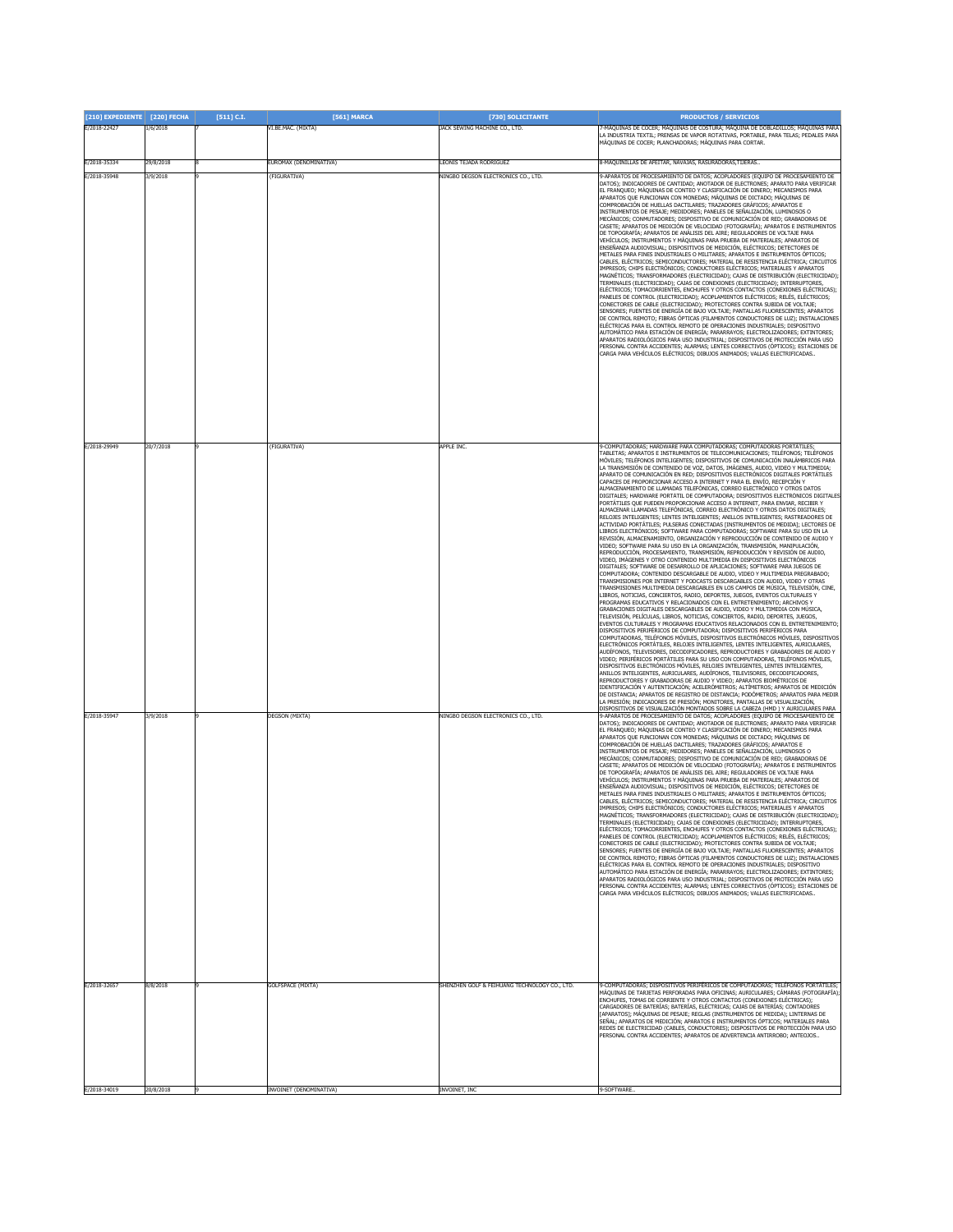| [210] EXPEDIENTE | [220] FECHA | [511] C.I. | [561] MARCA | [730] SOLICITANTE | PRODUCTOS / SERVICIOS |
|---|---|---|---|---|---|
| E/2018-22427 | 1/6/2018 | 7 | VI.BE.MAC. (MIXTA) | JACK SEWING MACHINE CO., LTD. | 7-MÁQUINAS DE COCER; MÁQUINAS DE COSTURA; MÁQUINA DE DOBLADILLOS; MÁQUINAS PARA LA INDUSTRIA TEXTIL; PRENSAS DE VAPOR ROTATIVAS, PORTABLE, PARA TELAS; PEDALES PARA MÁQUINAS DE COCER; PLANCHADORAS; MÁQUINAS PARA CORTAR. |
| E/2018-35334 | 29/8/2018 | 8 | EUROMAX (DENOMINATIVA) | LEONIS TEJADA RODRIGUEZ | 8-MAQUINILLAS DE AFEITAR, NAVAJAS, RASURADORAS,TIJERAS.. |
| E/2018-35948 | 3/9/2018 | 9 | (FIGURATIVA) | NINGBO DEGSON ELECTRONICS CO., LTD. | 9-APARATOS DE PROCESAMIENTO DE DATOS; ACOPLADORES (EQUIPO DE PROCESAMIENTO DE DATOS); INDICADORES DE CANTIDAD; ANOTADOR DE ELECTRONES; APARATO PARA VERIFICAR EL FRANQUEO; MÁQUINAS DE CONTEO Y CLASIFICACIÓN DE DINERO; MECANISMOS PARA APARATOS QUE FUNCIONAN CON MONEDAS; MÁQUINAS DE DICTADO; MÁQUINAS DE COMPROBACIÓN DE HUELLAS DACTILARES; TRAZADORES GRÁFICOS; APARATOS E INSTRUMENTOS DE PESAJE; MEDIDORES; PANELES DE SEÑALIZACIÓN, LUMINOSOS O MECÁNICOS; CONMUTADORES; DISPOSITIVO DE COMUNICACIÓN DE RED; GRABADORAS DE CASETE; APARATOS DE MEDICIÓN DE VELOCIDAD (FOTOGRAFÍA); APARATOS E INSTRUMENTOS DE TOPOGRAFÍA; APARATOS DE ANÁLISIS DEL AIRE; REGULADORES DE VOLTAJE PARA VEHÍCULOS; INSTRUMENTOS Y MÁQUINAS PARA PRUEBA DE MATERIALES; APARATOS DE ENSEÑANZA AUDIOVISUAL; DISPOSITIVOS DE MEDICIÓN, ELÉCTRICOS; DETECTORES DE METALES PARA FINES INDUSTRIALES O MILITARES; APARATOS E INSTRUMENTOS ÓPTICOS; CABLES, ELÉCTRICOS; SEMICONDUCTORES; MATERIAL DE RESISTENCIA ELÉCTRICA; CIRCUITOS IMPRESOS; CHIPS ELECTRÓNICOS; CONDUCTORES ELÉCTRICOS; MATERIALES Y APARATOS MAGNÉTICOS; TRANSFORMADORES (ELECTRICIDAD); CAJAS DE DISTRIBUCIÓN (ELECTRICIDAD); TERMINALES (ELECTRICIDAD); CAJAS DE CONEXIONES (ELECTRICIDAD); INTERRUPTORES, ELÉCTRICOS; TOMACORRIENTES, ENCHUFES Y OTROS CONTACTOS (CONEXIONES ELÉCTRICAS); PANELES DE CONTROL (ELECTRICIDAD); ACOPLAMIENTOS ELÉCTRICOS; RELÉS, ELÉCTRICOS; CONECTORES DE CABLE (ELECTRICIDAD); PROTECTORES CONTRA SUBIDA DE VOLTAJE; SENSORES; FUENTES DE ENERGÍA DE BAJO VOLTAJE; PANTALLAS FLUORESCENTES; APARATOS DE CONTROL REMOTO; FIBRAS ÓPTICAS (FILAMENTOS CONDUCTORES DE LUZ); INSTALACIONES ELÉCTRICAS PARA EL CONTROL REMOTO DE OPERACIONES INDUSTRIALES; DISPOSITIVO AUTOMÁTICO PARA ESTACIÓN DE ENERGÍA; PARARRAYOS; ELECTROLIZADORES; EXTINTORES; APARATOS RADIOLÓGICOS PARA USO INDUSTRIAL; DISPOSITIVOS DE PROTECCIÓN PARA USO PERSONAL CONTRA ACCIDENTES; ALARMAS; LENTES CORRECTIVOS (ÓPTICOS); ESTACIONES DE CARGA PARA VEHÍCULOS ELÉCTRICOS; DIBUJOS ANIMADOS; VALLAS ELECTRIFICADAS.. |
| E/2018-29949 | 20/7/2018 | 9 | (FIGURATIVA) | APPLE INC. | 9-COMPUTADORAS; HARDWARE PARA COMPUTADORAS; COMPUTADORAS PORTÁTILES; TABLETAS; APARATOS E INSTRUMENTOS DE TELECOMUNICACIONES; TELÉFONOS; TELÉFONOS MÓVILES; TELÉFONOS INTELIGENTES; DISPOSITIVOS DE COMUNICACIÓN INALÁMBRICOS PARA LA TRANSMISIÓN DE CONTENIDO DE VOZ, DATOS, IMÁGENES, AUDIO, VIDEO Y MULTIMEDIA; APARATO DE COMUNICACIÓN EN RED; DISPOSITIVOS ELECTRÓNICOS DIGITALES PORTÁTILES CAPACES DE PROPORCIONAR ACCESO A INTERNET Y PARA EL ENVÍO, RECEPCIÓN Y ALMACENAMIENTO DE LLAMADAS TELEFÓNICAS, CORREO ELECTRÓNICO Y OTROS DATOS DIGITALES; HARDWARE PORTÁTIL DE COMPUTADORA; DISPOSITIVOS ELECTRÓNICOS DIGITALES PORTÁTILES QUE PUEDEN PROPORCIONAR ACCESO A INTERNET, PARA ENVIAR, RECIBIR Y ALMACENAR LLAMADAS TELEFÓNICAS, CORREO ELECTRÓNICO Y OTROS DATOS DIGITALES; RELOJES INTELIGENTES; LENTES INTELIGENTES; ANILLOS INTELIGENTES; RASTREADORES DE ACTIVIDAD PORTÁTILES; PULSERAS CONECTADAS [INSTRUMENTOS DE MEDIDA]; LECTORES DE LIBROS ELECTRÓNICOS; SOFTWARE PARA COMPUTADORAS; SOFTWARE PARA SU USO EN LA REVISIÓN, ALMACENAMIENTO, ORGANIZACIÓN Y REPRODUCCIÓN DE CONTENIDO DE AUDIO Y VIDEO; SOFTWARE PARA SU USO EN LA ORGANIZACIÓN, TRANSMISIÓN, MANIPULACIÓN, REPRODUCCIÓN, PROCESAMIENTO, TRANSMISIÓN, REPRODUCCIÓN Y REVISIÓN DE AUDIO, VIDEO, IMÁGENES Y OTRO CONTENIDO MULTIMEDIA EN DISPOSITIVOS ELECTRÓNICOS DIGITALES; SOFTWARE DE DESARROLLO DE APLICACIONES; SOFTWARE PARA JUEGOS DE COMPUTADORA; CONTENIDO DESCARGABLE DE AUDIO, VIDEO Y MULTIMEDIA PREGRABADO; TRANSMISIONES POR INTERNET Y PODCASTS DESCARGABLES CON AUDIO, VIDEO Y OTRAS TRANSMISIONES MULTIMEDIA DESCARGABLES EN LOS CAMPOS DE MÚSICA, TELEVISIÓN, CINE, LIBROS, NOTICIAS, CONCIERTOS, RADIO, DEPORTES, JUEGOS, EVENTOS CULTURALES Y PROGRAMAS EDUCATIVOS Y RELACIONADOS CON EL ENTRETENIMIENTO; ARCHIVOS Y GRABACIONES DIGITALES DESCARGABLES DE AUDIO, VIDEO Y MULTIMEDIA CON MÚSICA, TELEVISIÓN, PELÍCULAS, LIBROS, NOTICIAS, CONCIERTOS, RADIO, DEPORTES, JUEGOS, EVENTOS CULTURALES Y PROGRAMAS EDUCATIVOS RELACIONADOS CON EL ENTRETENIMIENTO; DISPOSITIVOS PERIFÉRICOS DE COMPUTADORA; DISPOSITIVOS PERIFÉRICOS PARA COMPUTADORAS, TELÉFONOS MÓVILES, DISPOSITIVOS ELECTRÓNICOS MÓVILES, DISPOSITIVOS ELECTRÓNICOS PORTÁTILES, RELOJES INTELIGENTES, LENTES INTELIGENTES, AURICULARES, AUDÍFONOS, TELEVISORES, DECODIFICADORES, REPRODUCTORES Y GRABADORES DE AUDIO Y VIDEO; PERIFÉRICOS PORTÁTILES PARA SU USO CON COMPUTADORAS, TELÉFONOS MÓVILES, DISPOSITIVOS ELECTRÓNICOS MÓVILES, RELOJES INTELIGENTES, LENTES INTELIGENTES, ANILLOS INTELIGENTES, AURICULARES, AUDÍFONOS, TELEVISORES, DECODIFICADORES, REPRODUCTORES Y GRABADORAS DE AUDIO Y VIDEO; APARATOS BIOMÉTRICOS DE IDENTIFICACIÓN Y AUTENTICACIÓN; ACELERÓMETROS; ALTÍMETROS; APARATOS DE MEDICIÓN DE DISTANCIA; APARATOS DE REGISTRO DE DISTANCIA; PODÓMETROS; APARATOS PARA MEDIR LA PRESIÓN; INDICADORES DE PRESIÓN; MONITORES, PANTALLAS DE VISUALIZACIÓN, DISPOSITIVOS DE VISUALIZACIÓN MONTADOS SOBRE LA CABEZA (HMD ) Y AURICULARES PARA |
| E/2018-35947 | 3/9/2018 | 9 | DEGSON (MIXTA) | NINGBO DEGSON ELECTRONICS CO., LTD. | 9-APARATOS DE PROCESAMIENTO DE DATOS; ACOPLADORES (EQUIPO DE PROCESAMIENTO DE DATOS); INDICADORES DE CANTIDAD; ANOTADOR DE ELECTRONES; APARATO PARA VERIFICAR EL FRANQUEO; MÁQUINAS DE CONTEO Y CLASIFICACIÓN DE DINERO; MECANISMOS PARA APARATOS QUE FUNCIONAN CON MONEDAS; MÁQUINAS DE DICTADO; MÁQUINAS DE COMPROBACIÓN DE HUELLAS DACTILARES; TRAZADORES GRÁFICOS; APARATOS E INSTRUMENTOS DE PESAJE; MEDIDORES; PANELES DE SEÑALIZACIÓN, LUMINOSOS O MECÁNICOS; CONMUTADORES; DISPOSITIVO DE COMUNICACIÓN DE RED; GRABADORAS DE CASETE; APARATOS DE MEDICIÓN DE VELOCIDAD (FOTOGRAFÍA); APARATOS E INSTRUMENTOS DE TOPOGRAFÍA; APARATOS DE ANÁLISIS DEL AIRE; REGULADORES DE VOLTAJE PARA VEHÍCULOS; INSTRUMENTOS Y MÁQUINAS PARA PRUEBA DE MATERIALES; APARATOS DE ENSEÑANZA AUDIOVISUAL; DISPOSITIVOS DE MEDICIÓN, ELÉCTRICOS; DETECTORES DE METALES PARA FINES INDUSTRIALES O MILITARES; APARATOS E INSTRUMENTOS ÓPTICOS; CABLES, ELÉCTRICOS; SEMICONDUCTORES; MATERIAL DE RESISTENCIA ELÉCTRICA; CIRCUITOS IMPRESOS; CHIPS ELECTRÓNICOS; CONDUCTORES ELÉCTRICOS; MATERIALES Y APARATOS MAGNÉTICOS; TRANSFORMADORES (ELECTRICIDAD); CAJAS DE DISTRIBUCIÓN (ELECTRICIDAD); TERMINALES (ELECTRICIDAD); CAJAS DE CONEXIONES (ELECTRICIDAD); INTERRUPTORES, ELÉCTRICOS; TOMACORRIENTES, ENCHUFES Y OTROS CONTACTOS (CONEXIONES ELÉCTRICAS); PANELES DE CONTROL (ELECTRICIDAD); ACOPLAMIENTOS ELÉCTRICOS; RELÉS, ELÉCTRICOS; CONECTORES DE CABLE (ELECTRICIDAD); PROTECTORES CONTRA SUBIDA DE VOLTAJE; SENSORES; FUENTES DE ENERGÍA DE BAJO VOLTAJE; PANTALLAS FLUORESCENTES; APARATOS DE CONTROL REMOTO; FIBRAS ÓPTICAS (FILAMENTOS CONDUCTORES DE LUZ); INSTALACIONES ELÉCTRICAS PARA EL CONTROL REMOTO DE OPERACIONES INDUSTRIALES; DISPOSITIVO AUTOMÁTICO PARA ESTACIÓN DE ENERGÍA; PARARRAYOS; ELECTROLIZADORES; EXTINTORES; APARATOS RADIOLÓGICOS PARA USO INDUSTRIAL; DISPOSITIVOS DE PROTECCIÓN PARA USO PERSONAL CONTRA ACCIDENTES; ALARMAS; LENTES CORRECTIVOS (ÓPTICOS); ESTACIONES DE CARGA PARA VEHÍCULOS ELÉCTRICOS; DIBUJOS ANIMADOS; VALLAS ELECTRIFICADAS.. |
| E/2018-32657 | 8/8/2018 | 9 | GOLFSPACE (MIXTA) | SHENZHEN GOLF & FEIHUANG TECHNOLOGY CO., LTD. | 9-COMPUTADORAS; DISPOSITIVOS PERIFÉRICOS DE COMPUTADORAS; TELÉFONOS PORTÁTILES; MÁQUINAS DE TARJETAS PERFORADAS PARA OFICINAS; AURICULARES; CÁMARAS (FOTOGRAFÍA); ENCHUFES, TOMAS DE CORRIENTE Y OTROS CONTACTOS (CONEXIONES ELÉCTRICAS); CARGADORES DE BATERÍAS; BATERÍAS, ELÉCTRICAS; CAJAS DE BATERÍAS; CONTADORES [APARATOS]; MÁQUINAS DE PESAJE; REGLAS (INSTRUMENTOS DE MEDIDA); LINTERNAS DE SEÑAL; APARATOS DE MEDICIÓN; APARATOS E INSTRUMENTOS ÓPTICOS; MATERIALES PARA REDES DE ELECTRICIDAD (CABLES, CONDUCTORES); DISPOSITIVOS DE PROTECCIÓN PARA USO PERSONAL CONTRA ACCIDENTES; APARATOS DE ADVERTENCIA ANTIRROBO; ANTEOJOS.. |
| E/2018-34019 | 20/8/2018 | 9 | INVOINET (DENOMINATIVA) | INVOINET, INC | 9-SOFTWARE.. |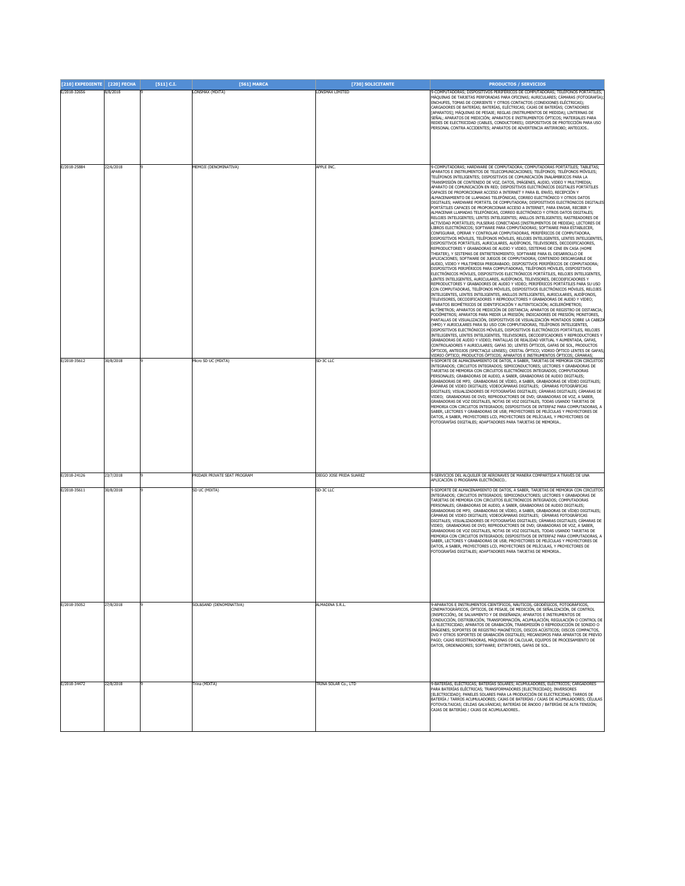| [210] EXPEDIENTE | [220] FECHA | [511] C.I. | [561] MARCA | [730] SOLICITANTE | PRODUCTOS / SERVICIOS |
|---|---|---|---|---|---|
| E/2018-32656 | 8/8/2018 | 9 | LONSMAX (MIXTA) | LONSMAX LIMITED | 9-COMPUTADORAS; DISPOSITIVOS PERIFÉRICOS DE COMPUTADORAS; TELÉFONOS PORTÁTILES; MÁQUINAS DE TARJETAS PERFORADAS PARA OFICINAS; AURICULARES; CÁMARAS (FOTOGRAFÍA); ENCHUFES, TOMAS DE CORRIENTE Y OTROS CONTACTOS (CONEXIONES ELÉCTRICAS); CARGADORES DE BATERÍAS; BATERÍAS, ELÉCTRICAS; CAJAS DE BATERÍAS; CONTADORES [APARATOS]; MÁQUINAS DE PESAJE; REGLAS (INSTRUMENTOS DE MEDIDA); LINTERNAS DE SEÑAL; APARATOS DE MEDICIÓN; APARATOS E INSTRUMENTOS ÓPTICOS; MATERIALES PARA REDES DE ELECTRICIDAD (CABLES, CONDUCTORES); DISPOSITIVOS DE PROTECCIÓN PARA USO PERSONAL CONTRA ACCIDENTES; APARATOS DE ADVERTENCIA ANTIRROBO; ANTEOJOS.. |
| E/2018-25884 | 22/6/2018 | 9 | MEMOJI (DENOMINATIVA) | APPLE INC. | 9-COMPUTADORAS; HARDWARE DE COMPUTADORA; COMPUTADORAS PORTÁTILES; TABLETAS; APARATOS E INSTRUMENTOS DE TELECOMUNICACIONES; TELÉFONOS; TELÉFONOS MÓVILES; TELÉFONOS INTELIGENTES; DISPOSITIVOS DE COMUNICACIÓN INALÁMBRICOS PARA LA TRANSMISIÓN DE CONTENIDO DE VOZ, DATOS, IMÁGENES, AUDIO, VIDEO Y MULTIMEDIA; APARATO DE COMUNICACIÓN EN RED; DISPOSITIVOS ELECTRÓNICOS DIGITALES PORTÁTILES CAPACES DE PROPORCIONAR ACCESO A INTERNET Y PARA EL ENVÍO, RECEPCIÓN Y ALMACENAMIENTO DE LLAMADAS TELEFÓNICAS, CORREO ELECTRÓNICO Y OTROS DATOS DIGITALES; HARDWARE PORTÁTIL DE COMPUTADORA; DISPOSITIVOS ELECTRÓNICOS DIGITALES PORTÁTILES CAPACES DE PROPORCIONAR ACCESO A INTERNET, PARA ENVIAR, RECIBIR Y ALMACENAR LLAMADAS TELEFÓNICAS, CORREO ELECTRÓNICO Y OTROS DATOS DIGITALES; RELOJES INTELIGENTES; LENTES INTELIGENTES; ANILLOS INTELIGENTES; RASTREADORES DE ACTIVIDAD PORTÁTILES; PULSERAS CONECTADAS [INSTRUMENTOS DE MEDIDA]; LECTORES DE LIBROS ELECTRÓNICOS; SOFTWARE PARA COMPUTADORAS; SOFTWARE PARA ESTABLECER, CONFIGURAR, OPERAR Y CONTROLAR COMPUTADORAS, PERIFÉRICOS DE COMPUTADORA, DISPOSITIVOS MÓVILES, TELÉFONOS MÓVILES, RELOJES INTELIGENTES, LENTES INTELIGENTES, DISPOSITIVOS PORTÁTILES, AURICULARES, AUDÍFONOS, TELEVISORES, DECODIFICADORES, REPRODUCTORES Y GRABADORAS DE AUDIO Y VIDEO, SISTEMAS DE CINE EN CASA (HOME THEATER), Y SISTEMAS DE ENTRETENIMIENTO; SOFTWARE PARA EL DESARROLLO DE APLICACIONES; SOFTWARE DE JUEGOS DE COMPUTADORA; CONTENIDO DESCARGABLE DE AUDIO, VIDEO Y MULTIMEDIA PREGRABADO; DISPOSITIVOS PERIFÉRICOS DE COMPUTADORA; DISPOSITIVOS PERIFÉRICOS PARA COMPUTADORAS, TELÉFONOS MÓVILES, DISPOSITIVOS ELECTRÓNICOS MÓVILES, DISPOSITIVOS ELECTRÓNICOS PORTÁTILES, RELOJES INTELIGENTES, LENTES INTELIGENTES, AURICULARES, AUDÍFONOS, TELEVISORES, DECODIFICADORES Y REPRODUCTORES Y GRABADORES DE AUDIO Y VIDEO; PERIFÉRICOS PORTÁTILES PARA SU USO CON COMPUTADORAS, TELÉFONOS MÓVILES, DISPOSITIVOS ELECTRÓNICOS MÓVILES, RELOJES INTELIGENTES, LENTES INTELIGENTES, ANILLOS INTELIGENTES, AURICULARES, AUDÍFONOS, TELEVISORES, DECODIFICADORES Y REPRODUCTORES Y GRABADORAS DE AUDIO Y VIDEO; APARATOS BIOMÉTRICOS DE IDENTIFICACIÓN Y AUTENTICACIÓN; ACELERÓMETROS; ALTÍMETROS; APARATOS DE MEDICIÓN DE DISTANCIA; APARATOS DE REGISTRO DE DISTANCIA; PODÓMETROS; APARATOS PARA MEDIR LA PRESIÓN; INDICADORES DE PRESIÓN; MONITORES, PANTALLAS DE VISUALIZACIÓN, DISPOSITIVOS DE VISUALIZACIÓN MONTADOS SOBRE LA CABEZA (HMD) Y AURICULARES PARA SU USO CON COMPUTADORAS, TELÉFONOS INTELIGENTES, DISPOSITIVOS ELECTRÓNICOS MÓVILES, DISPOSITIVOS ELECTRÓNICOS PORTÁTILES, RELOJES INTELIGENTES, LENTES INTELIGENTES, TELEVISORES, DECODIFICADORES Y REPRODUCTORES Y GRABADORAS DE AUDIO Y VIDEO; PANTALLAS DE REALIDAD VIRTUAL Y AUMENTADA, GAFAS, CONTROLADORES Y AURICULARES; GAFAS 3D; LENTES ÓPTICOS, GAFAS DE SOL, PRODUCTOS ÓPTICOS, ANTEOJOS (SPECTACLE LENSES); CRISTAL ÓPTICO; VIDRIO ÓPTICO LENTES DE GAFAS; VIDRIO ÓPTICO; PRODUCTOS ÓPTICOS; APARATOS E INSTRUMENTOS ÓPTICOS; CÁMARAS; |
| E/2018-35612 | 30/8/2018 | 9 | Micro SD UC (MIXTA) | SD-3C LLC | 9-SOPORTE DE ALMACENAMIENTO DE DATOS, A SABER, TARJETAS DE MEMORIA CON CIRCUITOS INTEGRADOS; CIRCUITOS INTEGRADOS; SEMICONDUCTORES; LECTORES Y GRABADORAS DE TARJETAS DE MEMORIA CON CIRCUITOS ELECTRÓNICOS INTEGRADOS; COMPUTADORAS PERSONALES; GRABADORAS DE AUDIO, A SABER, GRABADORAS DE AUDIO DIGITALES; GRABADORAS DE MP3; GRABADORAS DE VÍDEO, A SABER, GRABADORAS DE VÍDEO DIGITALES; CÁMARAS DE VIDEO DIGITALES; VIDEOCÁMARAS DIGITALES; CÁMARAS FOTOGRÁFICAS DIGITALES; VISUALIZADORES DE FOTOGRAFÍAS DIGITALES; CÁMARAS DIGITALES; CÁMARAS DE VIDEO; GRABADORAS DE DVD; REPRODUCTORES DE DVD; GRABADORAS DE VOZ, A SABER, GRABADORAS DE VOZ DIGITALES, NOTAS DE VOZ DIGITALES, TODAS USANDO TARJETAS DE MEMORIA CON CIRCUITOS INTEGRADOS; DISPOSITIVOS DE INTERFAZ PARA COMPUTADORAS, A SABER, LECTORES Y GRABADORAS DE USB; PROYECTORES DE PELÍCULAS Y PROYECTORES DE DATOS, A SABER, PROYECTORES LCD, PROYECTORES DE PELÍCULAS, Y PROYECTORES DE FOTOGRAFÍAS DIGITALES; ADAPTADORES PARA TARJETAS DE MEMORIA.. |
| E/2018-24126 | 23/7/2018 | 9 | PRIDAIR PRIVATE SEAT PROGRAM | DIEGO JOSE PRIDA SUAREZ | 9-SERVICIOS DEL ALQUILER DE AERONAVES DE MANERA COMPARTIDA A TRAVÉS DE UNA APLICACIÓN O PROGRAMA ELECTRÓNICO.. |
| E/2018-35611 | 30/8/2018 | 9 | SD UC (MIXTA) | SD-3C LLC | 9-SOPORTE DE ALMACENAMIENTO DE DATOS, A SABER, TARJETAS DE MEMORIA CON CIRCUITOS INTEGRADOS; CIRCUITOS INTEGRADOS; SEMICONDUCTORES; LECTORES Y GRABADORAS DE TARJETAS DE MEMORIA CON CIRCUITOS ELECTRÓNICOS INTEGRADOS; COMPUTADORAS PERSONALES; GRABADORAS DE AUDIO, A SABER, GRABADORAS DE AUDIO DIGITALES; GRABADORAS DE MP3; GRABADORAS DE VÍDEO, A SABER, GRABADORAS DE VÍDEO DIGITALES; CÁMARAS DE VIDEO DIGITALES; VIDEOCÁMARAS DIGITALES; CÁMARAS FOTOGRÁFICAS DIGITALES; VISUALIZADORES DE FOTOGRAFÍAS DIGITALES; CÁMARAS DIGITALES; CÁMARAS DE VIDEO; GRABADORAS DE DVD; REPRODUCTORES DE DVD; GRABADORAS DE VOZ, A SABER, GRABADORAS DE VOZ DIGITALES, NOTAS DE VOZ DIGITALES, TODAS USANDO TARJETAS DE MEMORIA CON CIRCUITOS INTEGRADOS; DISPOSITIVOS DE INTERFAZ PARA COMPUTADORAS, A SABER, LECTORES Y GRABADORAS DE USB; PROYECTORES DE PELÍCULAS Y PROYECTORES DE DATOS, A SABER, PROYECTORES LCD, PROYECTORES DE PELÍCULAS, Y PROYECTORES DE FOTOGRAFÍAS DIGITALES; ADAPTADORES PARA TARJETAS DE MEMORIA.. |
| E/2018-35052 | 27/8/2018 | 9 | SOL&SAND (DENOMINATIVA) | ALMADINA S.R.L. | 9-APARATOS E INSTRUMENTOS CIENTÍFICOS, NÁUTICOS, GEODÉSICOS, FOTOGRÁFICOS, CINEMATOGRÁFICOS, ÓPTICOS, DE PESAJE, DE MEDICIÓN, DE SEÑALIZACIÓN, DE CONTROL (INSPECCIÓN), DE SALVAMENTO Y DE ENSEÑANZA; APARATOS E INSTRUMENTOS DE CONDUCCIÓN, DISTRIBUCIÓN, TRANSFORMACIÓN, ACUMULACIÓN, REGULACIÓN O CONTROL DE LA ELECTRICIDAD; APARATOS DE GRABACIÓN, TRANSMISIÓN O REPRODUCCIÓN DE SONIDO O IMÁGENES; SOPORTES DE REGISTRO MAGNÉTICOS, DISCOS ACÚSTICOS; DISCOS COMPACTOS, DVD Y OTROS SOPORTES DE GRABACIÓN DIGITALES; MECANISMOS PARA APARATOS DE PREVIO PAGO; CAJAS REGISTRADORAS, MÁQUINAS DE CALCULAR, EQUIPOS DE PROCESAMIENTO DE DATOS, ORDENADORES; SOFTWARE; EXTINTORES, GAFAS DE SOL.. |
| E/2018-34472 | 22/8/2018 | 9 | Trina (MIXTA) | TRINA SOLAR Co., LTD | 9-BATERÍAS, ELÉCTRICAS; BATERÍAS SOLARES; ACUMULADORES, ELÉCTRICOS; CARGADORES PARA BATERÍAS ELÉCTRICAS; TRANSFORMADORES [ELECTRICIDAD]; INVERSORES [ELECTRICIDAD]; PANELES SOLARES PARA LA PRODUCCIÓN DE ELECTRICIDAD; TARROS DE BATERÍA / TARROS ACUMULADORES; CAJAS DE BATERÍAS / CAJAS DE ACUMULADORES; CÉLULAS FOTOVOLTAICAS; CELDAS GALVÁNICAS; BATERÍAS DE ÁNODO / BATERÍAS DE ALTA TENSIÓN; CAJAS DE BATERÍAS / CAJAS DE ACUMULADORES.. |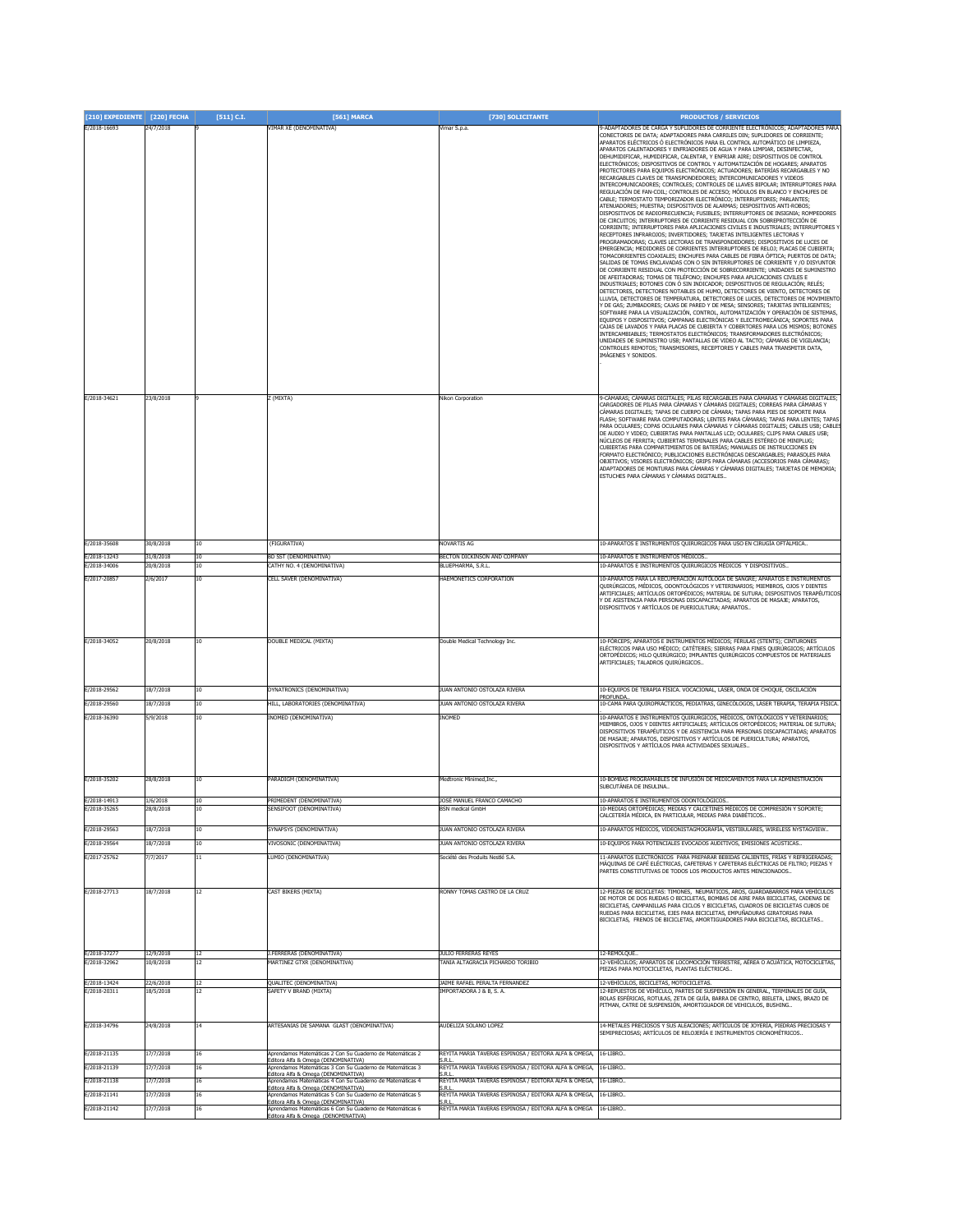| [210] EXPEDIENTE | [220] FECHA | [511] C.I. | [561] MARCA | [730] SOLICITANTE | PRODUCTOS / SERVICIOS |
|---|---|---|---|---|---|
| E/2018-16693 | 24/7/2018 | 9 | VIMAR XE (DENOMINATIVA) | Vimar S.p.a. | 9-ADAPTADORES DE CARGA Y SUPLIDORES DE CORRIENTE ELECTRÓNICOS; ADAPTADORES PARA CONECTORES DE DATA; ADAPTADORES PARA CARRILES DIN; SUPLIDORES DE CORRIENTE; APARATOS ELÉCTRICOS Ó ELECTRÓNICOS PARA EL CONTROL AUTOMÁTICO DE LIMPIEZA, APARATOS CALENTADORES Y ENFRIADORES DE AGUA Y PARA LIMPIAR, DESINFECTAR, DEHUMIDIFICAR, HUMIDIFICAR, CALENTAR, Y ENFRIAR AIRE; DISPOSITIVOS DE CONTROL ELECTRÓNICOS; DISPOSITIVOS DE CONTROL Y AUTOMATIZACIÓN DE HOGARES; APARATOS PROTECTORES PARA EQUIPOS ELECTRÓNICOS; ACTUADORES; BATERÍAS RECARGABLES Y NO RECARGABLES CLAVES DE TRANSPONDEDORES; INTERCOMUNICADORES Y VIDEOS INTERCOMUNICADORES; CONTROLES; CONTROLES DE LLAVES BIPOLAR; INTERRUPTORES PARA REGULACIÓN DE FAN-COIL; CONTROLES DE ACCESO; MÓDULOS EN BLANCO Y ENCHUFES DE CABLE; TERMOSTATO TEMPORIZADOR ELECTRÓNICO; INTERRUPTORES; PARLANTES; ATENUADORES; MUESTRA; DISPOSITIVOS DE ALARMAS; DISPOSITIVOS ANTI-ROBOS; DISPOSITIVOS DE RADIOFRECUENCIA; FUSIBLES; INTERRUPTORES DE INSIGNIA; ROMPEDORES DE CIRCUITOS; INTERRUPTORES DE CORRIENTE RESIDUAL CON SOBREPROTECCIÓN DE CORRIENTE; INTERRUPTORES PARA APLICACIONES CIVILES E INDUSTRIALES; INTERRUPTORES Y RECEPTORES INFRAROJOS; INVERTIDORES; TARJETAS INTELIGENTES LECTORAS Y PROGRAMADORAS; CLAVES LECTORAS DE TRANSPONDEDORES; DISPOSITIVOS DE LUCES DE EMERGENCIA; MEDIDORES DE CORRIENTES INTERRUPTORES DE RELOJ; PLACAS DE CUBIERTA; TOMACORRIENTES COAXIALES; ENCHUFES PARA CABLES DE FIBRA ÓPTICA; PUERTOS DE DATA; SALIDAS DE TOMAS ENCLAVADAS CON O SIN INTERRUPTORES DE CORRIENTE Y /O DISYUNTOR DE CORRIENTE RESIDUAL CON PROTECCIÓN DE SOBRECORRIENTE; UNIDADES DE SUMINISTRO DE AFEITADORAS; TOMAS DE TELÉFONO; ENCHUFES PARA APLICACIONES CIVILES E INDUSTRIALES; BOTONES CON Ó SIN INDICADOR; DISPOSITIVOS DE REGULACIÓN; RELÉS; DETECTORES, DETECTORES NOTABLES DE HUMO, DETECTORES DE VIENTO, DETECTORES DE LLUVIA, DETECTORES DE TEMPERATURA, DETECTORES DE LUCES, DETECTORES DE MOVIMIENTO Y DE GAS; ZUMBADORES; CAJAS DE PARED Y DE MESA; SENSORES; TARJETAS INTELIGENTES; SOFTWARE PARA LA VISUALIZACIÓN, CONTROL, AUTOMATIZACIÓN Y OPERACIÓN DE SISTEMAS, EQUIPOS Y DISPOSITIVOS; CAMPANAS ELECTRÓNICAS Y ELECTROMECÁNICA; SOPORTES PARA CAJAS DE LAVADOS Y PARA PLACAS DE CUBIERTA Y COBERTORES PARA LOS MISMOS; BOTONES INTERCAMBIABLES; TERMOSTATOS ELECTRÓNICOS; TRANSFORMADORES ELECTRÓNICOS; UNIDADES DE SUMINISTRO USB; PANTALLAS DE VIDEO AL TACTO; CÁMARAS DE VIGILANCIA; CONTROLES REMOTOS; TRANSMISORES, RECEPTORES Y CABLES PARA TRANSMITIR DATA, IMÁGENES Y SONIDOS. |
| E/2018-34621 | 23/8/2018 | 9 | Z (MIXTA) | Nikon Corporation | 9-CÁMARAS; CÁMARAS DIGITALES; PILAS RECARGABLES PARA CÁMARAS Y CÁMARAS DIGITALES; CARGADORES DE PILAS PARA CÁMARAS Y CÁMARAS DIGITALES; CORREAS PARA CÁMARAS Y CÁMARAS DIGITALES; TAPAS DE CUERPO DE CÁMARA; TAPAS PARA PIES DE SOPORTE PARA FLASH; SOFTWARE PARA COMPUTADORAS; LENTES PARA CÁMARAS; TAPAS PARA LENTES; TAPAS PARA OCULARES; COPAS OCULARES PARA CÁMARAS Y CÁMARAS DIGITALES; CABLES USB; CABLES DE AUDIO Y VIDEO; CUBIERTAS PARA PANTALLAS LCD; OCULARES; CLIPS PARA CABLES USB; NÚCLEOS DE FERRITA; CUBIERTAS TERMINALES PARA CABLES ESTÉREO DE MINIPLUG; CUBIERTAS PARA COMPARTIMIENTOS DE BATERÍAS; MANUALES DE INSTRUCCIONES EN FORMATO ELECTRÓNICO; PUBLICACIONES ELECTRÓNICAS DESCARGABLES; PARASOLES PARA OBJETIVOS; VISORES ELECTRÓNICOS; GRIPS PARA CÁMARAS (ACCESORIOS PARA CÁMARAS); ADAPTADORES DE MONTURAS PARA CÁMARAS Y CÁMARAS DIGITALES; TARJETAS DE MEMORIA; ESTUCHES PARA CÁMARAS Y CÁMARAS DIGITALES.. |
| E/2018-35608 | 30/8/2018 | 10 | (FIGURATIVA) | NOVARTIS AG | 10-APARATOS E INSTRUMENTOS QUIRÚRGICOS PARA USO EN CIRUGÍA OFTÁLMICA.. |
| E/2018-13243 | 31/8/2018 | 10 | BD SST (DENOMINATIVA) | BECTON DICKINSON AND COMPANY | 10-APARATOS E INSTRUMENTOS MÉDICOS.. |
| E/2018-34006 | 20/8/2018 | 10 | CATHY NO. 4 (DENOMINATIVA) | BLUEPHARMA, S.R.L. | 10-APARATOS E INSTRUMENTOS QUIRÚRGICOS MÉDICOS Y DISPOSITIVOS.. |
| E/2017-20857 | 2/6/2017 | 10 | CELL SAVER (DENOMINATIVA) | HAEMONETICS CORPORATION | 10-APARATOS PARA LA RECUPERACIÓN AUTÓLOGA DE SANGRE; APARATOS E INSTRUMENTOS QUIRÚRGICOS, MÉDICOS, ODONTOLÓGICOS Y VETERINARIOS; MIEMBROS, OJOS Y DIENTES ARTIFICIALES; ARTÍCULOS ORTOPÉDICOS; MATERIAL DE SUTURA; DISPOSITIVOS TERAPÉUTICOS Y DE ASISTENCIA PARA PERSONAS DISCAPACITADAS; APARATOS DE MASAJE; APARATOS, DISPOSITIVOS Y ARTÍCULOS DE PUERICULTURA; APARATOS.. |
| E/2018-34052 | 20/8/2018 | 10 | DOUBLE MEDICAL (MIXTA) | Double Medical Technology Inc. | 10-FÓRCEPS; APARATOS E INSTRUMENTOS MÉDICOS; FÉRULAS (STENTS); CINTURONES ELÉCTRICOS PARA USO MÉDICO; CATÉTERES; SIERRAS PARA FINES QUIRÚRGICOS; ARTÍCULOS ORTOPÉDICOS; HILO QUIRÚRGICO; IMPLANTES QUIRÚRGICOS COMPUESTOS DE MATERIALES ARTIFICIALES; TALADROS QUIRÚRGICOS.. |
| E/2018-29562 | 18/7/2018 | 10 | DYNATRONICS (DENOMINATIVA) | JUAN ANTONIO OSTOLAZA RIVERA | 10-EQUIPOS DE TERAPIA FÍSICA. VOCACIONAL, LÁSER, ONDA DE CHOQUE, OSCILACIÓN PROFUNDA.. |
| E/2018-29560 | 18/7/2018 | 10 | HILL, LABORATORIES (DENOMINATIVA) | JUAN ANTONIO OSTOLAZA RIVERA | 10-CAMA PARA QUIROPRÁCTICOS, PEDIATRAS, GINECÓLOGOS, LASER TERAPIA, TERAPIA FÍSICA. |
| E/2018-36390 | 5/9/2018 | 10 | INOMED (DENOMINATIVA) | INOMED | 10-APARATOS E INSTRUMENTOS QUIRÚRGICOS, MÉDICOS, ONTOLÓGICOS Y VETERINARIOS; MIEMBROS, OJOS Y DIENTES ARTIFICIALES; ARTÍCULOS ORTOPÉDICOS; MATERIAL DE SUTURA; DISPOSITIVOS TERAPÉUTICOS Y DE ASISTENCIA PARA PERSONAS DISCAPACITADAS; APARATOS DE MASAJE; APARATOS, DISPOSITIVOS Y ARTÍCULOS DE PUERICULTURA; APARATOS, DISPOSITIVOS Y ARTÍCULOS PARA ACTIVIDADES SEXUALES.. |
| E/2018-35202 | 28/8/2018 | 10 | PARADIGM (DENOMINATIVA) | Medtronic Minimed,Inc., | 10-BOMBAS PROGRAMABLES DE INFUSIÓN DE MEDICAMENTOS PARA LA ADMINISTRACIÓN SUBCUTÁNEA DE INSULINA.. |
| E/2018-14913 | 1/6/2018 | 10 | PRIMEDENT (DENOMINATIVA) | JOSÉ MANUEL FRANCO CAMACHO | 10-APARATOS E INSTRUMENTOS ODONTOLÓGICOS.. |
| E/2018-35265 | 28/8/2018 | 10 | SENSIFOOT (DENOMINATIVA) | BSN medical GmbH | 10-MEDIAS ORTOPÉDICAS; MEDIAS Y CALCETINES MÉDICOS DE COMPRESIÓN Y SOPORTE; CALCETERÍA MÉDICA, EN PARTICULAR, MEDIAS PARA DIABÉTICOS.. |
| E/2018-29563 | 18/7/2018 | 10 | SYNAPSYS (DENOMINATIVA) | JUAN ANTONIO OSTOLAZA RIVERA | 10-APARATOS MÉDICOS, VIDEONISTAGMOGRAFÍA, VESTIBULARES, WIRELESS NYSTAGVIEW.. |
| E/2018-29564 | 18/7/2018 | 10 | VIVOSONIC (DENOMINATIVA) | JUAN ANTONIO OSTOLAZA RIVERA | 10-EQUIPOS PARA POTENCIALES EVOCADOS AUDITIVOS, EMISIONES ACÚSTICAS.. |
| E/2017-25762 | 7/7/2017 | 11 | LUMIO (DENOMINATIVA) | Société des Produits Nestlé S.A. | 11-APARATOS ELECTRÓNICOS PARA PREPARAR BEBIDAS CALIENTES, FRÍAS Y REFRIGERADAS; MÁQUINAS DE CAFÉ ELÉCTRICAS, CAFETERAS Y CAFETERAS ELÉCTRICAS DE FILTRO; PIEZAS Y PARTES CONSTITUTIVAS DE TODOS LOS PRODUCTOS ANTES MENCIONADOS.. |
| E/2018-27713 | 18/7/2018 | 12 | CAST BIKERS (MIXTA) | RONNY TOMAS CASTRO DE LA CRUZ | 12-PIEZAS DE BICICLETAS: TIMONES, NEUMATICOS, AROS, GUARDABARROS PARA VEHÍCULOS DE MOTOR DE DOS RUEDAS O BICICLETAS, BOMBAS DE AIRE PARA BICICLETAS, CADENAS DE BICICLETAS, CAMPANILLAS PARA CICLOS Y BICICLETAS, CUADROS DE BICICLETAS CUBOS DE RUEDAS PARA BICICLETAS, EJES PARA BICICLETAS, EMPUÑADURAS GIRATORIAS PARA BICICLETAS, FRENOS DE BICICLETAS, AMORTIGUADORES PARA BICICLETAS, BICICLETAS.. |
| E/2018-37277 | 12/9/2018 | 12 | J.FERRERAS (DENOMINATIVA) | JULIO FERRERAS REYES | 12-REMOLQUE.. |
| E/2018-32962 | 10/8/2018 | 12 | MARTINEZ GTXR (DENOMINATIVA) | TANIA ALTAGRACIA PICHARDO TORIBIO | 12-VEHÍCULOS; APARATOS DE LOCOMOCIÓN TERRESTRE, AÉREA O ACUÁTICA, MOTOCICLETAS, PIEZAS PARA MOTOCICLETAS, PLANTAS ELÉCTRICAS.. |
| E/2018-13424 | 22/6/2018 | 12 | QUALITEC (DENOMINATIVA) | JAIME RAFAEL PERALTA FERNANDEZ | 12-VEHÍCULOS, BICICLETAS, MOTOCICLETAS. |
| E/2018-20311 | 18/5/2018 | 12 | SAFETY V BRAND (MIXTA) | IMPORTADORA J & B, S. A. | 12-REPUESTOS DE VEHÍCULO, PARTES DE SUSPENSIÓN EN GENERAL, TERMINALES DE GUÍA, BOLAS ESFÉRICAS, ROTULAS, ZETA DE GUÍA, BARRA DE CENTRO, BIELETA, LINKS, BRAZO DE PITMAN, CATRE DE SUSPENSIÓN, AMORTIGUADOR DE VEHICULOS, BUSHING.. |
| E/2018-34796 | 24/8/2018 | 14 | ARTESANIAS DE SAMANA GLAST (DENOMINATIVA) | AUDELIZA SOLANO LOPEZ | 14-METALES PRECIOSOS Y SUS ALEACIONES; ARTÍCULOS DE JOYERÍA, PIEDRAS PRECIOSAS Y SEMIPRECIOSAS; ARTÍCULOS DE RELOJERÍA E INSTRUMENTOS CRONOMÉTRICOS.. |
| E/2018-21135 | 17/7/2018 | 16 | Aprendamos Matemáticas 2 Con Su Cuaderno de Matemáticas 2 Editora Alfa & Omega (DENOMINATIVA) | REYITA MARIA TAVERAS ESPINOSA / EDITORA ALFA & OMEGA, S.R.L. | 16-LIBRO.. |
| E/2018-21139 | 17/7/2018 | 16 | Aprendamos Matemáticas 3 Con Su Cuaderno de Matemáticas 3 Editora Alfa & Omega (DENOMINATIVA) | REYITA MARIA TAVERAS ESPINOSA / EDITORA ALFA & OMEGA, S.R.L. | 16-LIBRO.. |
| E/2018-21138 | 17/7/2018 | 16 | Aprendamos Matemáticas 4 Con Su Cuaderno de Matemáticas 4 Editora Alfa & Omega (DENOMINATIVA) | REYITA MARIA TAVERAS ESPINOSA / EDITORA ALFA & OMEGA, S.R.L. | 16-LIBRO.. |
| E/2018-21141 | 17/7/2018 | 16 | Aprendamos Matemáticas 5 Con Su Cuaderno de Matemáticas 5 Editora Alfa & Omega (DENOMINATIVA) | REYITA MARIA TAVERAS ESPINOSA / EDITORA ALFA & OMEGA, S.R.L. | 16-LIBRO.. |
| E/2018-21142 | 17/7/2018 | 16 | Aprendamos Matemáticas 6 Con Su Cuaderno de Matemáticas 6 Editora Alfa & Omega (DENOMINATIVA) | REYITA MARIA TAVERAS ESPINOSA / EDITORA ALFA & OMEGA | 16-LIBRO.. |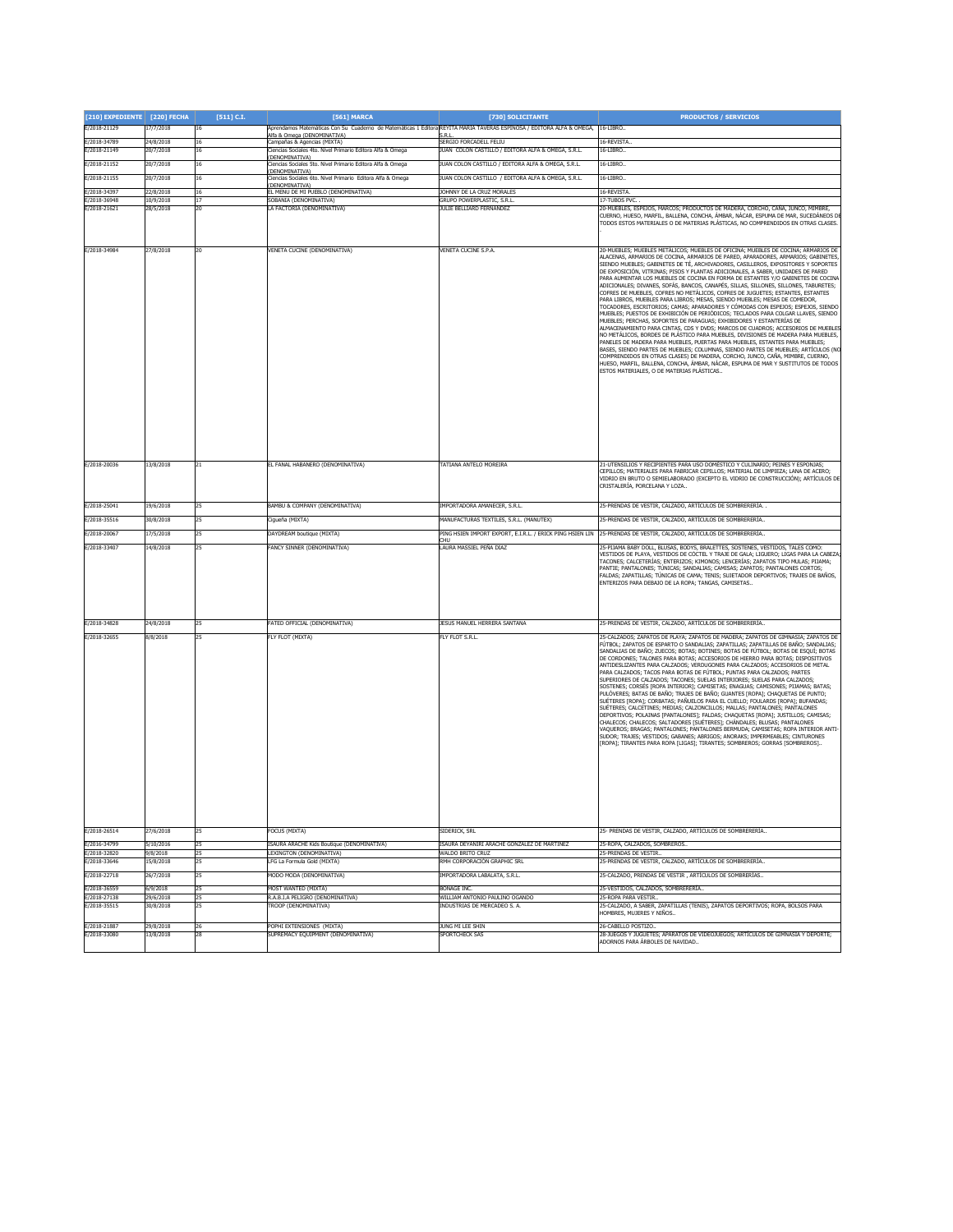| [210] EXPEDIENTE | [220] FECHA | [511] C.I. | [561] MARCA | [730] SOLICITANTE | PRODUCTOS / SERVICIOS |
|---|---|---|---|---|---|
| E/2018-21129 | 17/7/2018 | 16 | Aprendamos Matemáticas Con Su Cuaderno de Matemáticas 1 Editora Alfa & Omega (DENOMINATIVA) | KEYTA MARIA TAVERAS ESPINOSA / EDITORA ALFA & OMEGA, S.R.L. | 16-LIBRO.. |
| E/2018-34789 | 24/8/2018 | 16 | Campañas & Agencias (MIXTA) | SERGIO FORCADELL FELIU | 16-REVISTA.. |
| E/2018-21149 | 20/7/2018 | 16 | Ciencias Sociales 4to. Nivel Primario Editora Alfa & Omega (DENOMINATIVA) | JUAN COLON CASTILLO / EDITORA ALFA & OMEGA, S.R.L. | 16-LIBRO.. |
| E/2018-21152 | 20/7/2018 | 16 | Ciencias Sociales 5to. Nivel Primario Editora Alfa & Omega (DENOMINATIVA) | JUAN COLON CASTILLO / EDITORA ALFA & OMEGA, S.R.L. | 16-LIBRO.. |
| E/2018-21155 | 20/7/2018 | 16 | Ciencias Sociales 6to. Nivel Primario Editora Alfa & Omega (DENOMINATIVA) | JUAN COLON CASTILLO / EDITORA ALFA & OMEGA, S.R.L. | 16-LIBRO.. |
| E/2018-34397 | 22/8/2018 | 16 | EL MENU DE MI PUEBLO (DENOMINATIVA) | JOHNNY DE LA CRUZ MORALES | 16-REVISTA. |
| E/2018-36948 | 10/9/2018 | 17 | SOBANIA (DENOMINATIVA) | GRUPO POWERPLASTIC, S.R.L. | 17-TUBOS PVC. . |
| E/2018-21621 | 28/5/2018 | 20 | LA FACTORIA (DENOMINATIVA) | JULIE BELLIARD FERNANDEZ | 20-MUEBLES, ESPEJOS, MARCOS; PRODUCTOS DE MADERA, CORCHO, CAÑA, JUNCO, MIMBRE, CUERNO, HUESO, MARFIL, BALLENA, CONCHA, ÁMBAR, NÁCAR, ESPUMA DE MAR, SUCEDÁNEOS DE TODOS ESTOS MATERIALES O DE MATERIAS PLÁSTICAS, NO COMPRENDIDOS EN OTRAS CLASES. . |
| E/2018-34984 | 27/8/2018 | 20 | VENETA CUCINE (DENOMINATIVA) | VENETA CUCINE S.P.A. | 20-MUEBLES; MUEBLES METÁLICOS; MUEBLES DE OFICINA; MUEBLES DE COCINA; ARMARIOS DE ALACENAS, ARMARIOS DE COCINA, ARMARIOS DE PARED, APARADORES, ARMARIOS; GABINETES, SIENDO MUEBLES; GABINETES DE TÉ, ARCHIVADORES, CASILLEROS, EXPOSITORES Y SOPORTES DE EXPOSICIÓN, VITRINAS; PISOS Y PLANTAS ADICIONALES, A SABER, UNIDADES DE PARED PARA AUMENTAR LOS MUEBLES DE COCINA EN FORMA DE ESTANTES Y/O GABINETES DE COCINA ADICIONALES; DIVANES, SOFÁS, BANCOS, CANAPÉS, SILLAS, SILLONES, SILLONES, TABURETES; COFRES DE MUEBLES, COFRES NO METÁLICOS, COFRES DE JUGUETES; ESTANTES, ESTANTES PARA LIBROS, MUEBLES PARA LIBROS; MESAS, SIENDO MUEBLES; MESAS DE COMEDOR, TOCADORES, ESCRITORIOS; CAMAS; APARADORES Y CÓMODAS CON ESPEJOS; ESPEJOS, SIENDO MUEBLES; PUESTOS DE EXHIBICIÓN DE PERIÓDICOS; TECLADOS PARA COLGAR LLAVES, SIENDO MUEBLES; PERCHAS, SOPORTES DE PARAGUAS; EXHIBIDORES Y ESTANTERÍAS DE ALMACENAMIENTO PARA CINTAS, CDS Y DVDS; MARCOS DE CUADROS; ACCESORIOS DE MUEBLES NO METÁLICOS, BORDES DE PLÁSTICO PARA MUEBLES, DIVISIONES DE MADERA PARA MUEBLES, PANELES DE MADERA PARA MUEBLES, PUERTAS PARA MUEBLES, ESTANTES PARA MUEBLES; BASES, SIENDO PARTES DE MUEBLES; COLUMNAS, SIENDO PARTES DE MUEBLES; ARTÍCULOS (NO COMPRENDIDOS EN OTRAS CLASES) DE MADERA, CORCHO, JUNCO, CAÑA, MIMBRE, CUERNO, HUESO, MARFIL, BALLENA, CONCHA, ÁMBAR, NÁCAR, ESPUMA DE MAR Y SUSTITUTOS DE TODOS ESTOS MATERIALES, O DE MATERIAS PLÁSTICAS.. |
| E/2018-20036 | 13/8/2018 | 21 | EL FANAL HABANERO (DENOMINATIVA) | TATIANA ANTELO MOREIRA | 21-UTENSILIOS Y RECIPIENTES PARA USO DOMÉSTICO Y CULINARIO; PEINES Y ESPONJAS; CEPILLOS; MATERIALES PARA FABRICAR CEPILLOS; MATERIAL DE LIMPIEZA; LANA DE ACERO; VIDRIO EN BRUTO O SEMIELABORADO (EXCEPTO EL VIDRIO DE CONSTRUCCIÓN); ARTÍCULOS DE CRISTALERÍA, PORCELANA Y LOZA.. |
| E/2018-25041 | 19/6/2018 | 25 | BAMBU & COMPANY (DENOMINATIVA) | IMPORTADORA AMANECER, S.R.L. | 25-PRENDAS DE VESTIR, CALZADO, ARTÍCULOS DE SOMBRERERÍA. . |
| E/2018-35516 | 30/8/2018 | 25 | Cigueña (MIXTA) | MANUFACTURAS TEXTILES, S.R.L. (MANUTEX) | 25-PRENDAS DE VESTIR, CALZADO, ARTÍCULOS DE SOMBRERERÍA.. |
| E/2018-20067 | 17/5/2018 | 25 | DAYDREAM boutique (MIXTA) | PING HSIEN IMPORT EXPORT, E.I.R.L. / ERICK PING HSIEN LIN CHU | 25-PRENDAS DE VESTIR, CALZADO, ARTÍCULOS DE SOMBRERERÍA.. |
| E/2018-33407 | 14/8/2018 | 25 | FANCY SINNER (DENOMINATIVA) | LAURA MASSIEL PEÑA DIAZ | 25-PIJAMA BABY DOLL, BLUSAS, BODYS, BRALETTES, SOSTENES, VESTIDOS, TALES COMO: VESTIDOS DE PLAYA, VESTIDOS DE CÓCTEL Y TRAJE DE GALA; LIGUERO; LIGAS PARA LA CABEZA; TACONES; CALCETERÍAS; ENTERIZOS; KIMONOS; LENCERÍAS; ZAPATOS TIPO MULAS; PIJAMA; PANTIE; PANTALONES; TÚNICAS; SANDALIAS; CAMISAS; ZAPATOS; PANTALONES CORTOS; FALDAS; ZAPATILLAS; TÚNICAS DE CAMA; TENIS; SUJETADOR DEPORTIVOS; TRAJES DE BAÑOS, ENTERIZOS PARA DEBAJO DE LA ROPA; TANGAS, CAMISETAS.. |
| E/2018-34828 | 24/8/2018 | 25 | FATED OFFICIAL (DENOMINATIVA) | JESUS MANUEL HERRERA SANTANA | 25-PRENDAS DE VESTIR, CALZADO, ARTÍCULOS DE SOMBRERERÍA.. |
| E/2018-32655 | 8/8/2018 | 25 | FLY FLOT (MIXTA) | FLY FLOT S.R.L. | 25-CALZADOS; ZAPATOS DE PLAYA; ZAPATOS DE MADERA; ZAPATOS DE GIMNASIA; ZAPATOS DE FÚTBOL; ZAPATOS DE ESPARTO O SANDALIAS; ZAPATILLAS; ZAPATILLAS DE BAÑO; SANDALIAS; SANDALIAS DE BAÑO; ZUECOS; BOTAS; BOTINES; BOTAS DE FÚTBOL; BOTAS DE ESQUÍ; BOTAS DE CORDONES; TALONES PARA BOTAS; ACCESORIOS DE HIERRO PARA BOTAS; DISPOSITIVOS ANTIDESLIZANTES PARA CALZADOS; VERDUGONES PARA CALZADOS; ACCESORIOS DE METAL PARA CALZADOS; TACOS PARA BOTAS DE FÚTBOL; PUNTAS PARA CALZADOS; PARTES SUPERIORES DE CALZADOS; TACONES; SUELAS INTERIORES; SUELAS PARA CALZADOS; SOSTENES; CORSÉS [ROPA INTERIOR]; CAMISETAS; ENAGUAS; CAMISONES; PIJAMAS; BATAS; PULÓVERES; BATAS DE BAÑO; TRAJES DE BAÑO; GUANTES [ROPA]; CHAQUETAS DE PUNTO; SUÉTERES [ROPA]; CORBATAS; PAÑUELOS PARA EL CUELLO; FOULARDS [ROPA]; BUFANDAS; SUÉTERES; CALCETINES; MEDIAS; CALZONCILLOS; MALLAS; PANTALONES; PANTALONES DEPORTIVOS; POLAINAS [PANTALONES]; FALDAS; CHAQUETAS [ROPA]; JUSTILLOS; CAMISAS; CHALECOS; CHALECOS; SALTADORES [SUÉTERES]; CHÁNDALES; BLUSAS; PANTALONES VAQUEROS; BRAGAS; PANTALONES; PANTALONES BERMUDA; CAMISETAS; ROPA INTERIOR ANTI-SUDOR; TRAJES; VESTIDOS; GABANES; ABRIGOS; ANORAKS; IMPERMEABLES; CINTURONES [ROPA]; TIRANTES PARA ROPA [LIGAS]; TIRANTES; SOMBREROS; GORRAS [SOMBREROS].. |
| E/2018-26514 | 27/6/2018 | 25 | FOCUS (MIXTA) | SIDERICK, SRL | 25- PRENDAS DE VESTIR, CALZADO, ARTÍCULOS DE SOMBRERERÍA.. |
| E/2016-34799 | 5/10/2016 | 25 | ISAURA ARACHE Kids Boutique (DENOMINATIVA) | ISAURA DEYANIRI ARACHE GONZALEZ DE MARTINEZ | 25-ROPA, CALZADOS, SOMBREROS.. |
| E/2018-32820 | 9/8/2018 | 25 | LEXINGTON (DENOMINATIVA) | WALDO BRITO CRUZ | 25-PRENDAS DE VESTIR.. |
| E/2018-33646 | 15/8/2018 | 25 | LFG La Formula Gold (MIXTA) | RMH CORPORACION GRAPHIC SRL | 25-PRENDAS DE VESTIR, CALZADO, ARTÍCULOS DE SOMBRERERÍA.. |
| E/2018-22718 | 26/7/2018 | 25 | MODO MODA (DENOMINATIVA) | IMPORTADORA LABALATA, S.R.L. | 25-CALZADO, PRENDAS DE VESTIR , ARTÍCULOS DE SOMBRERÍAS.. |
| E/2018-36559 | 6/9/2018 | 25 | MOST WANTED (MIXTA) | BONAGE INC. | 25-VESTIDOS, CALZADOS, SOMBRERERÍA.. |
| E/2018-27138 | 29/6/2018 | 25 | R.A.B.I.A PELIGRO (DENOMINATIVA) | WILLIAM ANTONIO PAULINO OGANDO | 25-ROPA PARA VESTIR.. |
| E/2018-35515 | 30/8/2018 | 25 | TROOP (DENOMINATIVA) | INDUSTRIAS DE MERCADEO S. A. | 25-CALZADO, A SABER, ZAPATILLAS (TENIS), ZAPATOS DEPORTIVOS; ROPA, BOLSOS PARA HOMBRES, MUJERES Y NIÑOS.. |
| E/2018-21887 | 29/8/2018 | 26 | POPHI EXTENSIONES (MIXTA) | JUNG MI LEE SHIN | 26-CABELLO POSTIZO.. |
| E/2018-33080 | 13/8/2018 | 28 | SUPREMACY EQUIPMENT (DENOMINATIVA) | SPORTCHECK SAS | 28-JUEGOS Y JUGUETES; APARATOS DE VIDEOJUEGOS; ARTÍCULOS DE GIMNASIA Y DEPORTE; ADORNOS PARA ÁRBOLES DE NAVIDAD.. |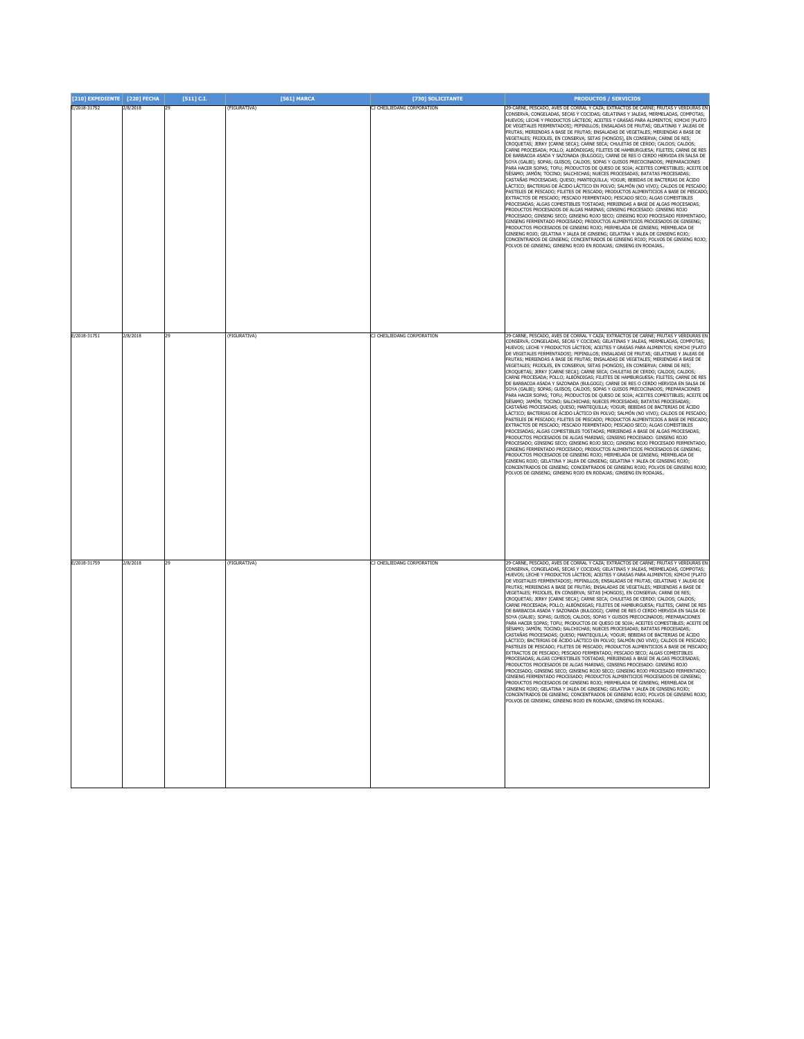| [210] EXPEDIENTE | [220] FECHA | [511] C.I. | [561] MARCA | [730] SOLICITANTE | PRODUCTOS / SERVICIOS |
|---|---|---|---|---|---|
| E/2018-31752 | 2/8/2018 | 29 | (FIGURATIVA) | CJ CHEILJEDANG CORPORATION | 29-CARNE, PESCADO, AVES DE CORRAL Y CAZA; EXTRACTOS DE CARNE; FRUTAS Y VERDURAS EN CONSERVA, CONGELADAS, SECAS Y COCIDAS; GELATINAS Y JALEAS, MERMELADAS, COMPOTAS; HUEVOS; LECHE Y PRODUCTOS LÁCTEOS; ACEITES Y GRASAS PARA ALIMENTOS; KIMCHI [PLATO DE VEGETALES FERMENTADOS]; PEPINILLOS; ENSALADAS DE FRUTAS; GELATINAS Y JALEAS DE FRUTAS; MERIENDAS A BASE DE FRUTAS; ENSALADAS DE VEGETALES; MERIENDAS A BASE DE VEGETALES; FRIJOLES, EN CONSERVA; SETAS [HONGOS], EN CONSERVA; CARNE DE RES; CROQUETAS; JERKY [CARNE SECA]; CARNE SECA; CHULETAS DE CERDO; CALDOS; CALDOS; CARNE PROCESADA; POLLO; ALBÓNDIGAS; FILETES DE HAMBURGUESA; FILETES; CARNE DE RES DE BARBACOA ASADA Y SAZONADA (BULGOGI); CARNE DE RES O CERDO HERVIDA EN SALSA DE SOYA (GALBI); SOPAS; GUISOS; CALDOS; SOPAS Y GUISOS PRECOCINADOS; PREPARACIONES PARA HACER SOPAS; TOFU; PRODUCTOS DE QUESO DE SOJA; ACEITES COMESTIBLES; ACEITE DE SÉSAMO; JAMÓN; TOCINO; SALCHICHAS; NUECES PROCESADAS; BATATAS PROCESADAS; CASTAÑAS PROCESADAS; QUESO; MANTEQUILLA; YOGUR; BEBIDAS DE BACTERIAS DE ÁCIDO LÁCTICO; BACTERIAS DE ÁCIDO LÁCTICO EN POLVO; SALMÓN (NO VIVO); CALDOS DE PESCADO; PASTELES DE PESCADO; FILETES DE PESCADO; PRODUCTOS ALIMENTICIOS A BASE DE PESCADO; EXTRACTOS DE PESCADO; PESCADO FERMENTADO; PESCADO SECO; ALGAS COMESTIBLES PROCESADAS; ALGAS COMESTIBLES TOSTADAS; MERIENDAS A BASE DE ALGAS PROCESADAS; PRODUCTOS PROCESADOS DE ALGAS MARINAS; GINSENG PROCESADO: GINSENG ROJO PROCESADO; GINSENG SECO; GINSENG ROJO SECO; GINSENG ROJO PROCESADO FERMENTADO; GINSENG FERMENTADO PROCESADO; PRODUCTOS ALIMENTICIOS PROCESADOS DE GINSENG; PRODUCTOS PROCESADOS DE GINSENG ROJO; MERMELADA DE GINSENG; MERMELADA DE GINSENG ROJO; GELATINA Y JALEA DE GINSENG; GELATINA Y JALEA DE GINSENG ROJO; CONCENTRADOS DE GINSENG; CONCENTRADOS DE GINSENG ROJO; POLVOS DE GINSENG ROJO; POLVOS DE GINSENG; GINSENG ROJO EN RODAJAS; GINSENG EN RODAJAS.. |
| E/2018-31751 | 2/8/2018 | 29 | (FIGURATIVA) | CJ CHEILJEDANG CORPORATION | 29-CARNE, PESCADO, AVES DE CORRAL Y CAZA; EXTRACTOS DE CARNE; FRUTAS Y VERDURAS EN CONSERVA, CONGELADAS, SECAS Y COCIDAS; GELATINAS Y JALEAS, MERMELADAS, COMPOTAS; HUEVOS; LECHE Y PRODUCTOS LÁCTEOS; ACEITES Y GRASAS PARA ALIMENTOS; KIMCHI [PLATO DE VEGETALES FERMENTADOS]; PEPINILLOS; ENSALADAS DE FRUTAS; GELATINAS Y JALEAS DE FRUTAS; MERIENDAS A BASE DE FRUTAS; ENSALADAS DE VEGETALES; MERIENDAS A BASE DE VEGETALES; FRIJOLES, EN CONSERVA; SETAS [HONGOS], EN CONSERVA; CARNE DE RES; CROQUETAS; JERKY [CARNE SECA]; CARNE SECA; CHULETAS DE CERDO; CALDOS; CALDOS; CARNE PROCESADA; POLLO; ALBÓNDIGAS; FILETES DE HAMBURGUESA; FILETES; CARNE DE RES DE BARBACOA ASADA Y SAZONADA (BULGOGI); CARNE DE RES O CERDO HERVIDA EN SALSA DE SOYA (GALBI); SOPAS; GUISOS; CALDOS; SOPAS Y GUISOS PRECOCINADOS; PREPARACIONES PARA HACER SOPAS; TOFU; PRODUCTOS DE QUESO DE SOJA; ACEITES COMESTIBLES; ACEITE DE SÉSAMO; JAMÓN; TOCINO; SALCHICHAS; NUECES PROCESADAS; BATATAS PROCESADAS; CASTAÑAS PROCESADAS; QUESO; MANTEQUILLA; YOGUR; BEBIDAS DE BACTERIAS DE ÁCIDO LÁCTICO; BACTERIAS DE ÁCIDO LÁCTICO EN POLVO; SALMÓN (NO VIVO); CALDOS DE PESCADO; PASTELES DE PESCADO; FILETES DE PESCADO; PRODUCTOS ALIMENTICIOS A BASE DE PESCADO; EXTRACTOS DE PESCADO; PESCADO FERMENTADO; PESCADO SECO; ALGAS COMESTIBLES PROCESADAS; ALGAS COMESTIBLES TOSTADAS; MERIENDAS A BASE DE ALGAS PROCESADAS; PRODUCTOS PROCESADOS DE ALGAS MARINAS; GINSENG PROCESADO: GINSENG ROJO PROCESADO; GINSENG SECO; GINSENG ROJO SECO; GINSENG ROJO PROCESADO FERMENTADO; GINSENG FERMENTADO PROCESADO; PRODUCTOS ALIMENTICIOS PROCESADOS DE GINSENG; PRODUCTOS PROCESADOS DE GINSENG ROJO; MERMELADA DE GINSENG; MERMELADA DE GINSENG ROJO; GELATINA Y JALEA DE GINSENG; GELATINA Y JALEA DE GINSENG ROJO; CONCENTRADOS DE GINSENG; CONCENTRADOS DE GINSENG ROJO; POLVOS DE GINSENG ROJO; POLVOS DE GINSENG; GINSENG ROJO EN RODAJAS; GINSENG EN RODAJAS.. |
| E/2018-31759 | 2/8/2018 | 29 | (FIGURATIVA) | CJ CHEILJEDANG CORPORATION | 29-CARNE, PESCADO, AVES DE CORRAL Y CAZA; EXTRACTOS DE CARNE; FRUTAS Y VERDURAS EN CONSERVA, CONGELADAS, SECAS Y COCIDAS; GELATINAS Y JALEAS, MERMELADAS, COMPOTAS; HUEVOS; LECHE Y PRODUCTOS LÁCTEOS; ACEITES Y GRASAS PARA ALIMENTOS; KIMCHI [PLATO DE VEGETALES FERMENTADOS]; PEPINILLOS; ENSALADAS DE FRUTAS; GELATINAS Y JALEAS DE FRUTAS; MERIENDAS A BASE DE FRUTAS; ENSALADAS DE VEGETALES; MERIENDAS A BASE DE VEGETALES; FRIJOLES, EN CONSERVA; SETAS [HONGOS], EN CONSERVA; CARNE DE RES; CROQUETAS; JERKY [CARNE SECA]; CARNE SECA; CHULETAS DE CERDO; CALDOS; CALDOS; CARNE PROCESADA; POLLO; ALBÓNDIGAS; FILETES DE HAMBURGUESA; FILETES; CARNE DE RES DE BARBACOA ASADA Y SAZONADA (BULGOGI); CARNE DE RES O CERDO HERVIDA EN SALSA DE SOYA (GALBI); SOPAS; GUISOS; CALDOS; SOPAS Y GUISOS PRECOCINADOS; PREPARACIONES PARA HACER SOPAS; TOFU; PRODUCTOS DE QUESO DE SOJA; ACEITES COMESTIBLES; ACEITE DE SÉSAMO; JAMÓN; TOCINO; SALCHICHAS; NUECES PROCESADAS; BATATAS PROCESADAS; CASTAÑAS PROCESADAS; QUESO; MANTEQUILLA; YOGUR; BEBIDAS DE BACTERIAS DE ÁCIDO LÁCTICO; BACTERIAS DE ÁCIDO LÁCTICO EN POLVO; SALMÓN (NO VIVO); CALDOS DE PESCADO; PASTELES DE PESCADO; FILETES DE PESCADO; PRODUCTOS ALIMENTICIOS A BASE DE PESCADO; EXTRACTOS DE PESCADO; PESCADO FERMENTADO; PESCADO SECO; ALGAS COMESTIBLES PROCESADAS; ALGAS COMESTIBLES TOSTADAS; MERIENDAS A BASE DE ALGAS PROCESADAS; PRODUCTOS PROCESADOS DE ALGAS MARINAS; GINSENG PROCESADO: GINSENG ROJO PROCESADO; GINSENG SECO; GINSENG ROJO SECO; GINSENG ROJO PROCESADO FERMENTADO; GINSENG FERMENTADO PROCESADO; PRODUCTOS ALIMENTICIOS PROCESADOS DE GINSENG; PRODUCTOS PROCESADOS DE GINSENG ROJO; MERMELADA DE GINSENG; MERMELADA DE GINSENG ROJO; GELATINA Y JALEA DE GINSENG; GELATINA Y JALEA DE GINSENG ROJO; CONCENTRADOS DE GINSENG; CONCENTRADOS DE GINSENG ROJO; POLVOS DE GINSENG ROJO; POLVOS DE GINSENG; GINSENG ROJO EN RODAJAS; GINSENG EN RODAJAS.. |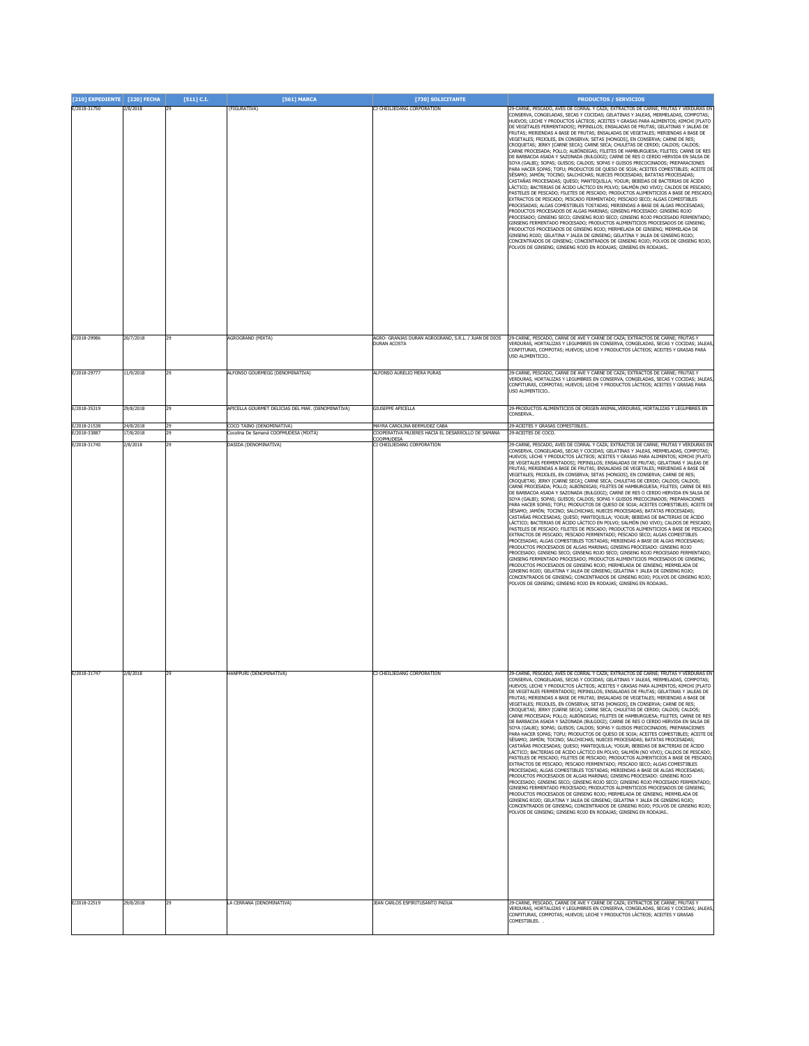| [210] EXPEDIENTE | [220] FECHA | [511] C.I. | [561] MARCA | [730] SOLICITANTE | PRODUCTOS / SERVICIOS |
|---|---|---|---|---|---|
| E/2018-31750 | 2/8/2018 | 29 | (FIGURATIVA) | CJ CHEILJEDANG CORPORATION | 29-CARNE, PESCADO, AVES DE CORRAL Y CAZA; EXTRACTOS DE CARNE; FRUTAS Y VERDURAS EN CONSERVA, CONGELADAS, SECAS Y COCIDAS; GELATINAS Y JALEAS, MERMELADAS, COMPOTAS; HUEVOS; LECHE Y PRODUCTOS LÁCTEOS; ACEITES Y GRASAS PARA ALIMENTOS; KIMCHI [PLATO DE VEGETALES FERMENTADOS]; PEPINILLOS; ENSALADAS DE FRUTAS; GELATINAS Y JALEAS DE FRUTAS; MERIENDAS A BASE DE FRUTAS; ENSALADAS DE VEGETALES; MERIENDAS A BASE DE VEGETALES; FRIJOLES, EN CONSERVA; SETAS [HONGOS], EN CONSERVA; CARNE DE RES; CROQUETAS; JERKY [CARNE SECA]; CARNE SECA; CHULETAS DE CERDO; CALDOS; CALDOS; CARNE PROCESADA; POLLO; ALBÓNDIGAS; FILETES DE HAMBURGUESA; FILETES; CARNE DE RES DE BARBACOA ASADA Y SAZONADA (BULGOGI); CARNE DE RES O CERDO HERVIDA EN SALSA DE SOYA (GALBI); SOPAS; GUISOS; CALDOS; SOPAS Y GUISOS PRECOCINADOS; PREPARACIONES PARA HACER SOPAS; TOFU; PRODUCTOS DE QUESO DE SOJA; ACEITES COMESTIBLES; ACEITE DE SÉSAMO; JAMÓN; TOCINO; SALCHICHAS; NUECES PROCESADAS; BATATAS PROCESADAS; CASTAÑAS PROCESADAS; QUESO; MANTEQUILLA; YOGUR; BEBIDAS DE BACTERIAS DE ÁCIDO LÁCTICO; BACTERIAS DE ÁCIDO LÁCTICO EN POLVO; SALMÓN (NO VIVO); CALDOS DE PESCADO; PASTELES DE PESCADO; FILETES DE PESCADO; PRODUCTOS ALIMENTICIOS A BASE DE PESCADO; EXTRACTOS DE PESCADO; PESCADO FERMENTADO; PESCADO SECO; ALGAS COMESTIBLES PROCESADAS; ALGAS COMESTIBLES TOSTADAS; MERIENDAS A BASE DE ALGAS PROCESADAS; PRODUCTOS PROCESADOS DE ALGAS MARINAS; GINSENG PROCESADO: GINSENG ROJO PROCESADO; GINSENG SECO; GINSENG ROJO SECO; GINSENG ROJO PROCESADO FERMENTADO; GINSENG FERMENTADO PROCESADO; PRODUCTOS ALIMENTICIOS PROCESADOS DE GINSENG; PRODUCTOS PROCESADOS DE GINSENG ROJO; MERMELADA DE GINSENG; MERMELADA DE GINSENG ROJO; GELATINA Y JALEA DE GINSENG; GELATINA Y JALEA DE GINSENG ROJO; CONCENTRADOS DE GINSENG; CONCENTRADOS DE GINSENG ROJO; POLVOS DE GINSENG ROJO; POLVOS DE GINSENG; GINSENG ROJO EN RODAJAS; GINSENG EN RODAJAS.. |
| E/2018-29986 | 20/7/2018 | 29 | AGROGRAND (MIXTA) | AGRO- GRANJAS DURAN AGROGRAND, S.R.L. / JUAN DE DIOS DURAN ACOSTA | 29-CARNE, PESCADO, CARNE DE AVE Y CARNE DE CAZA; EXTRACTOS DE CARNE; FRUTAS Y VERDURAS, HORTALIZAS Y LEGUMBRES EN CONSERVA, CONGELADAS, SECAS Y COCIDAS; JALEAS, CONFITURAS, COMPOTAS; HUEVOS; LECHE Y PRODUCTOS LÁCTEOS; ACEITES Y GRASAS PARA USO ALIMENTICIO.. |
| E/2018-29777 | 11/9/2018 | 29 | ALFONSO GOURMEGG (DENOMINATIVA) | ALFONSO AURELIO MERA PURAS | 29-CARNE, PESCADO, CARNE DE AVE Y CARNE DE CAZA; EXTRACTOS DE CARNE; FRUTAS Y VERDURAS, HORTALIZAS Y LEGUMBRES EN CONSERVA, CONGELADAS, SECAS Y COCIDAS; JALEAS, CONFITURAS, COMPOTAS; HUEVOS; LECHE Y PRODUCTOS LÁCTEOS; ACEITES Y GRASAS PARA USO ALIMENTICIO.. |
| E/2018-35319 | 29/8/2018 | 29 | APICELLA GOURMET DELICIAS DEL MAR. (DENOMINATIVA) | GIUSEPPE APICELLA | 29-PRODUCTOS ALIMENTICIOS DE ORIGEN ANIMAL,VERDURAS, HORTALIZAS Y LEGUMBRES EN CONSERVA.. |
| E/2018-21538 | 24/8/2018 | 29 | COCO TAINO (DENOMINATIVA) | MAYRA CAROLINA BERMUDEZ CABA | 29-ACEITES Y GRASAS COMESTIBLES.. |
| E/2018-33887 | 17/8/2018 | 29 | Cocolina De Samaná COOPMUDESA (MIXTA) | COOPERATIVA MUJERES HACIA EL DESARROLLO DE SAMANA COOPMUDESA | 29-ACEITES DE COCO. |
| E/2018-31740 | 2/8/2018 | 29 | DASIDA (DENOMINATIVA) | CJ CHEILJEDANG CORPORATION | 29-CARNE, PESCADO, AVES DE CORRAL Y CAZA; EXTRACTOS DE CARNE; FRUTAS Y VERDURAS EN CONSERVA, CONGELADAS, SECAS Y COCIDAS; GELATINAS Y JALEAS, MERMELADAS, COMPOTAS; HUEVOS; LECHE Y PRODUCTOS LÁCTEOS; ACEITES Y GRASAS PARA ALIMENTOS; KIMCHI [PLATO DE VEGETALES FERMENTADOS]; PEPINILLOS; ENSALADAS DE FRUTAS; GELATINAS Y JALEAS DE FRUTAS; MERIENDAS A BASE DE FRUTAS; ENSALADAS DE VEGETALES; MERIENDAS A BASE DE VEGETALES; FRIJOLES, EN CONSERVA; SETAS [HONGOS], EN CONSERVA; CARNE DE RES; CROQUETAS; JERKY [CARNE SECA]; CARNE SECA; CHULETAS DE CERDO; CALDOS; CALDOS; CARNE PROCESADA; POLLO; ALBÓNDIGAS; FILETES DE HAMBURGUESA; FILETES; CARNE DE RES DE BARBACOA ASADA Y SAZONADA (BULGOGI); CARNE DE RES O CERDO HERVIDA EN SALSA DE SOYA (GALBI); SOPAS; GUISOS; CALDOS; SOPAS Y GUISOS PRECOCINADOS; PREPARACIONES PARA HACER SOPAS; TOFU; PRODUCTOS DE QUESO DE SOJA; ACEITES COMESTIBLES; ACEITE DE SÉSAMO; JAMÓN; TOCINO; SALCHICHAS; NUECES PROCESADAS; BATATAS PROCESADAS; CASTAÑAS PROCESADAS; QUESO; MANTEQUILLA; YOGUR; BEBIDAS DE BACTERIAS DE ÁCIDO LÁCTICO; BACTERIAS DE ÁCIDO LÁCTICO EN POLVO; SALMÓN (NO VIVO); CALDOS DE PESCADO; PASTELES DE PESCADO; FILETES DE PESCADO; PRODUCTOS ALIMENTICIOS A BASE DE PESCADO; EXTRACTOS DE PESCADO; PESCADO FERMENTADO; PESCADO SECO; ALGAS COMESTIBLES PROCESADAS; ALGAS COMESTIBLES TOSTADAS; MERIENDAS A BASE DE ALGAS PROCESADAS; PRODUCTOS PROCESADOS DE ALGAS MARINAS; GINSENG PROCESADO: GINSENG ROJO PROCESADO; GINSENG SECO; GINSENG ROJO SECO; GINSENG ROJO PROCESADO FERMENTADO; GINSENG FERMENTADO PROCESADO; PRODUCTOS ALIMENTICIOS PROCESADOS DE GINSENG; PRODUCTOS PROCESADOS DE GINSENG ROJO; MERMELADA DE GINSENG; MERMELADA DE GINSENG ROJO; GELATINA Y JALEA DE GINSENG; GELATINA Y JALEA DE GINSENG ROJO; CONCENTRADOS DE GINSENG; CONCENTRADOS DE GINSENG ROJO; POLVOS DE GINSENG ROJO; POLVOS DE GINSENG; GINSENG ROJO EN RODAJAS; GINSENG EN RODAJAS.. |
| E/2018-31747 | 2/8/2018 | 29 | HANPPURI (DENOMINATIVA) | CJ CHEILJEDANG CORPORATION | 29-CARNE, PESCADO, AVES DE CORRAL Y CAZA; EXTRACTOS DE CARNE; FRUTAS Y VERDURAS EN CONSERVA, CONGELADAS, SECAS Y COCIDAS; GELATINAS Y JALEAS, MERMELADAS, COMPOTAS; HUEVOS; LECHE Y PRODUCTOS LÁCTEOS; ACEITES Y GRASAS PARA ALIMENTOS; KIMCHI [PLATO DE VEGETALES FERMENTADOS]; PEPINILLOS; ENSALADAS DE FRUTAS; GELATINAS Y JALEAS DE FRUTAS; MERIENDAS A BASE DE FRUTAS; ENSALADAS DE VEGETALES; MERIENDAS A BASE DE VEGETALES; FRIJOLES, EN CONSERVA; SETAS [HONGOS], EN CONSERVA; CARNE DE RES; CROQUETAS; JERKY [CARNE SECA]; CARNE SECA; CHULETAS DE CERDO; CALDOS; CALDOS; CARNE PROCESADA; POLLO; ALBÓNDIGAS; FILETES DE HAMBURGUESA; FILETES; CARNE DE RES DE BARBACOA ASADA Y SAZONADA (BULGOGI); CARNE DE RES O CERDO HERVIDA EN SALSA DE SOYA (GALBI); SOPAS; GUISOS; CALDOS; SOPAS Y GUISOS PRECOCINADOS; PREPARACIONES PARA HACER SOPAS; TOFU; PRODUCTOS DE QUESO DE SOJA; ACEITES COMESTIBLES; ACEITE DE SÉSAMO; JAMÓN; TOCINO; SALCHICHAS; NUECES PROCESADAS; BATATAS PROCESADAS; CASTAÑAS PROCESADAS; QUESO; MANTEQUILLA; YOGUR; BEBIDAS DE BACTERIAS DE ÁCIDO LÁCTICO; BACTERIAS DE ÁCIDO LÁCTICO EN POLVO; SALMÓN (NO VIVO); CALDOS DE PESCADO; PASTELES DE PESCADO; FILETES DE PESCADO; PRODUCTOS ALIMENTICIOS A BASE DE PESCADO; EXTRACTOS DE PESCADO; PESCADO FERMENTADO; PESCADO SECO; ALGAS COMESTIBLES PROCESADAS; ALGAS COMESTIBLES TOSTADAS; MERIENDAS A BASE DE ALGAS PROCESADAS; PRODUCTOS PROCESADOS DE ALGAS MARINAS; GINSENG PROCESADO: GINSENG ROJO PROCESADO; GINSENG SECO; GINSENG ROJO SECO; GINSENG ROJO PROCESADO FERMENTADO; GINSENG FERMENTADO PROCESADO; PRODUCTOS ALIMENTICIOS PROCESADOS DE GINSENG; PRODUCTOS PROCESADOS DE GINSENG ROJO; MERMELADA DE GINSENG; MERMELADA DE GINSENG ROJO; GELATINA Y JALEA DE GINSENG; GELATINA Y JALEA DE GINSENG ROJO; CONCENTRADOS DE GINSENG; CONCENTRADOS DE GINSENG ROJO; POLVOS DE GINSENG ROJO; POLVOS DE GINSENG; GINSENG ROJO EN RODAJAS; GINSENG EN RODAJAS.. |
| E/2018-22519 | 29/8/2018 | 29 | LA CERRANA (DENOMINATIVA) | JEAN CARLOS ESPIRITUSANTO PADUA | 29-CARNE, PESCADO, CARNE DE AVE Y CARNE DE CAZA; EXTRACTOS DE CARNE; FRUTAS Y VERDURAS, HORTALIZAS Y LEGUMBRES EN CONSERVA, CONGELADAS, SECAS Y COCIDAS; JALEAS, CONFITURAS, COMPOTAS; HUEVOS; LECHE Y PRODUCTOS LÁCTEOS; ACEITES Y GRASAS COMESTIBLES. . |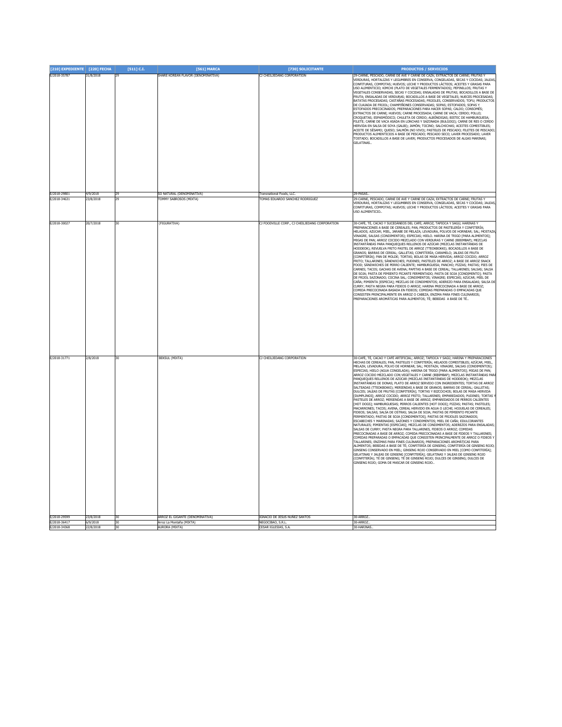| [210] EXPEDIENTE | [220] FECHA | [511] C.I. | [561] MARCA | [730] SOLICITANTE | PRODUCTOS / SERVICIOS |
|---|---|---|---|---|---|
| E/2018-35787 | 31/8/2018 | 29 | SHARE KOREAN FLAVOR (DENOMINATIVA) | CJ CHEILJEDANG CORPORATION | 29-CARNE, PESCADO, CARNE DE AVE Y CARNE DE CAZA; EXTRACTOS DE CARNE; FRUTAS Y VERDURAS, HORTALIZAS Y LEGUMBRES EN CONSERVA, CONGELADAS, SECAS Y COCIDAS; JALEAS, CONFITURAS, COMPOTAS; HUEVOS; LECHE Y PRODUCTOS LÁCTEOS; ACEITES Y GRASAS PARA USO ALIMENTICIO; KIMCHI (PLATO DE VEGETALES FERMENTADOS); PEPINILLOS; FRUTAS Y VEGETALES CONSERVADAS, SECAS Y COCIDAS; ENSALADAS DE FRUTAS; BOCADILLOS A BASE DE FRUTA; ENSALADAS DE VERDURAS; BOCADILLOS A BASE DE VEGETALES; NUECES PROCESADAS; BATATAS PROCESADAS; CASTAÑAS PROCESADAS; FRIJOLES, CONSERVADOS; TOFU; PRODUCTOS DE CUAJADA DE FRIJOL; CHAMPIÑONES CONSERVADAS; SOPAS; ESTOFADOS; SOPAS Y ESTOFADOS PRECOCINADOS; PREPARACIONES PARA HACER SOPAS; CALDO; CONSOMÉS; EXTRACTOS DE CARNE; HUEVOS; CARNE PROCESADA; CARNE DE VACA; CERDO; POLLO; CROQUETAS; ESPASMÓDICO; CHULETA DE CERDO; ALBÓNDIGAS; BISTEC DE HAMBURGUESA; FILETE; CARNE DE VACA ASADA EN LONCHAS Y SAZONADA (BULGOGI); CARNE DE RES O CERDO HERVIDA EN SALSA DE SOYA (GALBI); JAMÓN; TOCINO; SALCHICHAS; ACEITES COMESTIBLES; ACEITE DE SÉSAMO; QUESO; SALMÓN (NO VIVO); PASTELES DE PESCADO; FILETES DE PESCADO; PRODUCTOS ALIMENTICIOS A BASE DE PESCADO; PESCADO SECO; LAVER PROCESADO; LAVER TOSTADO; BOCADILLOS A BASE DE LAVER; PRODUCTOS PROCESADOS DE ALGAS MARINAS; GELATINAS.. |
| E/2018-29801 | 4/9/2018 | 29 | SO NATURAL (DENOMINATIVA) | Transnational Foods, LLC. | 29-PASAS.. |
| E/2018-34631 | 23/8/2018 | 29 | TOMMY SABROSOS (MIXTA) | TOMAS EDUARDO SANCHEZ RODRIGUEZ | 29-CARNE, PESCADO, CARNE DE AVE Y CARNE DE CAZA; EXTRACTOS DE CARNE; FRUTAS Y VERDURAS, HORTALIZAS Y LEGUMBRES EN CONSERVA, CONGELADAS, SECAS Y COCIDAS; JALEAS, CONFITURAS, COMPOTAS; HUEVOS; LECHE Y PRODUCTOS LÁCTEOS; ACEITES Y GRASAS PARA USO ALIMENTICIO.. |
| E/2018-30027 | 20/7/2018 | 30 | (FIGURATIVA) | CJ FOODVILLE CORP., CJ CHEILJEDANG CORPORATION | 30-CAFÉ, TÉ, CACAO Y SUCEDÁNEOS DEL CAFÉ; ARROZ; TAPIOCA Y SAGÚ; HARINAS Y PREPARACIONES A BASE DE CEREALES; PAN, PRODUCTOS DE PASTELERÍA Y CONFITERÍA; HELADOS; AZÚCAR; MIEL, JARABE DE MELAZA; LEVADURA, POLVOS DE HORNEAR; SAL; MOSTAZA; VINAGRE, SALSAS (CONDIMENTOS); ESPECIAS; HIELO. HARINA DE TRIGO [PARA ALIMENTOS]; MIGAS DE PAN; ARROZ COCIDO MEZCLADO CON VERDURAS Y CARNE (BIBIMBAP); MEZCLAS INSTANTÁNEAS PARA PANQUEQUES RELLENOS DE AZÚCAR (MEZCLAS INSTANTÁNEAS DE HODDEOK); REVUELVA FRITO PASTEL DE ARROZ (TTEOKBOKKI); BOCADILLOS A BASE DE GRANOS; BARRAS DE CEREAL; GALLETAS; CONFITERÍA; CARAMELO; JALEAS DE FRUTA [CONFITERÍA]; PAN DE MOLDE; TORTAS; BOLAS DE MASA HERVIDA; ARROZ COCIDO; ARROZ FRITO; TALLARINES; SÁNDWICHES; PUDINES; PASTELES DE ARROZ; A BASE DE ARROZ SNACK FOOD; SÁNDWICHES DE PERRO CALIENTE; HAMBURGUESA; PANCHO; PIZZAS; PASTAS; PIES DE CARNES; TACOS; GACHAS DE AVENA; PAPITAS A BASE DE CEREAL; TALLARINES; SALSAS; SALSA DE SOJA; PASTA DE PIMIENTO PICANTE FERMENTADO; PASTA DE SOJA [CONDIMENTO]; PASTA DE FRIJOL SAZONADO; COCINA SAL; CONDIMENTOS; VINAGRE; ESPECIAS; AZÚCAR; MIEL DE CAÑA; PIMIENTA [ESPECIA]; MEZCLAS DE CONDIMENTOS; ADEREZO PARA ENSALADAS; SALSA DE CURRY; PASTA NEGRA PARA FIDEOS O ARROZ; HARINA PRECOCINADA A BASE DE ARROZ; COMIDA PRECOCINADA BASADA EN FIDEOS; COMIDAS PREPARADAS O EMPACADAS QUE CONSISTEN PRINCIPALMENTE EN ARROZ O CABEZA; ENZIMA PARA FINES CULINARIOS; PREPARACIONES AROMÁTICAS PARA ALIMENTOS; TÉ; BEBIDAS A BASE DE TÉ.. |
| E/2018-31771 | 2/8/2018 | 30 | BEKSUL (MIXTA) | CJ CHEILJEDANG CORPORATION | 30-CAFÉ, TÉ, CACAO Y CAFÉ ARTIFICIAL; ARROZ; TAPIOCA Y SAGÚ; HARINA Y PREPARACIONES HECHAS DE CEREALES; PAN, PASTELES Y CONFITERÍA; HELADOS COMESTIBLES; AZÚCAR, MIEL, MELAZA; LEVADURA, POLVO DE HORNEAR; SAL; MOSTAZA; VINAGRE, SALSAS (CONDIMENTOS); ESPECIAS; HIELO (AGUA CONGELADA); HARINA DE TRIGO [PARA ALIMENTOS]; MIGAS DE PAN; ARROZ COCIDO MEZCLADO CON VEGETALES Y CARNE (BIBIMBAP); MEZCLAS INSTANTÁNEAS PARA PANQUEQUES RELLENOS DE AZÚCAR (MEZCLAS INSTANTÁNEAS DE HODDEOK); MEZCLAS INSTANTÁNEAS DE DONAS; PLATO DE ARROZ SERVIDO CON INGREDIENTES; TORTAS DE ARROZ SALTEADAS (TTEOKBOKKI); MERIENDAS A BASE DE GRANOS; BARRAS DE CEREAL; GALLETAS; DULCES; JALEAS DE FRUTAS [CONFITERÍA]; TORTAS Y BIZCOCHOS; BOLAS DE MASA HERVIDA [DUMPLINGS]; ARROZ COCIDO; ARROZ FRITO; TALLARINES; EMPAREDADOS; PUDINES; TORTAS Y PASTELES DE ARROZ; MERIENDAS A BASE DE ARROZ; EMPAREDADOS DE PERROS CALIENTES [HOT DOGS]; HAMBURGUESAS; PERROS CALIENTES [HOT DOGS]; PIZZAS; PASTAS; PASTELES; MACARRONES; TACOS; AVENA, CEREAL HERVIDO EN AGUA O LECHE; HOJUELAS DE CEREALES; FIDEOS; SALSAS; SALSA DE OSTRAS; SALSA DE SOJA; PASTAS DE PIMIENTO PICANTE FERMENTADO; PASTAS DE SOJA [CONDIMENTOS]; PASTAS DE FRIJOLES SAZONADOS; ESCABECHES Y MARINADAS; SAZONES Y CONDIMENTOS; MIEL DE CAÑA; EDULCORANTES NATURALES; PIMIENTAS [ESPECIAS]; MEZCLAS DE CONDIMENTOS; ADEREZOS PARA ENSALADAS; SALSAS DE CURRY; PASTA NEGRA PARA TALLARINES, FIDEOS O ARROZ; COMIDAS PRECOCINADAS A BASE DE ARROZ; COMIDA PRECOCINADAS A BASE DE FIDEOS Y TALLARINES; COMIDAS PREPARADAS O EMPACADAS QUE CONSISTEN PRINCIPALMENTE DE ARROZ O FIDEOS Y TALLARINES; ENZIMAS PARA FINES CULINARIOS; PREPARACIONES AROMÁTICAS PARA ALIMENTOS; BEBIDAS A BASE DE TÉ; CONFITERÍA DE GINSENG; CONFITERÍA DE GINSENG ROJO; GINSENG CONSERVADO EN MIEL; GINSENG ROJO CONSERVADO EN MIEL [COMO CONFITERÍA]; GELATINAS Y JALEAS DE GINSENG [CONFITERÍA]; GELATINAS Y JALEAS DE GINSENG ROJO (CONFITERÍA); TÉ DE GINSENG; TÉ DE GINSENG ROJO; DULCES DE GINSENG; DULCES DE GINSENG ROJO; GOMA DE MASCAR DE GINSENG ROJO.. |
| E/2018-29599 | 23/8/2018 | 30 | ARROZ EL GIGANTE (DENOMINATIVA) | IGNACIO DE JESUS NUÑEZ SANTOS | 30-ARROZ.. |
| E/2018-36417 | 6/9/2018 | 30 | Arroz La Montaña (MIXTA) | NEGOCIBAO, S.R.L. | 30-ARROZ.. |
| E/2018-34368 | 22/8/2018 | 30 | AURORA (MIXTA) | CESAR IGLESIAS, S.A. | 30-HARINAS.. |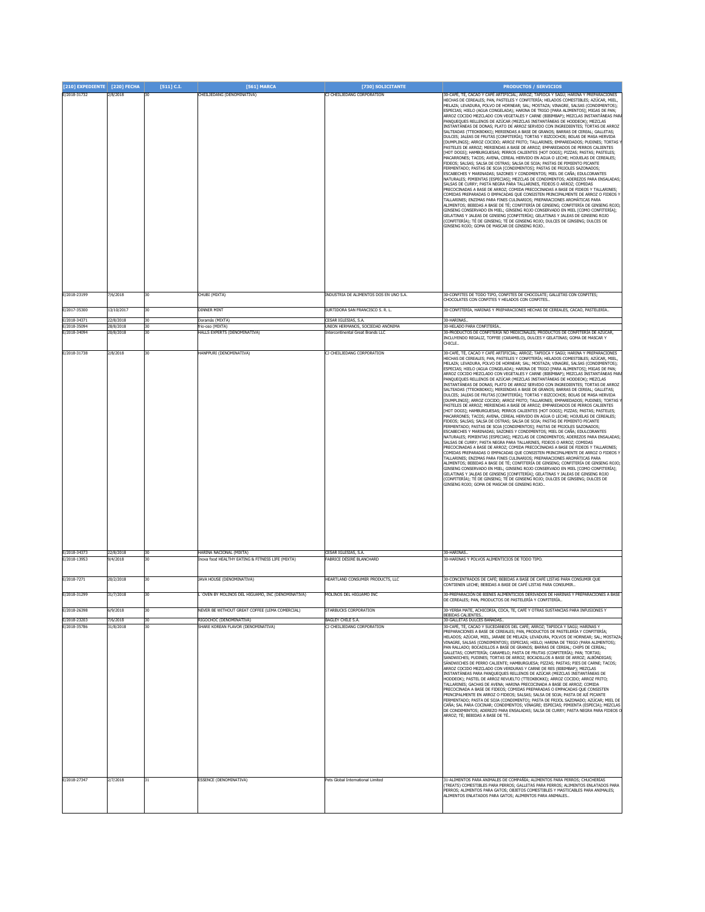| [210] EXPEDIENTE | [220] FECHA | [511] C.I. | [561] MARCA | [730] SOLICITANTE | PRODUCTOS / SERVICIOS |
|---|---|---|---|---|---|
| E/2018-31732 | 2/8/2018 | 30 | CHEILJEDANG (DENOMINATIVA) | CJ CHEILJEDANG CORPORATION | 30-CAFÉ, TÉ, CACAO Y CAFÉ ARTIFICIAL; ARROZ; TAPIOCA Y SAGÚ; HARINA Y PREPARACIONES HECHAS DE CEREALES; PAN, PASTELES Y CONFITERÍA; HELADOS COMESTIBLES; AZÚCAR, MIEL, MELAZA; LEVADURA, POLVO DE HORNEAR; SAL; MOSTAZA; VINAGRE, SALSAS (CONDIMENTOS); ESPECIAS; HIELO (AGUA CONGELADA); HARINA DE TRIGO [PARA ALIMENTOS]; MIGAS DE PAN; ARROZ COCIDO MEZCLADO CON VEGETALES Y CARNE (BIBIMBAP); MEZCLAS INSTANTÁNEAS PARA PANQUEQUES RELLENOS DE AZÚCAR (MEZCLAS INSTANTÁNEAS DE HODDEOK); MEZCLAS INSTANTÁNEAS DE DONAS; PLATO DE ARROZ SERVIDO CON INGREDIENTES; TORTAS DE ARROZ SALTEADAS (TTEOKBOKKI); MERIENDAS A BASE DE GRANOS; BARRAS DE CEREAL; GALLETAS; DULCES; JALEAS DE FRUTAS [CONFITERÍA]; TORTAS Y BIZCOCHOS; BOLAS DE MASA HERVIDA [DUMPLINGS]; ARROZ COCIDO; ARROZ FRITO; TALLARINES; EMPAREDADOS; PUDINES; TORTAS Y PASTELES DE ARROZ; MERIENDAS A BASE DE ARROZ; EMPAREDADOS DE PERROS CALIENTES [HOT DOGS]; HAMBURGUESAS; PERROS CALIENTES [HOT DOGS]; PIZZAS; PASTAS; PASTELES; MACARRONES; TACOS; AVENA, CEREAL HERVIDO EN AGUA O LECHE; HOJUELAS DE CEREALES; FIDEOS; SALSAS; SALSA DE OSTRAS; SALSA DE SOJA; PASTAS DE PIMIENTO PICANTE FERMENTADO; PASTAS DE SOJA [CONDIMENTOS]; PASTAS DE FRIJOLES SAZONADOS; ESCABECHES Y MARINADAS; SAZONES Y CONDIMENTOS; MIEL DE CAÑA; EDULCORANTES NATURALES; PIMIENTAS [ESPECIAS]; MEZCLAS DE CONDIMENTOS; ADEREZOS PARA ENSALADAS; SALSAS DE CURRY; PASTA NEGRA PARA TALLARINES, FIDEOS O ARROZ; COMIDAS PRECOCINADAS A BASE DE ARROZ; COMIDA PRECOCINADAS A BASE DE FIDEOS Y TALLARINES; COMIDAS PREPARADAS O EMPACADAS QUE CONSISTEN PRINCIPALMENTE DE ARROZ O FIDEOS Y TALLARINES; ENZIMAS PARA FINES CULINARIOS; PREPARACIONES AROMÁTICAS PARA ALIMENTOS; BEBIDAS A BASE DE TÉ; CONFITERÍA DE GINSENG; CONFITERÍA DE GINSENG ROJO; GINSENG CONSERVADO EN MIEL; GINSENG ROJO CONSERVADO EN MIEL [COMO CONFITERÍA]; GELATINAS Y JALEAS DE GINSENG [CONFITERÍA]; GELATINAS Y JALEAS DE GINSENG ROJO (CONFITERÍA); TÉ DE GINSENG; TÉ DE GINSENG ROJO; DULCES DE GINSENG; DULCES DE GINSENG ROJO; GOMA DE MASCAR DE GINSENG ROJO.. |
| E/2018-23199 | 7/6/2018 | 30 | CHUBI (MIXTA) | INDUSTRIA DE ALIMENTOS DOS EN UNO S.A. | 30-CONFITES DE TODO TIPO, CONFITES DE CHOCOLATE; GALLETAS CON CONFITES; CHOCOLATES CON CONFITES Y HELADOS CON CONFITES.. |
| E/2017-35300 | 13/10/2017 | 30 | DINNER MINT | SURTIDORA SAN FRANCISCO S. R. L. | 30-CONFITERÍA, HARINAS Y PREPARACIONES HECHAS DE CEREALES, CACAO, PASTELERÍA.. |
| E/2018-34371 | 22/8/2018 | 30 | Doramás (MIXTA) | CESAR IGLESIAS, S.A. | 30-HARINAS.. |
| E/2018-35094 | 28/8/2018 | 30 | frio-oso (MIXTA) | UNION HERMANOS, SOCIEDAD ANÓNIMA | 30-HELADO PARA CONFITERÍA.. |
| E/2018-34094 | 20/8/2018 | 30 | HALLS EXPERTS (DENOMINATIVA) | Intercontinental Great Brands LLC | 30-PRODUCTOS DE CONFITERÍA NO MEDICINALES; PRODUCTOS DE CONFITERÍA DE AZÚCAR, INCLUYENDO REGALIZ, TOFFEE (CARAMELO), DULCES Y GELATINAS; GOMA DE MASCAR Y CHICLE.. |
| E/2018-31738 | 2/8/2018 | 30 | HANPPURI (DENOMINATIVA) | CJ CHEILJEDANG CORPORATION | 30-CAFÉ, TÉ, CACAO Y CAFÉ ARTIFICIAL; ARROZ; TAPIOCA Y SAGÚ; HARINA Y PREPARACIONES HECHAS DE CEREALES; PAN, PASTELES Y CONFITERÍA; HELADOS COMESTIBLES; AZÚCAR, MIEL, MELAZA; LEVADURA, POLVO DE HORNEAR; SAL; MOSTAZA; VINAGRE, SALSAS (CONDIMENTOS); ESPECIAS; HIELO (AGUA CONGELADA); HARINA DE TRIGO [PARA ALIMENTOS]; MIGAS DE PAN; ARROZ COCIDO MEZCLADO CON VEGETALES Y CARNE (BIBIMBAP); MEZCLAS INSTANTÁNEAS PARA PANQUEQUES RELLENOS DE AZÚCAR (MEZCLAS INSTANTÁNEAS DE HODDEOK); MEZCLAS INSTANTÁNEAS DE DONAS; PLATO DE ARROZ SERVIDO CON INGREDIENTES; TORTAS DE ARROZ SALTEADAS (TTEOKBOKKI); MERIENDAS A BASE DE GRANOS; BARRAS DE CEREAL; GALLETAS; DULCES; JALEAS DE FRUTAS [CONFITERÍA]; TORTAS Y BIZCOCHOS; BOLAS DE MASA HERVIDA [DUMPLINGS]; ARROZ COCIDO; ARROZ FRITO; TALLARINES; EMPAREDADOS; PUDINES; TORTAS Y PASTELES DE ARROZ; MERIENDAS A BASE DE ARROZ; EMPAREDADOS DE PERROS CALIENTES [HOT DOGS]; HAMBURGUESAS; PERROS CALIENTES [HOT DOGS]; PIZZAS; PASTAS; PASTELES; MACARRONES; TACOS; AVENA, CEREAL HERVIDO EN AGUA O LECHE; HOJUELAS DE CEREALES; FIDEOS; SALSAS; SALSA DE OSTRAS; SALSA DE SOJA; PASTAS DE PIMIENTO PICANTE FERMENTADO; PASTAS DE SOJA [CONDIMENTOS]; PASTAS DE FRIJOLES SAZONADOS; ESCABECHES Y MARINADAS; SAZONES Y CONDIMENTOS; MIEL DE CAÑA; EDULCORANTES NATURALES; PIMIENTAS [ESPECIAS]; MEZCLAS DE CONDIMENTOS; ADEREZOS PARA ENSALADAS; SALSAS DE CURRY; PASTA NEGRA PARA TALLARINES, FIDEOS O ARROZ; COMIDAS PRECOCINADAS A BASE DE ARROZ; COMIDA PRECOCINADAS A BASE DE FIDEOS Y TALLARINES; COMIDAS PREPARADAS O EMPACADAS QUE CONSISTEN PRINCIPALMENTE DE ARROZ O FIDEOS Y TALLARINES; ENZIMAS PARA FINES CULINARIOS; PREPARACIONES AROMÁTICAS PARA ALIMENTOS; BEBIDAS A BASE DE TÉ; CONFITERÍA DE GINSENG; CONFITERÍA DE GINSENG ROJO; GINSENG CONSERVADO EN MIEL; GINSENG ROJO CONSERVADO EN MIEL [COMO CONFITERÍA]; GELATINAS Y JALEAS DE GINSENG [CONFITERÍA]; GELATINAS Y JALEAS DE GINSENG ROJO (CONFITERÍA); TÉ DE GINSENG; TÉ DE GINSENG ROJO; DULCES DE GINSENG; DULCES DE GINSENG ROJO; GOMA DE MASCAR DE GINSENG ROJO.. |
| E/2018-34373 | 22/8/2018 | 30 | HARINA NACIONAL (MIXTA) | CESAR IGLESIAS, S.A. | 30-HARINAS.. |
| E/2018-13953 | 9/4/2018 | 30 | Inova food HEALTHY EATING & FITNESS LIFE (MIXTA) | FABRICE DÉSIRÉ BLANCHARD | 30-HARINAS Y POLVOS ALIMENTICIOS DE TODO TIPO. |
| E/2018-7271 | 20/2/2018 | 30 | JAVA HOUSE (DENOMINATIVA) | HEARTLAND CONSUMER PRODUCTS, LLC | 30-CONCENTRADOS DE CAFÉ; BEBIDAS A BASE DE CAFÉ LISTAS PARA CONSUMIR QUE CONTIENEN LECHE; BEBIDAS A BASE DE CAFÉ LISTAS PARA CONSUMIR.. |
| E/2018-31299 | 31/7/2018 | 30 | L´OVEN BY MOLINOS DEL HIGUAMO, INC (DENOMINATIVA) | MOLINOS DEL HIGUAMO INC | 30-PREPARACIÓN DE BIENES ALIMENTICIOS DERIVADOS DE HARINAS Y PREPARACIONES A BASE DE CEREALES; PAN, PRODUCTOS DE PASTELERÍA Y CONFITERÍA.. |
| E/2018-26398 | 6/9/2018 | 30 | NEVER BE WITHOUT GREAT COFFEE (LEMA COMERCIAL) | STARBUCKS CORPORATION | 30-YERBA MATE, ACHICORIA, COCA, TE, CAFÉ Y OTRAS SUSTANCIAS PARA INFUSIONES Y BEBIDAS CALIENTES.. |
| E/2018-23203 | 7/6/2018 | 30 | RIGOCHOC (DENOMINATIVA) | BAGLEY CHILE S.A. | 30-GALLETAS DULCES BAÑADAS.. |
| E/2018-35786 | 31/8/2018 | 30 | SHARE KOREAN FLAVOR (DENOMINATIVA) | CJ CHEILJEDANG CORPORATION | 30-CAFÉ, TÉ, CACAO Y SUCEDÁNEOS DEL CAFÉ; ARROZ; TAPIOCA Y SAGÚ; HARINAS Y PREPARACIONES A BASE DE CEREALES; PAN, PRODUCTOS DE PASTELERÍA Y CONFITERÍA; HELADOS; AZÚCAR, MIEL, JARABE DE MELAZA; LEVADURA, POLVOS DE HORNEAR; SAL; MOSTAZA; VINAGRE, SALSAS (CONDIMENTOS); ESPECIAS; HIELO; HARINA DE TRIGO (PARA ALIMENTOS); PAN RALLADO; BOCADILLOS A BASE DE GRANOS; BARRAS DE CEREAL; CHIPS DE CEREAL; GALLETAS; CONFITERÍA; CARAMELO; PASTA DE FRUTAS (CONFITERÍA); PAN; TORTAS; SANDWICHES; PUDINES; TORTAS DE ARROZ; BOCADILLOS A BASE DE ARROZ; ALBÓNDIGAS; SÁNDWICHES DE PERRO CALIENTE; HAMBURGUESA; PIZZAS; PIES DE CARNE; TACOS; ARROZ COCIDO MEZCLADO CON VERDURAS Y CARNE DE RES (BIBIMBAP); MEZCLAS INSTANTÁNEAS PARA PANQUEQUES RELLENOS DE AZÚCAR (MEZCLAS INSTANTÁNEAS DE HODDEOK); PASTEL DE ARROZ REVUELTO (TTEOKBOKKI); ARROZ COCIDO; ARROZ FRITO; TALLARINES; GACHAS DE AVENA; HARINA PRECOCINADA A BASE DE ARROZ; COMIDA PRECOCINADA A BASE DE FIDEOS; COMIDAS PREPARADAS O EMPACADAS QUE CONSISTEN PRINCIPALMENTE EN ARROZ O FIDEOS; SALSAS; SALSA DE SOJA; PASTA DE AJÍ PICANTE FERMENTADO; PASTA DE SOJA (CONDIMENTO); PASTA DE FRIJOL SAZONADO; AZÚCAR; MIEL DE CAÑA; SAL PARA COCINAR; CONDIMENTOS; VINAGRE; ESPECIAS; PIMIENTA (ESPECIA); MEZCLAS DE CONDIMENTOS; ADEREZO PARA ENSALADAS; SALSA DE CURRY; PASTA NEGRA PARA FIDEOS O ARROZ; TÉ; BEBIDAS A BASE DE TÉ.. |
| E/2018-27347 | 2/7/2018 | 31 | ESSENCE (DENOMINATIVA) | Pets Global International Limited | 31-ALIMENTOS PARA ANIMALES DE COMPAÑÍA; ALIMENTOS PARA PERROS; CHUCHERÍAS (TREATS) COMESTIBLES PARA PERROS; GALLETAS PARA PERROS; ALIMENTOS ENLATADOS PARA PERROS; ALIMENTOS PARA GATOS; OBJETOS COMESTIBLES Y MASTICABLES PARA ANIMALES, ALIMENTOS ENLATADOS PARA GATOS; ALIMENTOS PARA ANIMALES.. |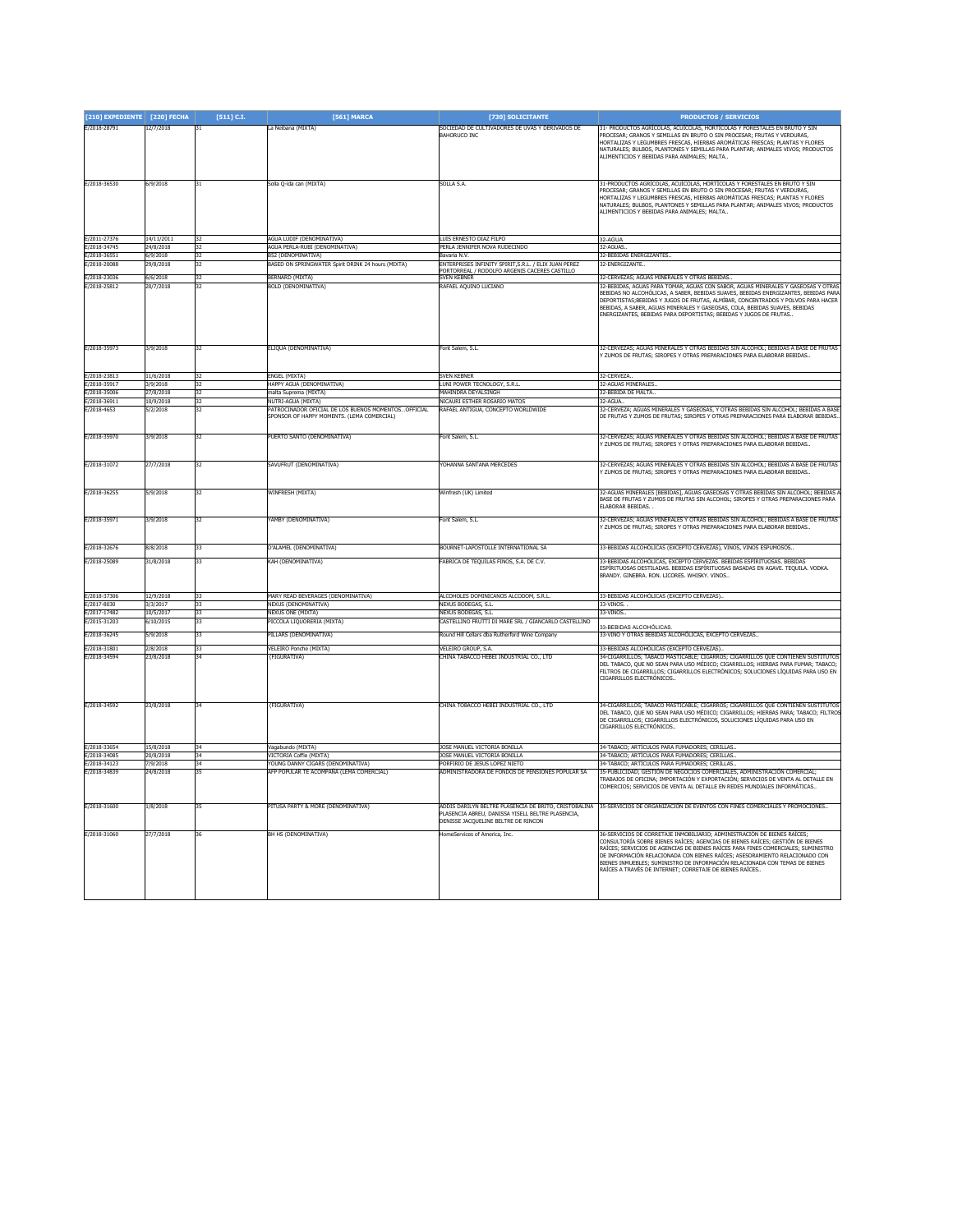| [210] EXPEDIENTE | [220] FECHA | [511] C.I. | [561] MARCA | [730] SOLICITANTE | PRODUCTOS / SERVICIOS |
|---|---|---|---|---|---|
| E/2018-28791 | 12/7/2018 | 31 | La Neibana (MIXTA) | SOCIEDAD DE CULTIVADORES DE UVAS Y DERIVADOS DE BAHORUCO INC | 31- PRODUCTOS AGRÍCOLAS, ACUÍCOLAS, HORTÍCOLAS Y FORESTALES EN BRUTO Y SIN PROCESAR; GRANOS Y SEMILLAS EN BRUTO O SIN PROCESAR; FRUTAS Y VERDURAS, HORTALIZAS Y LEGUMBRES FRESCAS, HIERBAS AROMÁTICAS FRESCAS; PLANTAS Y FLORES NATURALES; BULBOS, PLANTONES Y SEMILLAS PARA PLANTAR; ANIMALES VIVOS; PRODUCTOS ALIMENTICIOS Y BEBIDAS PARA ANIMALES; MALTA.. |
| E/2018-36530 | 6/9/2018 | 31 | Solla Q-ida can (MIXTA) | SOLLA S.A. | 31-PRODUCTOS AGRÍCOLAS, ACUÍCOLAS, HORTÍCOLAS Y FORESTALES EN BRUTO Y SIN PROCESAR; GRANOS Y SEMILLAS EN BRUTO O SIN PROCESAR; FRUTAS Y VERDURAS, HORTALIZAS Y LEGUMBRES FRESCAS, HIERBAS AROMÁTICAS FRESCAS; PLANTAS Y FLORES NATURALES; BULBOS, PLANTONES Y SEMILLAS PARA PLANTAR; ANIMALES VIVOS; PRODUCTOS ALIMENTICIOS Y BEBIDAS PARA ANIMALES; MALTA.. |
| E/2011-27376 | 14/11/2011 | 32 | AGUA LUDIF (DENOMINATIVA) | LUIS ERNESTO DIAZ FILPO | 32-AGUA |
| E/2018-34745 | 24/8/2018 | 32 | AGUA PERLA-RUBI (DENOMINATIVA) | PERLA JENNIFER NOVA RUDECINDO | 32-AGUAS.. |
| E/2018-36551 | 6/9/2018 | 32 | B52 (DENOMINATIVA) | Bavaria N.V. | 32-BEBIDAS ENERGIZANTES.. |
| E/2018-20088 | 29/8/2018 | 32 | BASED ON SPRINGWATER Spirit DRINK 24 hours (MIXTA) | ENTERPRISES INFINITY SPIRIT,S.R.L. / ELIX JUAN PEREZ PORTORREAL / RODOLFO ARGENIS CACERES CASTILLO | 32-ENERGIZANTE.. |
| E/2018-23036 | 6/6/2018 | 32 | BERNARD (MIXTA) | SVEN KEBNER | 32-CERVEZAS; AGUAS MINERALES Y OTRAS BEBIDAS.. |
| E/2018-25812 | 20/7/2018 | 32 | BOLD (DENOMINATIVA) | RAFAEL AQUINO LUCIANO | 32-BEBIDAS, AGUAS PARA TOMAR, AGUAS CON SABOR, AGUAS MINERALES Y GASEOSAS Y OTRAS BEBIDAS NO ALCOHÓLICAS, A SABER, BEBIDAS SUAVES, BEBIDAS ENERGIZANTES, BEBIDAS PARA DEPORTISTAS;BEBIDAS Y JUGOS DE FRUTAS, ALMÍBAR, CONCENTRADOS Y POLVOS PARA HACER BEBIDAS, A SABER, AGUAS MINERALES Y GASEOSAS, COLA, BEBIDAS SUAVES, BEBIDAS ENERGIZANTES, BEBIDAS PARA DEPORTISTAS; BEBIDAS Y JUGOS DE FRUTAS.. |
| E/2018-35973 | 3/9/2018 | 32 | ELIQUA (DENOMINATIVA) | Font Salem, S.L. | 32-CERVEZAS; AGUAS MINERALES Y OTRAS BEBIDAS SIN ALCOHOL; BEBIDAS A BASE DE FRUTAS Y ZUMOS DE FRUTAS; SIROPES Y OTRAS PREPARACIONES PARA ELABORAR BEBIDAS.. |
| E/2018-23813 | 11/6/2018 | 32 | ENGEL (MIXTA) | SVEN KEBNER | 32-CERVEZA.. |
| E/2018-35917 | 3/9/2018 | 32 | HAPPY AGUA (DENOMINATIVA) | LUNI POWER TECNOLOGY, S.R.L. | 32-AGUAS MINERALES.. |
| E/2018-35006 | 27/8/2018 | 32 | malta Suprema (MIXTA) | MAHINDRA DEYALSINGH | 32-BEBIDA DE MALTA.. |
| E/2018-36911 | 10/9/2018 | 32 | NUTRI-AGUA (MIXTA) | NICAURI ESTHER ROSARIO MATOS | 32-AGUA.. |
| E/2018-4653 | 5/2/2018 | 32 | PATROCINADOR OFICIAL DE LOS BUENOS MOMENTOS...OFFICIAL SPONSOR OF HAPPY MOMENTS. (LEMA COMERCIAL) | RAFAEL ANTIGUA, CONCEPTO WORLDWIDE | 32-CERVEZA; AGUAS MINERALES Y GASEOSAS, Y OTRAS BEBIDAS SIN ALCOHOL; BEBIDAS A BASE DE FRUTAS Y ZUMOS DE FRUTAS; SIROPES Y OTRAS PREPARACIONES PARA ELABORAR BEBIDAS.. |
| E/2018-35970 | 3/9/2018 | 32 | PUERTO SANTO (DENOMINATIVA) | Font Salem, S.L. | 32-CERVEZAS; AGUAS MINERALES Y OTRAS BEBIDAS SIN ALCOHOL; BEBIDAS A BASE DE FRUTAS Y ZUMOS DE FRUTAS; SIROPES Y OTRAS PREPARACIONES PARA ELABORAR BEBIDAS.. |
| E/2018-31072 | 27/7/2018 | 32 | SAVUFRUT (DENOMINATIVA) | YOHANNA SANTANA MERCEDES | 32-CERVEZAS; AGUAS MINERALES Y OTRAS BEBIDAS SIN ALCOHOL; BEBIDAS A BASE DE FRUTAS Y ZUMOS DE FRUTAS; SIROPES Y OTRAS PREPARACIONES PARA ELABORAR BEBIDAS.. |
| E/2018-36255 | 5/9/2018 | 32 | WINFRESH (MIXTA) | Winfresh (UK) Limited | 32-AGUAS MINERALES [BEBIDAS], AGUAS GASEOSAS Y OTRAS BEBIDAS SIN ALCOHOL; BEBIDAS A BASE DE FRUTAS Y ZUMOS DE FRUTAS SIN ALCOHOL; SIROPES Y OTRAS PREPARACIONES PARA ELABORAR BEBIDAS. . |
| E/2018-35971 | 3/9/2018 | 32 | YAMBY (DENOMINATIVA) | Font Salem, S.L. | 32-CERVEZAS; AGUAS MINERALES Y OTRAS BEBIDAS SIN ALCOHOL; BEBIDAS A BASE DE FRUTAS Y ZUMOS DE FRUTAS; SIROPES Y OTRAS PREPARACIONES PARA ELABORAR BEBIDAS.. |
| E/2018-32676 | 8/8/2018 | 33 | D'ALAMEL (DENOMINATIVA) | BOURNET-LAPOSTOLLE INTERNATIONAL SA | 33-BEBIDAS ALCOHÓLICAS (EXCEPTO CERVEZAS), VINOS, VINOS ESPUMOSOS.. |
| E/2018-25089 | 31/8/2018 | 33 | KAH (DENOMINATIVA) | FABRICA DE TEQUILAS FINOS, S.A. DE C.V. | 33-BEBIDAS ALCOHÓLICAS, EXCEPTO CERVEZAS. BEBIDAS ESPIRITUOSAS. BEBIDAS ESPÍRITUOSAS DESTILADAS. BEBIDAS ESPÍRITUOSAS BASADAS EN AGAVE. TEQUILA. VODKA. BRANDY. GINEBRA. RON. LICORES. WHISKY. VINOS.. |
| E/2018-37306 | 12/9/2018 | 33 | MARY READ BEVERAGES (DENOMINATIVA) | ALCOHOLES DOMINICANOS ALCODOM, S.R.L. | 33-BEBIDAS ALCOHÓLICAS (EXCEPTO CERVEZAS).. |
| E/2017-8030 | 3/3/2017 | 33 | NEXUS (DENOMINATIVA) | NEXUS BODEGAS, S.L. | 33-VINOS. . |
| E/2017-17482 | 10/5/2017 | 33 | NEXUS ONE (MIXTA) | NEXUS BODEGAS, S.L. | 33-VINOS.. |
| E/2015-31203 | 6/10/2015 | 33 | PICCOLA LIQUORERIA (MIXTA) | CASTELLINO FRUTTI DI MARE SRL / GIANCARLO CASTELLINO | 33-BEBIDAS ALCOHÓLICAS. |
| E/2018-36245 | 5/9/2018 | 33 | PILLARS (DENOMINATIVA) | Round Hill Cellars dba Rutherford Wine Company | 33-VINO Y OTRAS BEBIDAS ALCOHÓLICAS, EXCEPTO CERVEZAS.. |
| E/2018-31801 | 2/8/2018 | 33 | VELEIRO Poncho (MIXTA) | VELEIRO GROUP, S.A. | 33-BEBIDAS ALCOHÓLICAS (EXCEPTO CERVEZAS).. |
| E/2018-34594 | 23/8/2018 | 34 | (FIGURATIVA) | CHINA TOBACCO HEBEI INDUSTRIAL CO., LTD | 34-CIGARRILLOS; TABACO MASTICABLE; CIGARROS; CIGARRILLOS QUE CONTIENEN SUSTITUTOS DEL TABACO, QUE NO SEAN PARA USO MÉDICO; CIGARRILLOS; HIERBAS PARA FUMAR; TABACO; FILTROS DE CIGARRILLOS; CIGARRILLOS ELECTRÓNICOS; SOLUCIONES LÍQUIDAS PARA USO EN CIGARRILLOS ELECTRÓNICOS.. |
| E/2018-34592 | 23/8/2018 | 34 | (FIGURATIVA) | CHINA TOBACCO HEBEI INDUSTRIAL CO., LTD | 34-CIGARRILLOS; TABACO MASTICABLE; CIGARROS; CIGARRILLOS QUE CONTIENEN SUSTITUTOS DEL TABACO, QUE NO SEAN PARA USO MÉDICO; CIGARRILLOS; HIERBAS PARA; TABACO; FILTROS DE CIGARRILLOS; CIGARRILLOS ELECTRÓNICOS, SOLUCIONES LÍQUIDAS PARA USO EN CIGARRILLOS ELECTRÓNICOS.. |
| E/2018-33654 | 15/8/2018 | 34 | Vagabundo (MIXTA) | JOSE MANUEL VICTORIA BONILLA | 34-TABACO; ARTÍCULOS PARA FUMADORES; CERILLAS.. |
| E/2018-34085 | 20/8/2018 | 34 | VICTORIA Coffie (MIXTA) | JOSE MANUEL VICTORIA BONILLA | 34-TABACO; ARTÍCULOS PARA FUMADORES; CERILLAS.. |
| E/2018-34123 | 7/9/2018 | 34 | YOUNG DANNY CIGARS (DENOMINATIVA) | PORFIRIO DE JESUS LOPEZ NIETO | 34-TABACO; ARTÍCULOS PARA FUMADORES; CERILLAS.. |
| E/2018-34839 | 24/8/2018 | 35 | AFP POPULAR TE ACOMPAÑA (LEMA COMERCIAL) | ADMINISTRADORA DE FONDOS DE PENSIONES POPULAR SA | 35-PUBLICIDAD; GESTIÓN DE NEGOCIOS COMERCIALES, ADMINISTRACIÓN COMERCIAL; TRABAJOS DE OFICINA; IMPORTACIÓN Y EXPORTACIÓN; SERVICIOS DE VENTA AL DETALLE EN COMERCIOS; SERVICIOS DE VENTA AL DETALLE EN REDES MUNDIALES INFORMÁTICAS.. |
| E/2018-31600 | 1/8/2018 | 35 | PITUSA PARTY & MORE (DENOMINATIVA) | ADDIS DARILYN BELTRE PLASENCIA DE BRITO, CRISTOBALINA PLASENCIA ABREU, DANISSA YISELL BELTRE PLASENCIA, DENISSE JACQUELINE BELTRE DE RINCON | 35-SERVICIOS DE ORGANIZACIÓN DE EVENTOS CON FINES COMERCIALES Y PROMOCIONES.. |
| E/2018-31060 | 27/7/2018 | 36 | BH HS (DENOMINATIVA) | HomeServices of America, Inc. | 36-SERVICIOS DE CORRETAJE INMOBILIARIO; ADMINISTRACIÓN DE BIENES RAÍCES; CONSULTORÍA SOBRE BIENES RAÍCES; AGENCIAS DE BIENES RAÍCES; GESTIÓN DE BIENES RAÍCES; SERVICIOS DE AGENCIAS DE BIENES RAÍCES PARA FINES COMERCIALES; SUMINISTRO DE INFORMACIÓN RELACIONADA CON BIENES RAÍCES; ASESORAMIENTO RELACIONADO CON BIENES INMUEBLES; SUMINISTRO DE INFORMACIÓN RELACIONADA CON TEMAS DE BIENES RAÍCES A TRAVÉS DE INTERNET; CORRETAJE DE BIENES RAÍCES.. |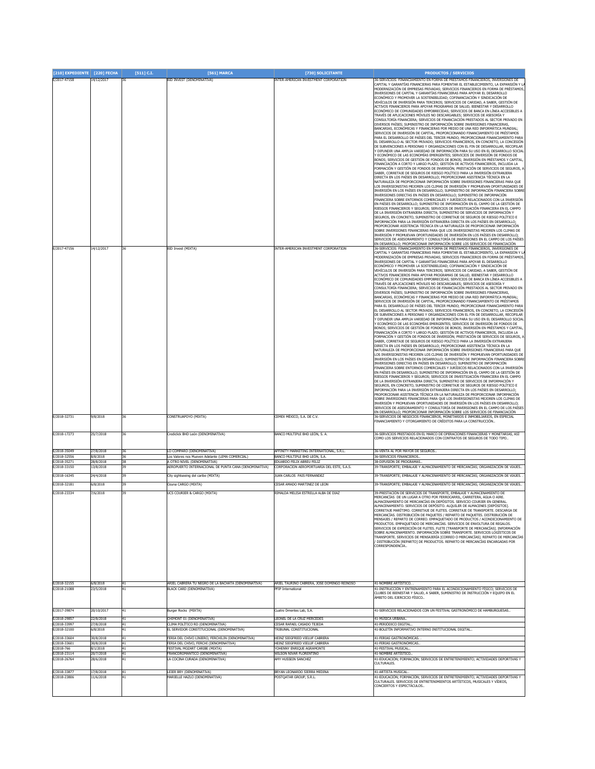| [210] EXPEDIENTE | [220] FECHA | [511] C.I. | [561] MARCA | [730] SOLICITANTE | PRODUCTOS / SERVICIOS |
|---|---|---|---|---|---|
| E/2017-47158 | 14/12/2017 | 36 | BID INVEST (DENOMINATIVA) | INTER-AMERICAN INVESTMENT CORPORATION | 36-SERVICIOS: FINANCIAMIENTO EN FORMA DE PRÉSTAMOS FINANCIEROS, INVERSIONES DE CAPITAL Y GARANTÍAS FINANCIERAS PARA FOMENTAR EL ESTABLECIMIENTO, LA EXPANSIÓN Y LA MODERNIZACIÓN DE EMPRESAS PRIVADAS; SERVICIOS FINANCIEROS EN FORMA DE PRÉSTAMOS, INVERSIONES DE CAPITAL Y GARANTÍAS FINANCIERAS PARA APOYAR EL DESARROLLO ECONÓMICO Y PROMOVER LA SOSTENIBILIDAD; COFINANCIACIÓN Y SINDICACIÓN DE VEHÍCULOS DE INVERSIÓN PARA TERCEROS; SERVICIOS DE CARIDAD, A SABER, GESTIÓN DE ACTIVOS FINANCIEROS PARA APOYAR PROGRAMAS DE SALUD, BIENESTAR Y DESARROLLO ECONÓMICO DE COMUNIDADES EMPOBRECIDAS; SERVICIOS DE BANCA EN LÍNEA ACCESIBLES A TRAVÉS DE APLICACIONES MÓVILES NO DESCARGABLES; SERVICIOS DE ASESORÍA Y CONSULTORÍA FINANCIERA; SERVICIOS DE FINANCIACIÓN PRESTADOS AL SECTOR PRIVADO EN DIVERSOS PAÍSES; SUMINISTRO DE INFORMACIÓN SOBRE INVERSIONES FINANCIERAS, BANCARIAS, ECONÓMICAS Y FINANCIERAS POR MEDIO DE UNA RED INFORMÁTICA MUNDIAL; SERVICIOS DE INVERSIÓN DE CAPITAL, PROPORCIONANDO FINANCIAMIENTO DE PRÉSTAMOS PARA EL DESARROLLO DE PAÍSES DEL TERCER MUNDO; PROPORCIONAR FINANCIAMIENTO PARA EL DESARROLLO AL SECTOR PRIVADO; SERVICIOS FINANCIEROS, EN CONCRETO, LA CONCESIÓN DE SUBVENCIONES A PERSONAS Y ORGANIZACIONES CON EL FIN DE DESARROLLAR, RECOPILAR Y DIFUNDIR UNA AMPLIA VARIEDAD DE INFORMACIÓN PARA SU USO EN EL DESARROLLO SOCIAL Y ECONÓMICO DE LAS ECONOMÍAS EMERGENTES; SERVICIOS DE INVERSIÓN DE FONDOS DE BONOS; SERVICIOS DE GESTIÓN DE FONDOS DE BONOS; INVERSIÓN EN PRÉSTAMOS Y CAPITAL, FINANCIACIÓN A CORTO Y LARGO PLAZO; GESTIÓN DE ACTIVOS FINANCIEROS, INCLUIDA LA FORMACIÓN Y GESTIÓN DE FONDOS DE INVERSIÓN; PRESTACIÓN DE SERVICIOS DE SEGUROS, A SABER, CORRETAJE DE SEGUROS DE RIESGO POLÍTICO PARA LA INVERSIÓN EXTRANJERA DIRECTA EN LOS PAÍSES EN DESARROLLO; PROPORCIONAR ASISTENCIA TÉCNICA EN LA NATURALEZA DE PROPORCIONAR INFORMACIÓN SOBRE INVERSIONES FINANCIERAS PARA QUE LOS INVERSIONISTAS MEJOREN LOS CLIMAS DE INVERSIÓN Y PROMUEVAN OPORTUNIDADES DE INVERSIÓN EN LOS PAÍSES EN DESARROLLO; SUMINISTRO DE INFORMACIÓN FINANCIERA SOBRE INVERSIONES DIRECTAS EN PAÍSES EN DESARROLLO; SUMINISTRO DE INFORMACIÓN FINANCIERA SOBRE ENTORNOS COMERCIALES Y JURÍDICOS RELACIONADOS CON LA INVERSIÓN EN PAÍSES EN DESARROLLO; SUMINISTRO DE INFORMACIÓN EN EL CAMPO DE LA GESTIÓN DE RIESGOS FINANCIEROS Y SEGUROS; SERVICIOS DE INVESTIGACIÓN FINANCIERA EN EL CAMPO DE LA INVERSIÓN EXTRANJERA DIRECTA; SUMINISTRO DE SERVICIOS DE INFORMACIÓN Y SEGUROS, EN CONCRETO, SUMINISTRO DE CORRETAJE DE SEGUROS DE RIESGO POLÍTICO E INFORMACIÓN PARA LA INVERSIÓN EXTRANJERA DIRECTA EN LOS PAÍSES EN DESARROLLO; PROPORCIONAR ASISTENCIA TÉCNICA EN LA NATURALEZA DE PROPORCIONAR INFORMACIÓN SOBRE INVERSIONES FINANCIERAS PARA QUE LOS INVERSIONISTAS MEJOREN LOS CLIMAS DE INVERSIÓN Y PROMUEVAN OPORTUNIDADES DE INVERSIÓN EN LOS PAÍSES EN DESARROLLO; SERVICIOS DE ASESORAMIENTO Y CONSULTORÍA DE INVERSIONES EN EL CAMPO DE LOS PAÍSES EN DESARROLLO; PROPORCIONAR INFORMACIÓN SOBRE LOS SERVICIOS DE FINANCIACIÓN |
| E/2017-47156 | 14/12/2017 | 36 | BID Invest (MIXTA) | INTER-AMERICAN INVESTMENT CORPORATION | 36-SERVICIOS: FINANCIAMIENTO EN FORMA DE PRÉSTAMOS FINANCIEROS, INVERSIONES DE CAPITAL Y GARANTÍAS FINANCIERAS PARA FOMENTAR EL ESTABLECIMIENTO, LA EXPANSIÓN Y LA MODERNIZACIÓN DE EMPRESAS PRIVADAS; SERVICIOS FINANCIEROS EN FORMA DE PRÉSTAMOS, INVERSIONES DE CAPITAL Y GARANTÍAS FINANCIERAS PARA APOYAR EL DESARROLLO ECONÓMICO Y PROMOVER LA SOSTENIBILIDAD; COFINANCIACIÓN Y SINDICACIÓN DE VEHÍCULOS DE INVERSIÓN PARA TERCEROS; SERVICIOS DE CARIDAD, A SABER, GESTIÓN DE ACTIVOS FINANCIEROS PARA APOYAR PROGRAMAS DE SALUD, BIENESTAR Y DESARROLLO ECONÓMICO DE COMUNIDADES EMPOBRECIDAS; SERVICIOS DE BANCA EN LÍNEA ACCESIBLES A TRAVÉS DE APLICACIONES MÓVILES NO DESCARGABLES; SERVICIOS DE ASESORÍA Y CONSULTORÍA FINANCIERA; SERVICIOS DE FINANCIACIÓN PRESTADOS AL SECTOR PRIVADO EN DIVERSOS PAÍSES; SUMINISTRO DE INFORMACIÓN SOBRE INVERSIONES FINANCIERAS, BANCARIAS, ECONÓMICAS Y FINANCIERAS POR MEDIO DE UNA RED INFORMÁTICA MUNDIAL; SERVICIOS DE INVERSIÓN DE CAPITAL, PROPORCIONANDO FINANCIAMIENTO DE PRÉSTAMOS PARA EL DESARROLLO DE PAÍSES DEL TERCER MUNDO; PROPORCIONAR FINANCIAMIENTO PARA EL DESARROLLO AL SECTOR PRIVADO; SERVICIOS FINANCIEROS, EN CONCRETO, LA CONCESIÓN DE SUBVENCIONES A PERSONAS Y ORGANIZACIONES CON EL FIN DE DESARROLLAR, RECOPILAR Y DIFUNDIR UNA AMPLIA VARIEDAD DE INFORMACIÓN PARA SU USO EN EL DESARROLLO SOCIAL Y ECONÓMICO DE LAS ECONOMÍAS EMERGENTES; SERVICIOS DE INVERSIÓN DE FONDOS DE BONOS; SERVICIOS DE GESTIÓN DE FONDOS DE BONOS; INVERSIÓN EN PRÉSTAMOS Y CAPITAL, FINANCIACIÓN A CORTO Y LARGO PLAZO; GESTIÓN DE ACTIVOS FINANCIEROS, INCLUIDA LA FORMACIÓN Y GESTIÓN DE FONDOS DE INVERSIÓN; PRESTACIÓN DE SERVICIOS DE SEGUROS, A SABER, CORRETAJE DE SEGUROS DE RIESGO POLÍTICO PARA LA INVERSIÓN EXTRANJERA DIRECTA EN LOS PAÍSES EN DESARROLLO; PROPORCIONAR ASISTENCIA TÉCNICA EN LA NATURALEZA DE PROPORCIONAR INFORMACIÓN SOBRE INVERSIONES FINANCIERAS PARA QUE LOS INVERSIONISTAS MEJOREN LOS CLIMAS DE INVERSIÓN Y PROMUEVAN OPORTUNIDADES DE INVERSIÓN EN LOS PAÍSES EN DESARROLLO; SUMINISTRO DE INFORMACIÓN FINANCIERA SOBRE INVERSIONES DIRECTAS EN PAÍSES EN DESARROLLO; SUMINISTRO DE INFORMACIÓN FINANCIERA SOBRE ENTORNOS COMERCIALES Y JURÍDICOS RELACIONADOS CON LA INVERSIÓN EN PAÍSES EN DESARROLLO; SUMINISTRO DE INFORMACIÓN EN EL CAMPO DE LA GESTIÓN DE RIESGOS FINANCIEROS Y SEGUROS; SERVICIOS DE INVESTIGACIÓN FINANCIERA EN EL CAMPO DE LA INVERSIÓN EXTRANJERA DIRECTA; SUMINISTRO DE SERVICIOS DE INFORMACIÓN Y SEGUROS, EN CONCRETO, SUMINISTRO DE CORRETAJE DE SEGUROS DE RIESGO POLÍTICO E INFORMACIÓN PARA LA INVERSIÓN EXTRANJERA DIRECTA EN LOS PAÍSES EN DESARROLLO; PROPORCIONAR ASISTENCIA TÉCNICA EN LA NATURALEZA DE PROPORCIONAR INFORMACIÓN SOBRE INVERSIONES FINANCIERAS PARA QUE LOS INVERSIONISTAS MEJOREN LOS CLIMAS DE INVERSIÓN Y PROMUEVAN OPORTUNIDADES DE INVERSIÓN EN LOS PAÍSES EN DESARROLLO; SERVICIOS DE ASESORAMIENTO Y CONSULTORÍA DE INVERSIONES EN EL CAMPO DE LOS PAÍSES EN DESARROLLO; PROPORCIONAR INFORMACIÓN SOBRE LOS SERVICIOS DE FINANCIACIÓN |
| E/2018-32731 | 9/8/2018 | 36 | CONSTRUAPOYO (MIXTA) | CEMEX MÉXICO, S.A. DE C.V. | 36-SERVICIOS DE NEGOCIOS FINANCIEROS, MONETARIOS E INMOBILIARIOS, EN ESPECIAL FINANCIAMIENTO Y OTORGAMIENTO DE CRÉDITOS PARA LA CONSTRUCCIÓN.. |
| E/2018-17273 | 25/7/2018 | 36 | Crediclick BHD León (DENOMINATIVA) | BANCO MÚLTIPLE BHD LEÓN, S. A. | 36-SERVICIOS PRESTADOS EN EL MARCO DE OPERACIONES FINANCIERAS Y MONETARIAS, ASÍ COMO LOS SERVICIOS RELACIONADOS CON CONTRATOS DE SEGUROS DE TODO TIPO.. |
| E/2018-35049 | 27/8/2018 | 36 | LO COMPARO (DENOMINATIVA) | AFFINITY MARKETING INTERNATIONAL, S.R.L. | 36-VENTA AL POR MAYOR DE SEGUROS.. |
| E/2018-32556 | 8/8/2018 | 36 | Los Valores nos Mueven Adelante (LEMA COMERCIAL) | BANCO MÚLTIPLE BHD LEÓN, S.A. | 36-SERVICIOS FINANCIEROS.. |
| E/2018-35271 | 28/8/2018 | 38 | A OTRO NIVEL (DENOMINATIVA) | EDUARDO FELIX ABREU FELIZ | 38-DIFUSIÓN DE PROGRAMAS.. |
| E/2018-33150 | 13/8/2018 | 39 | AEROPUERTO INTERNACIONAL DE PUNTA CANA (DENOMINATIVA) | CORPORACION AEROPORTUARIA DEL ESTE, S.A.S. | 39-TRANSPORTE; EMBALAJE Y ALMACENAMIENTO DE MERCANCÍAS; ORGANIZACIÓN DE VIAJES.. |
| E/2018-16345 | 24/4/2018 | 39 | City sightseeing del caribe (MIXTA) | JUAN CARLOS PAIS FERNANDEZ | 39-TRANSPORTE; EMBALAJE Y ALMACENAMIENTO DE MERCANCÍAS; ORGANIZACIÓN DE VIAJES. . |
| E/2018-32181 | 6/8/2018 | 39 | Ozuna CARGO (MIXTA) | CESAR AMADO MARTINEZ DE LEON | 39-TRANSPORTE; EMBALAJE Y ALMACENAMIENTO DE MERCANCÍAS; ORGANIZACIÓN DE VIAJES.. |
| E/2018-23334 | 7/6/2018 | 39 | UCS COURIER & CARGO (MIXTA) | RIMALDA MELISA ESTRELLA ALBA DE DIAZ | 39-PRESTACIÓN DE SERVICIOS DE TRANSPORTE, EMBALAJE Y ALMACENAMIENTO DE MERCANCÍAS DE UN LUGAR A OTRO POR FERROCARRIL, CARRETERA, AGUA O AIRE. ALMACENAMIENTO DE MERCANCÍAS EN DEPÓSITOS. SERVICIO COURIER EN GENERAL. ALMACENAMIENTO. SERVICIOS DE DEPÓSITO. ALQUILER DE ALMACENES [DEPÓSITOS]. CORRETAJE MARÍTIMO. CORRETAJE DE FLETES. CORRETAJE DE TRANSPORTE. DESCARGA DE MERCANCÍAS. DISTRIBUCIÓN DE PAQUETES / REPARTO DE PAQUETES. DISTRIBUCIÓN DE MENSAJES / REPARTO DE CORREO. EMPAQUETADO DE PRODUCTOS / ACONDICIONAMIENTO DE PRODUCTOS. EMPAQUETADO DE MERCANCÍAS. SERVICIOS DE ENVOLTURA DE REGALOS. SERVICIOS DE EXPEDICIÓN DE FLETES. FLETE [TRANSPORTE DE MERCANCÍAS]. INFORMACIÓN SOBRE ALMACENAMIENTO. INFORMACIÓN SOBRE TRANSPORTE. SERVICIOS LOGÍSTICOS DE TRANSPORTE. SERVICIOS DE MENSAJERÍA [CORREO O MERCANCÍAS]. REPARTO DE MERCANCÍAS / DISTRIBUCIÓN [REPARTO] DE PRODUCTOS. REPARTO DE MERCANCÍAS ENCARGADAS POR CORRESPONDENCIA.. |
| E/2018-32155 | 6/8/2018 | 41 | ARIEL CABRERA TU NEGRO DE LA BACHATA (DENOMINATIVA) | ARIEL TAURINO CABRERA, JOSE DOMINGO REINOSO | 41-NOMBRE ARTÍSTICO. . |
| E/2018-21088 | 23/5/2018 | 41 | BLACK CARD (DENOMINATIVA) | PFIP International | 41-INSTRUCCIÓN Y ENTRENAMIENTO PARA EL ACONDICIONAMIENTO FÍSICO; SERVICIOS DE CLUBES DE BIENESTAR Y SALUD, A SABER, SUMINISTRO DE INSTRUCCIÓN Y EQUIPO EN EL ÁMBITO DEL EJERCICIO FÍSICO.. |
| E/2017-39874 | 20/10/2017 | 41 | Burger Rocks (MIXTA) | Cuatro Dmentes Lab, S.A. | 41-SERVICIOS RELACIONADOS CON UN FESTIVAL GASTRONÓMICO DE HAMBURGUESAS.. |
| E/2018-29857 | 22/8/2018 | 41 | CHIMONT 01 (DENOMINATIVA) | LEONEL DE LA CRUZ MERCEDES | 41-MÚSICA URBANA.. |
| E/2018-33997 | 27/8/2018 | 41 | CLIMA POLÍTICO RD (DENOMINATIVA) | CESAR RAFAEL CASADO TEJEDA | 41-PERIÓDICO DIGITAL.. |
| E/2018-32100 | 6/8/2018 | 41 | EL SERVIDOR CONSTITUCIONAL (DENOMINATIVA) | TRIBUNAL CONSTITUCIONAL | 41-BOLETÍN INFORMATIVO INTERNO INSTITUCIONAL DIGITAL.. |
| E/2018-33604 | 30/8/2018 | 41 | FERIA DEL CHIVO LINIERO, FERCHILIN (DENOMINATIVA) | HEINZ SIEGFRIED VIELUF CABRERA | 41-FERIAS GASTRONÓMICAS. . |
| E/2018-33601 | 30/8/2018 | 41 | FERIA DEL CHIVO, FERCHI (DENOMINATIVA) | HEINZ SIEGFRIED VIELUF CABRERA | 41-FERIAS GASTRONÓMICAS.. |
| E/2018-766 | 8/1/2018 | 41 | FESTIVAL MOZART CARIBE (MIXTA) | YOHENNY ENRIQUE AGRAMONTE | 41-FESTIVAL MUSICAL.. |
| E/2018-23114 | 20/7/2018 | 41 | FRANCOROMANTICO (DENOMINATIVA) | WILSON NIVAR FLORENTINO | 41-NOMBRE ARTÍSTICO.. |
| E/2018-26764 | 28/6/2018 | 41 | LA COCINA CURADA (DENOMINATIVA) | AMY HUSSEIN SANCHEZ | 41-EDUCACIÓN; FORMACIÓN; SERVICIOS DE ENTRETENIMIENTO; ACTIVIDADES DEPORTIVAS Y CULTURALES. |
| E/2018-33877 | 17/8/2018 | 41 | LEIER BRY (DENOMINATIVA) | BRYAN LEONARDO SIERRA MEDINA | 41-ARTISTA MUSICAL.. |
| E/2018-23806 | 11/6/2018 | 41 | MARIELLE HAZLO (DENOMINATIVA) | POSTQATAR GROUP, S.R.L. | 41-EDUCACIÓN; FORMACIÓN; SERVICIOS DE ENTRETENIMIENTO; ACTIVIDADES DEPORTIVAS Y CULTURALES. SERVICIOS DE ENTRETENIMIENTOS ARTÍSTICOS, MUSICALES Y VÍDEOS, CONCIERTOS Y ESPECTÁCULOS.. |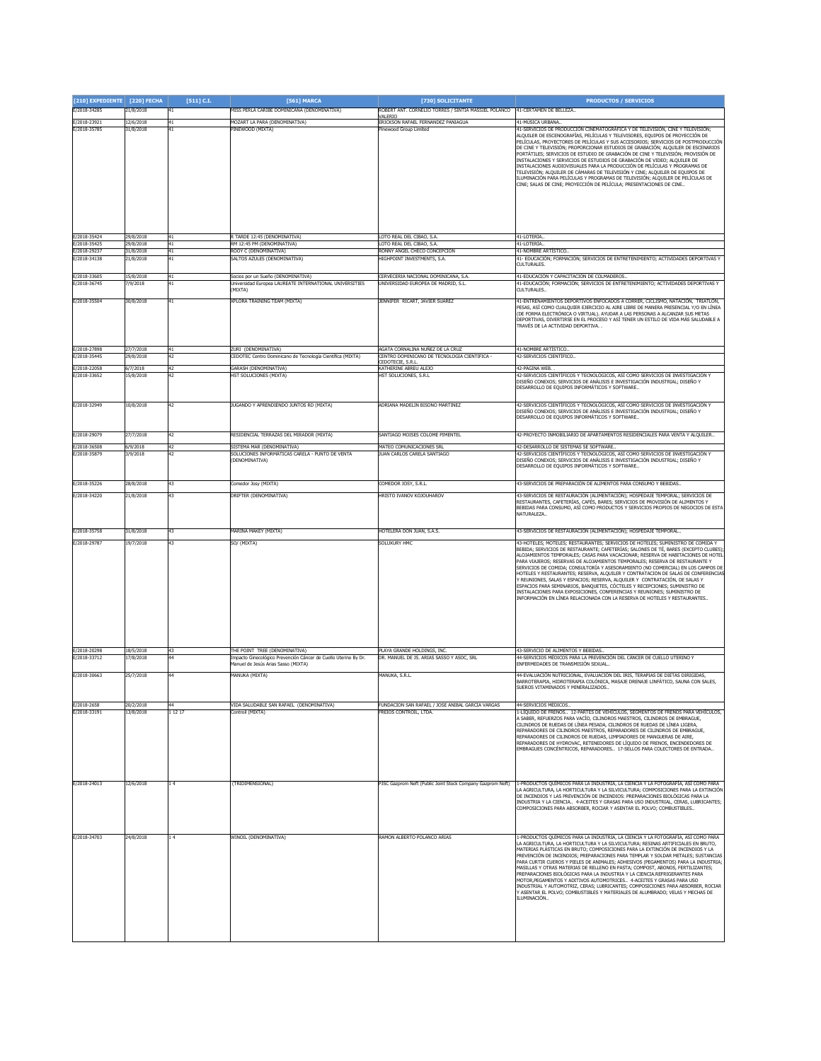| [210] EXPEDIENTE | [220] FECHA | [511] C.I. | [561] MARCA | [730] SOLICITANTE | PRODUCTOS / SERVICIOS |
|---|---|---|---|---|---|
| E/2018-34285 | 21/8/2018 | 41 | MISS PERLA CARIBE DOMINICANA (DENOMINATIVA) | ROBERT ANT. CORNELIO TORRES / SINTIA MASSIEL POLANCO VALERIO | 41-CERTAMEN DE BELLEZA.. |
| E/2018-23921 | 12/6/2018 | 41 | MOZART LA PARA (DENOMINATIVA) | ERICKSON RAFAEL FERNANDEZ PANIAGUA | 41-MÚSICA URBANA.. |
| E/2018-35785 | 31/8/2018 | 41 | PINEWOOD (MIXTA) | Pinewood Group Limited | 41-SERVICIOS DE PRODUCCIÓN CINEMATOGRÁFICA Y DE TELEVISIÓN, CINE Y TELEVISIÓN; ALQUILER DE ESCENOGRAFÍAS, PELÍCULAS Y TELEVISORES, EQUIPOS DE PROYECCIÓN DE PELÍCULAS, PROYECTORES DE PELÍCULAS Y SUS ACCESORIOS; SERVICIOS DE POSTPRODUCCIÓN DE CINE Y TELEVISIÓN; PROPORCIONAR ESTUDIOS DE GRABACIÓN; ALQUILER DE ESCENARIOS PORTÁTILES; SERVICIOS DE ESTUDIO DE GRABACIÓN DE CINE Y TELEVISIÓN; PROVISIÓN DE INSTALACIONES Y SERVICIOS DE ESTUDIOS DE GRABACIÓN DE VIDEO; ALQUILER DE INSTALACIONES AUDIOVISUALES PARA LA PRODUCCIÓN DE PELÍCULAS Y PROGRAMAS DE TELEVISIÓN; ALQUILER DE CÁMARAS DE TELEVISIÓN Y CINE; ALQUILER DE EQUIPOS DE ILUMINACIÓN PARA PELÍCULAS Y PROGRAMAS DE TELEVISIÓN; ALQUILER DE PELÍCULAS DE CINE; SALAS DE CINE; PROYECCIÓN DE PELÍCULA; PRESENTACIONES DE CINE.. |
| E/2018-35424 | 29/8/2018 | 41 | R TARDE 12:45 (DENOMINATIVA) | LOTO REAL DEL CIBAO, S.A. | 41-LOTERÍA.. |
| E/2018-35425 | 29/8/2018 | 41 | RM 12:45 PM (DENOMINATIVA) | LOTO REAL DEL CIBAO, S.A. | 41-LOTERÍA.. |
| E/2018-29237 | 31/8/2018 | 41 | ROOY C (DENOMINATIVA) | RONNY ANGEL CHECO CONCEPCION | 41-NOMBRE ARTÍSTICO.. |
| E/2018-34138 | 21/8/2018 | 41 | SALTOS AZULES (DENOMINATIVA) | HIGHPOINT INVESTMENTS, S.A. | 41- EDUCACIÓN; FORMACIÓN; SERVICIOS DE ENTRETENIMIENTO; ACTIVIDADES DEPORTIVAS Y CULTURALES. |
| E/2018-33605 | 15/8/2018 | 41 | Socios por un Sueño (DENOMINATIVA) | CERVECERIA NACIONAL DOMINICANA, S.A. | 41-EDUCACIÓN Y CAPACITACIÓN DE COLMADEROS.. |
| E/2018-36745 | 7/9/2018 | 41 | Universidad Europea LAUREATE INTERNATIONAL UNIVERSITIES (MIXTA) | UNIVERSIDAD EUROPEA DE MADRID, S.L. | 41-EDUCACIÓN; FORMACIÓN; SERVICIOS DE ENTRETENIMIENTO; ACTIVIDADES DEPORTIVAS Y CULTURALES.. |
| E/2018-35504 | 30/8/2018 | 41 | XPLORA TRAINING TEAM (MIXTA) | JENNIFER RICART, JAVIER SUAREZ | 41-ENTRENAMIENTOS DEPORTIVOS ENFOCADOS A CORRER, CICLISMO, NATACIÓN, TRIATLÓN, PESAS, ASÍ COMO CUALQUIER EJERCICIO AL AIRE LIBRE DE MANERA PRESENCIAL Y/O EN LÍNEA (DE FORMA ELECTRÓNICA O VIRTUAL). AYUDAR A LAS PERSONAS A ALCANZAR SUS METAS DEPORTIVAS, DIVERTIRSE EN EL PROCESO Y ASÍ TENER UN ESTILO DE VIDA MÁS SALUDABLE A TRAVÉS DE LA ACTIVIDAD DEPORTIVA. . |
| E/2018-27898 | 27/7/2018 | 41 | ZURI (DENOMINATIVA) | AGATA CORNALINA NUÑEZ DE LA CRUZ | 41-NOMBRE ARTÍSTICO.. |
| E/2018-35445 | 29/8/2018 | 42 | CEDOTEC Centro Dominicano de Tecnología Científica (MIXTA) | CENTRO DOMINICANO DE TECNOLOGIA CIENTIFICA - CEDOTECIE, S.R.L. | 42-SERVICIOS CIENTÍFICO.. |
| E/2018-22058 | 6/7/2018 | 42 | GARASH (DENOMINATIVA) | KATHERINE ABREU ALEJO | 42-PÁGINA WEB. . |
| E/2018-33652 | 15/8/2018 | 42 | HST SOLUCIONES (MIXTA) | HST SOLUCIONES, S.R.L | 42-SERVICIOS CIENTÍFICOS Y TECNOLÓGICOS, ASÍ COMO SERVICIOS DE INVESTIGACIÓN Y DISEÑO CONEXOS; SERVICIOS DE ANÁLISIS E INVESTIGACIÓN INDUSTRIAL; DISEÑO Y DESARROLLO DE EQUIPOS INFORMÁTICOS Y SOFTWARE.. |
| E/2018-32949 | 10/8/2018 | 42 | JUGANDO Y APRENDIENDO JUNTOS RD (MIXTA) | ADRIANA MADELIN BISONO MARTINEZ | 42-SERVICIOS CIENTÍFICOS Y TECNOLÓGICOS, ASÍ COMO SERVICIOS DE INVESTIGACIÓN Y DISEÑO CONEXOS; SERVICIOS DE ANÁLISIS E INVESTIGACIÓN INDUSTRIAL; DISEÑO Y DESARROLLO DE EQUIPOS INFORMÁTICOS Y SOFTWARE.. |
| E/2018-29079 | 27/7/2018 | 42 | RESIDENCIAL TERRAZAS DEL MIRADOR (MIXTA) | SANTIAGO MOISES COLOME PIMENTEL | 42-PROYECTO INMOBILIARIO DE APARTAMENTOS RESIDENCIALES PARA VENTA Y ALQUILER.. |
| E/2018-36508 | 6/9/2018 | 42 | SISTEMA MAR (DENOMINATIVA) | MATEO COMUNICACIONES SRL | 42-DESARROLLO DE SISTEMAS SE SOFTWARE.. |
| E/2018-35879 | 3/9/2018 | 42 | SOLUCIONES INFORMÁTICAS CARELA - PUNTO DE VENTA (DENOMINATIVA) | JUAN CARLOS CARELA SANTIAGO | 42-SERVICIOS CIENTÍFICOS Y TECNOLÓGICOS, ASÍ COMO SERVICIOS DE INVESTIGACIÓN Y DISEÑO CONEXOS; SERVICIOS DE ANÁLISIS E INVESTIGACIÓN INDUSTRIAL; DISEÑO Y DESARROLLO DE EQUIPOS INFORMÁTICOS Y SOFTWARE.. |
| E/2018-35226 | 28/8/2018 | 43 | Comedor Josy (MIXTA) | COMEDOR JOSY, S.R.L. | 43-SERVICIOS DE PREPARACIÓN DE ALIMENTOS PARA CONSUMO Y BEBIDAS.. |
| E/2018-34220 | 21/8/2018 | 43 | DRIFTER (DENOMINATIVA) | HRISTO IVANOV KOJOUHAROV | 43-SERVICIOS DE RESTAURACIÓN (ALIMENTACIÓN); HOSPEDAJE TEMPORAL; SERVICIOS DE RESTAURANTES, CAFETERÍAS, CAFÉS, BARES; SERVICIOS DE PROVISIÓN DE ALIMENTOS Y BEBIDAS PARA CONSUMO, ASÍ COMO PRODUCTOS Y SERVICIOS PROPIOS DE NEGOCIOS DE ESTA NATURALEZA.. |
| E/2018-35758 | 31/8/2018 | 43 | MARINA MAKEY (MIXTA) | HOTELERA DON JUAN, S.A.S. | 43-SERVICIOS DE RESTAURACIÓN (ALIMENTACIÓN); HOSPEDAJE TEMPORAL.. |
| E/2018-29787 | 19/7/2018 | 43 | SO/ (MIXTA) | SOLUXURY HMC | 43-HOTELES; MOTELES; RESTAURANTES; SERVICIOS DE HOTELES; SUMINISTRO DE COMIDA Y BEBIDA; SERVICIOS DE RESTAURANTE; CAFETERÍAS; SALONES DE TÉ, BARES (EXCEPTO CLUBES); ALOJAMIENTOS TEMPORALES; CASAS PARA VACACIONAR; RESERVA DE HABITACIONES DE HOTEL PARA VIAJEROS; RESERVAS DE ALOJAMIENTOS TEMPORALES; RESERVA DE RESTAURANTE Y SERVICIOS DE COMIDA; CONSULTORÍA Y ASESORAMIENTO (NO COMERCIAL) EN LOS CAMPOS DE HOTELES Y RESTAURANTES; RESERVA, ALQUILER Y CONTRATACIÓN DE SALAS DE CONFERENCIAS Y REUNIONES, SALAS Y ESPACIOS; RESERVA, ALQUILER Y CONTRATACIÓN, DE SALAS Y ESPACIOS PARA SEMINARIOS, BANQUETES, CÓCTELES Y RECEPCIONES; SUMINISTRO DE INSTALACIONES PARA EXPOSICIONES, CONFERENCIAS Y REUNIONES; SUMINISTRO DE INFORMACIÓN EN LÍNEA RELACIONADA CON LA RESERVA DE HOTELES Y RESTAURANTES.. |
| E/2018-20298 | 18/5/2018 | 43 | THE POINT TREE (DENOMINATIVA) | PLAYA GRANDE HOLDINGS, INC. | 43-SERVICIO DE ALIMENTOS Y BEBIDAS.. |
| E/2018-33712 | 17/8/2018 | 44 | Impacto Ginecológico Prevención Cáncer de Cuello Uterino By Dr. Manuel de Jesús Arias Sasso (MIXTA) | DR. MANUEL DE JS. ARIAS SASSO Y ASOC, SRL | 44-SERVICIOS MÉDICOS PARA LA PREVENCIÓN DEL CÁNCER DE CUELLO UTERINO Y ENFERMEDADES DE TRANSMISIÓN SEXUAL.. |
| E/2018-30663 | 25/7/2018 | 44 | MANUKA (MIXTA) | MANUKA, S.R.L. | 44-EVALUACIÓN NUTRICIONAL, EVALUACIÓN DEL IRIS, TERAPIAS DE DIETAS DIRIGIDAS, BARROTERAPIA, HIDROTERAPIA COLÓNICA, MASAJE DRENAJE LINFÁTICO, SAUNA CON SALES, SUEROS VITAMINADOS Y MINERALIZADOS.. |
| E/2018-2658 | 20/2/2018 | 44 | VIDA SALUDABLE SAN RAFAEL (DENOMINATIVA) | FUNDACION SAN RAFAEL / JOSE ANIBAL GARCIA VARGAS | 44-SERVICIOS MÉDICOS.. |
| E/2018-33191 | 13/8/2018 | 1 12 17 | Controil (MIXTA) | FREIOS CONTROIL, LTDA. | 1-LÍQUIDO DE FRENOS.. 12-PARTES DE VEHÍCULOS, SEGMENTOS DE FRENOS PARA VEHÍCULOS, A SABER, REFUERZOS PARA VACÍO, CILINDROS MAESTROS, CILINDROS DE EMBRAGUE, CILINDROS DE RUEDAS DE LÍNEA PESADA, CILINDROS DE RUEDAS DE LÍNEA LIGERA, REPARADORES DE CILINDROS MAESTROS, REPARADORES DE CILINDROS DE EMBRAGUE, REPARADORES DE CILINDROS DE RUEDAS, LIMPIADORES DE MANGUERAS DE AIRE, REPARADORES DE HYDROVAC, RETENEDORES DE LÍQUIDO DE FRENOS, ENCENDEDORES DE EMBRAGUES CONCÉNTRICOS, REPARADORES.. 17-SELLOS PARA COLECTORES DE ENTRADA.. |
| E/2018-24013 | 12/6/2018 | 1 4 | (TRIDIMENSIONAL) | PJSC Gazprom Neft (Public Joint Stock Company Gazprom Neft) | 1-PRODUCTOS QUÍMICOS PARA LA INDUSTRIA, LA CIENCIA Y LA FOTOGRAFÍA, ASÍ COMO PARA LA AGRICULTURA, LA HORTICULTURA Y LA SILVICULTURA; COMPOSICIONES PARA LA EXTINCIÓN DE INCENDIOS Y LAS PREVENCIÓN DE INCENDIOS: PREPARACIONES BIOLÓGICAS PARA LA INDUSTRIA Y LA CIENCIA.. 4-ACEITES Y GRASAS PARA USO INDUSTRIAL, CERAS, LUBRICANTES; COMPOSICIONES PARA ABSORBER, ROCIAR Y ASENTAR EL POLVO; COMBUSTIBLES.. |
| E/2018-34703 | 24/8/2018 | 1 4 | WINOIL (DENOMINATIVA) | RAMON ALBERTO POLANCO ARIAS | 1-PRODUCTOS QUÍMICOS PARA LA INDUSTRIA, LA CIENCIA Y LA FOTOGRAFÍA, ASÍ COMO PARA LA AGRICULTURA, LA HORTICULTURA Y LA SILVICULTURA; RESINAS ARTIFICIALES EN BRUTO, MATERIAS PLÁSTICAS EN BRUTO; COMPOSICIONES PARA LA EXTINCIÓN DE INCENDIOS Y LA PREVENCIÓN DE INCENDIOS; PREPARACIONES PARA TEMPLAR Y SOLDAR METALES; SUSTANCIAS PARA CURTIR CUEROS Y PIELES DE ANIMALES; ADHESIVOS (PEGAMENTOS) PARA LA INDUSTRIA; MASILLAS Y OTRAS MATERIAS DE RELLENO EN PASTA; COMPOST, ABONOS, FERTILIZANTES; PREPARACIONES BIOLÓGICAS PARA LA INDUSTRIA Y LA CIENCIA.REFRIGERANTES PARA MOTOR,PEGAMENTOS Y ADITIVOS AUTOMOTRICES.. 4-ACEITES Y GRASAS PARA USO INDUSTRIAL Y AUTOMOTRIZ, CERAS; LUBRICANTES; COMPOSICIONES PARA ABSORBER, ROCIAR Y ASENTAR EL POLVO; COMBUSTIBLES Y MATERIALES DE ALUMBRADO; VELAS Y MECHAS DE ILUMINACIÓN.. |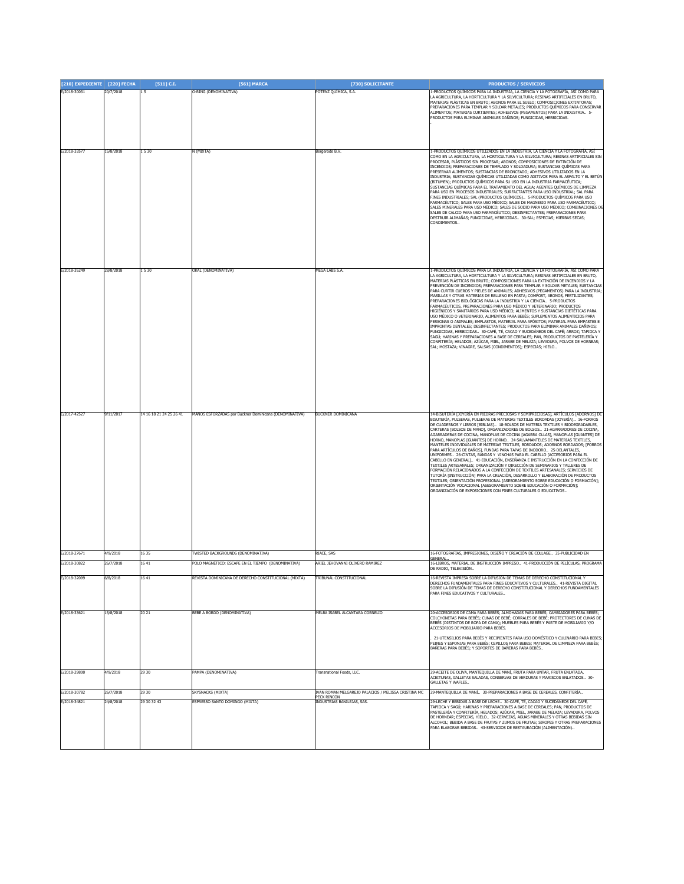| [210] EXPEDIENTE | [220] FECHA | [511] C.I. | [561] MARCA | [730] SOLICITANTE | PRODUCTOS / SERVICIOS |
|---|---|---|---|---|---|
| E/2018-30031 | 20/7/2018 | 1 5 | O-RING (DENOMINATIVA) | POTENZ QUIMICA, S.A. | 1-PRODUCTOS QUÍMICOS PARA LA INDUSTRIA, LA CIENCIA Y LA FOTOGRAFÍA, ASÍ COMO PARA LA AGRICULTURA, LA HORTICULTURA Y LA SILVICULTURA; RESINAS ARTIFICIALES EN BRUTO, MATERIAS PLÁSTICAS EN BRUTO; ABONOS PARA EL SUELO; COMPOSICIONES EXTINTORAS; PREPARACIONES PARA TEMPLAR Y SOLDAR METALES; PRODUCTOS QUÍMICOS PARA CONSERVAR ALIMENTOS; MATERIAS CURTIENTES; ADHESIVOS (PEGAMENTOS) PARA LA INDUSTRIA.. 5-PRODUCTOS PARA ELIMINAR ANIMALES DAÑINOS; FUNGICIDAS, HERBICIDAS. . |
| E/2018-33577 | 15/8/2018 | 1 5 30 | N (MIXTA) | Bergerode B.V. | 1-PRODUCTOS QUÍMICOS UTILIZADOS EN LA INDUSTRIA, LA CIENCIA Y LA FOTOGRAFÍA, ASÍ COMO EN LA AGRICULTURA, LA HORTICULTURA Y LA SILVICULTURA; RESINAS ARTIFICIALES SIN PROCESAR, PLÁSTICOS SIN PROCESAR; ABONOS; COMPOSICIONES DE EXTINCIÓN DE INCENDIOS; PREPARACIONES DE TEMPLADO Y SOLDADURA; SUSTANCIAS QUÍMICAS PARA PRESERVAR ALIMENTOS; SUSTANCIAS DE BRONCEADO; ADHESIVOS UTILIZADOS EN LA INDUSTRIA; SUSTANCIAS QUÍMICAS UTILIZADAS COMO ADITIVOS PARA EL ASFALTO Y EL BETÚN (BITUMEN); PRODUCTOS QUÍMICOS PARA SU USO EN LA INDUSTRIA FARMACÉUTICA; SUSTANCIAS QUÍMICAS PARA EL TRATAMIENTO DEL AGUA; AGENTES QUÍMICOS DE LIMPIEZA PARA USO EN PROCESOS INDUSTRIALES; SURFACTANTES PARA USO INDUSTRIAL; SAL PARA FINES INDUSTRIALES; SAL (PRODUCTOS QUÍMICOS).. 5-PRODUCTOS QUÍMICOS PARA USO FARMACÉUTICO; SALES PARA USO MÉDICO; SALES DE MAGNESIO PARA USO FARMACÉUTICO; SALES MINERALES PARA USO MÉDICO; SALES DE SODIO PARA USO MÉDICO; COMBINACIONES DE SALES DE CALCIO PARA USO FARMACÉUTICO; DESINFECTANTES; PREPARACIONES PARA DESTRUIR ALIMAÑAS; FUNGICIDAS, HERBICIDAS.. 30-SAL; ESPECIAS; HIERBAS SECAS; CONDIMENTOS.. |
| E/2018-35249 | 28/8/2018 | 1 5 30 | OKAL (DENOMINATIVA) | MEGA LABS S.A. | 1-PRODUCTOS QUÍMICOS PARA LA INDUSTRIA, LA CIENCIA Y LA FOTOGRAFÍA, ASÍ COMO PARA LA AGRICULTURA, LA HORTICULTURA Y LA SILVICULTURA; RESINAS ARTIFICIALES EN BRUTO, MATERIAS PLÁSTICAS EN BRUTO; COMPOSICIONES PARA LA EXTINCIÓN DE INCENDIOS Y LA PREVENCIÓN DE INCENDIOS; PREPARACIONES PARA TEMPLAR Y SOLDAR METALES; SUSTANCIAS PARA CURTIR CUEROS Y PIELES DE ANIMALES; ADHESIVOS (PEGAMENTOS) PARA LA INDUSTRIA; MASILLAS Y OTRAS MATERIAS DE RELLENO EN PASTA; COMPOST, ABONOS, FERTILIZANTES; PREPARACIONES BIOLÓGICAS PARA LA INDUSTRIA Y LA CIENCIA.. 5-PRODUCTOS FARMACÉUTICOS, PREPARACIONES PARA USO MÉDICO Y VETERINARIO; PRODUCTOS HIGIÉNICOS Y SANITARIOS PARA USO MÉDICO; ALIMENTOS Y SUSTANCIAS DIETÉTICAS PARA USO MÉDICO O VETERINARIO, ALIMENTOS PARA BEBÉS; SUPLEMENTOS ALIMENTICIOS PARA PERSONAS O ANIMALES; EMPLASTOS, MATERIAL PARA APÓSITOS; MATERIAL PARA EMPASTES E IMPRONTAS DENTALES; DESINFECTANTES; PRODUCTOS PARA ELIMINAR ANIMALES DAÑINOS; FUNGICIDAS, HERBICIDAS.. 30-CAFÉ, TÉ, CACAO Y SUCEDÁNEOS DEL CAFÉ; ARROZ; TAPIOCA Y SAGÚ; HARINAS Y PREPARACIONES A BASE DE CEREALES; PAN, PRODUCTOS DE PASTELERÍA Y CONFITERÍA; HELADOS; AZÚCAR, MIEL, JARABE DE MELAZA; LEVADURA, POLVOS DE HORNEAR; SAL; MOSTAZA; VINAGRE, SALSAS (CONDIMENTOS); ESPECIAS; HIELO.. |
| E/2017-42527 | 9/11/2017 | 14 16 18 21 24 25 26 41 | MANOS ESFORZADAS por Buckner Dominicana (DENOMINATIVA) | BUCKNER DOMINICANA | 14-BISUTERÍA [JOYERÍA EN PIEDRAS PRECIOSAS Y SEMIPRECIOSAS], ARTÍCULOS [ADORNOS] DE BISUTERÍA, PULSERAS, PULSERAS DE MATERIAS TEXTILES BORDADAS [JOYERÍA].. 16-FORROS DE CUADERNOS Y LIBROS [BIBLIAS].. 18-BOLSOS DE MATERIA TEXTILES Y BIODEGRADABLES, CARTERAS [BOLSOS DE MANO], ORGANIZADORES DE BOLSOS.. 21-AGARRADORES DE COCINA, AGARRADERAS DE COCINA, MANOPLAS DE COCINA [AGARRA OLLAS], MANOPLAS [GUANTES] DE HORNO, MANOPLAS [GUANTES] DE HORNO.. 24-SALVAMANTELES DE MATERIAS TEXTILES, MANTELES INDIVIDUALES DE MATERIAS TEXTILES, BORDADOS; ADORNOS BORDADOS; [FORROS PARA ARTÍCULOS DE BAÑOS], FUNDAS PARA TAPAS DE INODORO.. 25-DELANTALES, UNIFORMES.. 26-CINTAS, BANDAS Y VINCHAS PARA EL CABELLO [ACCESORIOS PARA EL CABELLO EN GENERAL].. 41-EDUCACIÓN, ENSEÑANZA E INSTRUCCIÓN EN LA CONFECCIÓN DE TEXTILES ARTESANALES; ORGANIZACIÓN Y DIRECCIÓN DE SEMINARIOS Y TALLERES DE FORMACIÓN RELACIONADOS A LA CONFECCIÓN DE TEXTILES ARTESANALES; SERVICIOS DE TUTORÍA [INSTRUCCIÓN] PARA LA CREACIÓN, DESARROLLO Y ELABORACIÓN DE PRODUCTOS TEXTILES; ORIENTACIÓN PROFESIONAL [ASESORAMIENTO SOBRE EDUCACIÓN O FORMACIÓN]; ORIENTACIÓN VOCACIONAL [ASESORAMIENTO SOBRE EDUCACIÓN O FORMACIÓN]; ORGANIZACIÓN DE EXPOSICIONES CON FINES CULTURALES O EDUCATIVOS.. |
| E/2018-27671 | 4/9/2018 | 16 35 | TWISTED BACKGROUNDS (DENOMINATIVA) | RIACE, SAS | 16-FOTOGRAFÍAS, IMPRESIONES, DISEÑO Y CREACIÓN DE COLLAGE.. 35-PUBLICIDAD EN GENERAL.. |
| E/2018-30822 | 26/7/2018 | 16 41 | POLO MAGNÉTICO: ESCAPE EN EL TIEMPO (DENOMINATIVA) | ARIEL JEHOVANNI OLIVERO RAMIREZ | 16-LIBROS, MATERIAL DE INSTRUCCIÓN IMPRESO.. 41-PRODUCCIÓN DE PELÍCULAS, PROGRAMA DE RADIO, TELEVISIÓN.. |
| E/2018-32099 | 6/8/2018 | 16 41 | REVISTA DOMINICANA DE DERECHO CONSTITUCIONAL (MIXTA) | TRIBUNAL CONSTITUCIONAL | 16-REVISTA IMPRESA SOBRE LA DIFUSIÓN DE TEMAS DE DERECHO CONSTITUCIONAL Y DERECHOS FUNDAMENTALES PARA FINES EDUCATIVOS Y CULTURALES.. 41-REVISTA DIGITAL SOBRE LA DIFUSIÓN DE TEMAS DE DERECHO CONSTITUCIONAL Y DERECHOS FUNDAMENTALES PARA FINES EDUCATIVOS Y CULTURALES.. |
| E/2018-33621 | 15/8/2018 | 20 21 | BEBE A BORDO (DENOMINATIVA) | MELBA ISABEL ALCANTARA CORNELIO | 20-ACCESORIOS DE CAMA PARA BEBÉS; ALMOHADAS PARA BEBÉS; CAMBIADORES PARA BEBÉS; COLCHONETAS PARA BEBÉS; CUNAS DE BEBÉ; CORRALES DE BEBÉ; PROTECTORES DE CUNAS DE BEBÉS (DISTINTOS DE ROPA DE CAMA); MUEBLES PARA BEBÉS Y PARTE DE MOBILIARIO Y/O ACCESORIOS DE MOBILIARIO PARA BEBÉS. . 21-UTENSILIOS PARA BEBÉS Y RECIPIENTES PARA USO DOMÉSTICO Y CULINARIO PARA BEBES; PEINES Y ESPONJAS PARA BEBÉS; CEPILLOS PARA BEBES; MATERIAL DE LIMPIEZA PARA BEBÉS; BAÑERAS PARA BEBÉS; Y SOPORTES DE BAÑERAS PARA BEBÉS.. |
| E/2018-29800 | 4/9/2018 | 29 30 | PAMPA (DENOMINATIVA) | Transnational Foods, LLC. | 29-ACEITE DE OLIVA, MANTEQUILLA DE MANÍ, FRUTA PARA UNTAR, FRUTA ENLATADA, ACEITUNAS, GALLETAS SALADAS, CONSERVAS DE VERDURAS Y MARISCOS ENLATADOS.. 30-GALLETAS Y WAFLES.. |
| E/2018-30782 | 26/7/2018 | 29 30 | SKYSNACKS (MIXTA) | IVAN ROMAN MELGAREJO PALACIOS / MELISSA CRISTINA MC PECK RINCON | 29-MANTEQUILLA DE MANÍ.. 30-PREPARACIONES A BASE DE CEREALES, CONFITERÍA.. |
| E/2018-34821 | 24/8/2018 | 29 30 32 43 | ESPRESSO SANTO DOMINGO (MIXTA) | INDUSTRIAS BANILEJAS, SAS. | 29-LECHE Y BEBIDAS A BASE DE LECHE.. 30-CAFÉ, TÉ, CACAO Y SUCEDÁNEOS DEL CAFÉ, TAPIOCA Y SAGÚ; HARINAS Y PREPARACIONES A BASE DE CEREALES; PAN, PRODUCTOS DE PASTELERÍA Y CONFITERÍA, HELADOS; AZÚCAR, MIEL, JARABE DE MELAZA; LEVADURA, POLVOS DE HORNEAR; ESPECIAS, HIELO.. 32-CERVEZAS, AGUAS MINERALES Y OTRAS BEBIDAS SIN ALCOHOL; BEBIDA A BASE DE FRUTAS Y ZUMOS DE FRUTAS; SIROPES Y OTRAS PREPARACIONES PARA ELABORAR BEBIDAS.. 43-SERVICIOS DE RESTAURACIÓN (ALIMENTACIÓN).. |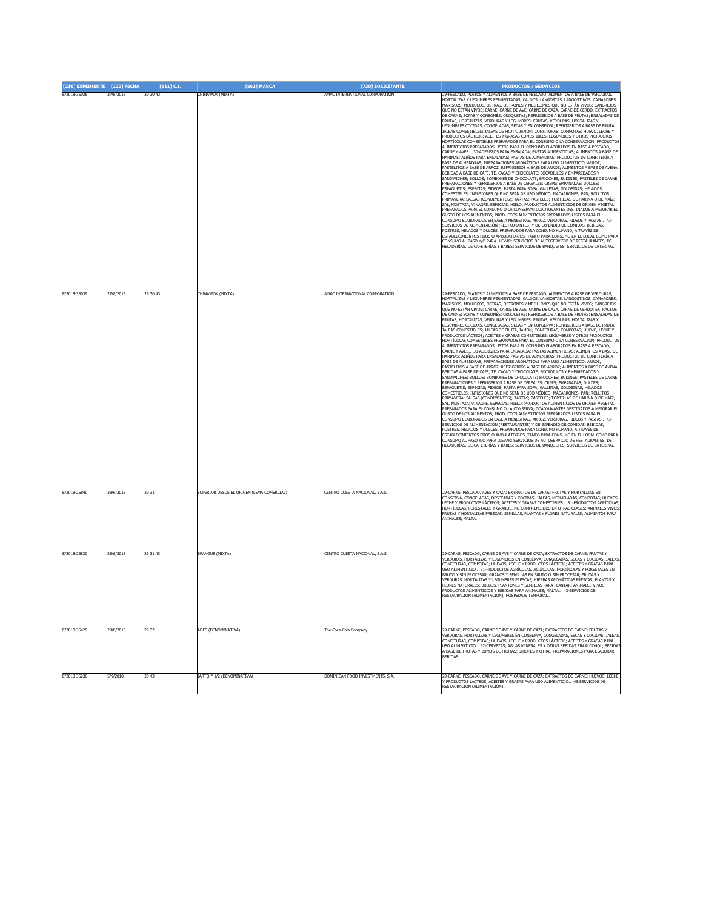| [210] EXPEDIENTE | [220] FECHA | [511] C.I. | [561] MARCA | [730] SOLICITANTE | PRODUCTOS / SERVICIOS |
|---|---|---|---|---|---|
| E/2018-35036 | 27/8/2018 | 29 30 43 | CHINAWOK (MIXTA) | AMAC INTERNATIONAL CORPORATION | 29-PESCADO, PLATOS Y ALIMENTOS A BASE DE PESCADO; ALIMENTOS A BASE DE VERDURAS, HORTALIZAS Y LEGUMBRES FERMENTADAS; CALDOS; LANGOSTAS, LANGOSTINOS, CAMARONES, MARISCOS, MOLUSCOS, OSTRAS, OSTRONES Y MEJILLONES QUE NO ESTÁN VIVOS; CANGREJOS QUE NO ESTÁN VIVOS; CARNE, CARNE DE AVE, CARNE DE CAZA, CARNE DE CERDO; EXTRACTOS DE CARNE; SOPAS Y CONSOMÉS; CROQUETAS; REFRIGERIOS A BASE DE FRUTAS; ENSALADAS DE FRUTAS, HORTALIZAS, VERDURAS Y LEGUMBRES; FRUTAS, VERDURAS, HORTALIZAS Y LEGUMBRES COCIDAS, CONGELADAS, SECAS Y EN CONSERVA; REFRIGERIOS A BASE DE FRUTA; JALEAS COMESTIBLES; JALEAS DE FRUTA, JAMÓN; CONFITURAS; COMPOTAS; HUEVO, LECHE Y PRODUCTOS LÁCTEOS; ACEITES Y GRASAS COMESTIBLES; LEGUMBRES Y OTROS PRODUCTOS HORTÍCOLAS COMESTIBLES PREPARADOS PARA EL CONSUMO O LA CONSERVACIÓN; PRODUCTOS ALIMENTICIOS PREPARADOS LISTOS PARA EL CONSUMO ELABORADOS EN BASE A PESCADO, CARNE Y AVES.. 30-ADEREZOS PARA ENSALADA; PASTAS ALIMENTICIAS; ALIMENTOS A BASE DE HARINAS; ALIÑOS PARA ENSALADAS; PASTAS DE ALMENDRAS; PRODUCTOS DE CONFITERÍA A BASE DE ALMENDRAS; PREPARACIONES AROMÁTICAS PARA USO ALIMENTICIO; ARROZ, PASTELITOS A BASE DE ARROZ, REFRIGERIOS A BASE DE ARROZ; ALIMENTOS A BASE DE AVENA; BEBIDAS A BASE DE CAFÉ, TE, CACAO Y CHOCOLATE; BOCADILLOS Y EMPAREDADOS Y SANDWICHES; BOLLOS; BOMBONES DE CHOCOLATE; BRIOCHES; BUDINES; PASTELES DE CARNE; PREPARACIONES Y REFRIGERIOS A BASE DE CEREALES; CREPS; EMPANADAS; DULCES; ESPAGUETIS; ESPECIAS; FIDEOS; PASTA PARA SOPA; GALLETAS; GOLOSINAS; HELADOS COMESTIBLES; INFUSIONES QUE NO SEAN DE USO MÉDICO; MACARRONES; PAN; ROLLITOS PRIMAVERA; SALSAS (CONDIMENTOS); TARTAS; PASTELES; TORTILLAS DE HARINA O DE MAÍZ; SAL, MOSTAZA; VINAGRE, ESPECIAS; HIELO; PRODUCTOS ALIMENTICIOS DE ORIGEN VEGETAL PREPARADOS PARA EL CONSUMO O LA CONSERVA; COADYUVANTES DESTINADOS A MEJORAR EL GUSTO DE LOS ALIMENTOS; PRODUCTOS ALIMENTICIOS PREPARADOS LISTOS PARA EL CONSUMO ELABORADOS EN BASE A MENESTRAS, ARROZ, VERDURAS, FIDEOS Y PASTAS.. 43-SERVICIOS DE ALIMENTACIÓN (RESTAURANTES) Y DE EXPENDIO DE COMIDAS, BEBIDAS, POSTRES, HELADOS Y DULCES, PREPARADOS PARA CONSUMO HUMANO, A TRAVÉS DE ESTABLECIMIENTOS FIJOS O AMBULATORIOS, TANTO PARA CONSUMO EN EL LOCAL COMO PARA CONSUMO AL PASO Y/O PARA LLEVAR; SERVICIOS DE AUTOSERVICIO DE RESTAURANTES, DE HELADERÍAS, DE CAFETERÍAS Y BARES; SERVICIOS DE BANQUETES; SERVICIOS DE CATERING.. |
| E/2018-35039 | 27/8/2018 | 29 30 43 | CHINAWOK (MIXTA) | AMAC INTERNATIONAL CORPORATION | 29-PESCADO, PLATOS Y ALIMENTOS A BASE DE PESCADO; ALIMENTOS A BASE DE VERDURAS, HORTALIZAS Y LEGUMBRES FERMENTADAS; CALDOS; LANGOSTAS, LANGOSTINOS, CAMARONES, MARISCOS, MOLUSCOS, OSTRAS, OSTRONES Y MEJILLONES QUE NO ESTÁN VIVOS; CANGREJOS QUE NO ESTÁN VIVOS; CARNE, CARNE DE AVE, CARNE DE CAZA, CARNE DE CERDO; EXTRACTOS DE CARNE; SOPAS Y CONSOMÉS; CROQUETAS; REFRIGERIOS A BASE DE FRUTAS; ENSALADAS DE FRUTAS, HORTALIZAS, VERDURAS Y LEGUMBRES; FRUTAS, VERDURAS, HORTALIZAS Y LEGUMBRES COCIDAS, CONGELADAS, SECAS Y EN CONSERVA; REFRIGERIOS A BASE DE FRUTA; JALEAS COMESTIBLES; JALEAS DE FRUTA, JAMÓN; CONFITURAS; COMPOTAS; HUEVO, LECHE Y PRODUCTOS LÁCTEOS; ACEITES Y GRASAS COMESTIBLES; LEGUMBRES Y OTROS PRODUCTOS HORTÍCOLAS COMESTIBLES PREPARADOS PARA EL CONSUMO O LA CONSERVACIÓN; PRODUCTOS ALIMENTICIOS PREPARADOS LISTOS PARA EL CONSUMO ELABORADOS EN BASE A PESCADO, CARNE Y AVES.. 30-ADEREZOS PARA ENSALADA; PASTAS ALIMENTICIAS; ALIMENTOS A BASE DE HARINAS; ALIÑOS PARA ENSALADAS; PASTAS DE ALMENDRAS; PRODUCTOS DE CONFITERÍA A BASE DE ALMENDRAS; PREPARACIONES AROMÁTICAS PARA USO ALIMENTICIO; ARROZ, PASTELITOS A BASE DE ARROZ, REFRIGERIOS A BASE DE ARROZ; ALIMENTOS A BASE DE AVENA; BEBIDAS A BASE DE CAFÉ, TE, CACAO Y CHOCOLATE; BOCADILLOS Y EMPAREDADOS Y SANDWICHES; BOLLOS; BOMBONES DE CHOCOLATE; BRIOCHES; BUDINES; PASTELES DE CARNE; PREPARACIONES Y REFRIGERIOS A BASE DE CEREALES; CREPS; EMPANADAS; DULCES; ESPAGUETIS; ESPECIAS; FIDEOS; PASTA PARA SOPA; GALLETAS; GOLOSINAS; HELADOS COMESTIBLES; INFUSIONES QUE NO SEAN DE USO MÉDICO; MACARRONES; PAN; ROLLITOS PRIMAVERA; SALSAS (CONDIMENTOS); TARTAS; PASTELES; TORTILLAS DE HARINA O DE MAÍZ; SAL, MOSTAZA; VINAGRE, ESPECIAS; HIELO; PRODUCTOS ALIMENTICIOS DE ORIGEN VEGETAL PREPARADOS PARA EL CONSUMO O LA CONSERVA; COADYUVANTES DESTINADOS A MEJORAR EL GUSTO DE LOS ALIMENTOS; PRODUCTOS ALIMENTICIOS PREPARADOS LISTOS PARA EL CONSUMO ELABORADOS EN BASE A MENESTRAS, ARROZ, VERDURAS, FIDEOS Y PASTAS.. 43-SERVICIOS DE ALIMENTACIÓN (RESTAURANTES) Y DE EXPENDIO DE COMIDAS, BEBIDAS, POSTRES, HELADOS Y DULCES, PREPARADOS PARA CONSUMO HUMANO, A TRAVÉS DE ESTABLECIMIENTOS FIJOS O AMBULATORIOS, TANTO PARA CONSUMO EN EL LOCAL COMO PARA CONSUMO AL PASO Y/O PARA LLEVAR; SERVICIOS DE AUTOSERVICIO DE RESTAURANTES, DE HELADERÍAS, DE CAFETERÍAS Y BARES; SERVICIOS DE BANQUETES; SERVICIOS DE CATERING.. |
| E/2018-26840 | 28/6/2018 | 29 31 | SUPERIOR DESDE EL ORIGEN (LEMA COMERCIAL) | CENTRO CUESTA NACIONAL, S.A.S. | 29-CARNE, PESCADO, AVES Y CAZA; EXTRACTOS DE CARNE; FRUTAS Y HORTALIZAS EN CONSERVA, CONGELADAS, DESECADAS Y COCIDAS; JALEAS, MERMELADAS, COMPOTAS; HUEVOS, LECHE Y PRODUCTOS LÁCTEOS; ACEITES Y GRASAS COMESTIBLES.. 31-PRODUCTOS AGRÍCOLAS, HORTÍCOLAS, FORESTALES Y GRANOS, NO COMPRENDIDOS EN OTRAS CLASES; ANIMALES VIVOS; FRUTAS Y HORTALIZAS FRESCAS; SEMILLAS, PLANTAS Y FLORES NATURALES; ALIMENTOS PARA ANIMALES; MALTA. . |
| E/2018-26830 | 28/6/2018 | 29 31 43 | BRANGUS (MIXTA) | CENTRO CUESTA NACIONAL, S.A.S. | 29-CARNE, PESCADO, CARNE DE AVE Y CARNE DE CAZA; EXTRACTOS DE CARNE; FRUTAS Y VERDURAS, HORTALIZAS Y LEGUMBRES EN CONSERVA, CONGELADAS, SECAS Y COCIDAS; JALEAS, CONFITURAS, COMPOTAS; HUEVOS; LECHE Y PRODUCTOS LÁCTEOS; ACEITES Y GRASAS PARA USO ALIMENTICIO.. 31-PRODUCTOS AGRÍCOLAS, ACUÍCOLAS, HORTÍCOLAS Y FORESTALES EN BRUTO Y SIN PROCESAR; GRANOS Y SEMILLAS EN BRUTO O SIN PROCESAR; FRUTAS Y VERDURAS, HORTALIZAS Y LEGUMBRES FRESCAS, HIERBAS AROMÁTICAS FRESCAS; PLANTAS Y FLORES NATURALES; BULBOS, PLANTONES Y SEMILLAS PARA PLANTAR; ANIMALES VIVOS; PRODUCTOS ALIMENTICIOS Y BEBIDAS PARA ANIMALES; MALTA.. 43-SERVICIOS DE RESTAURACIÓN (ALIMENTACIÓN); HOSPEDAJE TEMPORAL.. |
| E/2018-35429 | 29/8/2018 | 29 32 | ADES (DENOMINATIVA) | The Coca-Cola Company | 29-CARNE, PESCADO, CARNE DE AVE Y CARNE DE CAZA; EXTRACTOS DE CARNE; FRUTAS Y VERDURAS, HORTALIZAS Y LEGUMBRES EN CONSERVA, CONGELADAS, SECAS Y COCIDAS; JALEAS, CONFITURAS, COMPOTAS; HUEVOS; LECHE Y PRODUCTOS LÁCTEOS; ACEITES Y GRASAS PARA USO ALIMENTICIO.. 32-CERVEZAS; AGUAS MINERALES Y OTRAS BEBIDAS SIN ALCOHOL; BEBIDAS A BASE DE FRUTAS Y ZUMOS DE FRUTAS; SIROPES Y OTRAS PREPARACIONES PARA ELABORAR BEBIDAS.. |
| E/2018-36230 | 5/9/2018 | 29 43 | JARTO Y 1/2 (DENOMINATIVA) | DOMINICAN FOOD INVESTMENTS, S.A. | 29-CARNE, PESCADO, CARNE DE AVE Y CARNE DE CAZA; EXTRACTOS DE CARNE; HUEVOS; LECHE Y PRODUCTOS LÁCTEOS; ACEITES Y GRASAS PARA USO ALIMENTICIO.. 43-SERVICIOS DE RESTAURACIÓN (ALIMENTACIÓN).. |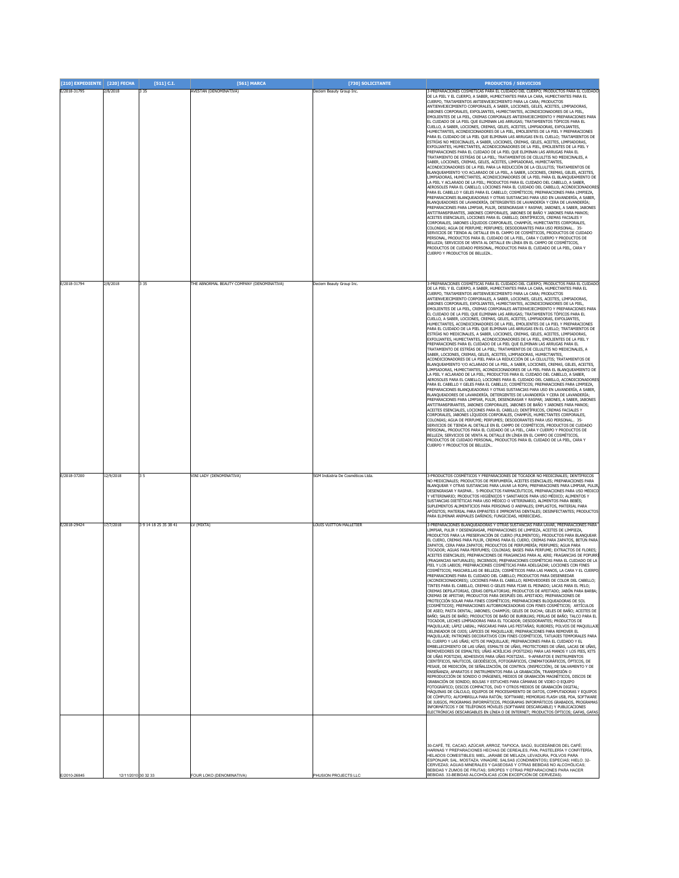| [210] EXPEDIENTE | [220] FECHA | [511] C.I. | [561] MARCA | [730] SOLICITANTE | PRODUCTOS / SERVICIOS |
|---|---|---|---|---|---|
| E/2018-31795 | 2/8/2018 | 3 35 | AVESTAN (DENOMINATIVA) | Deciem Beauty Group Inc. | 3-PREPARACIONES COSMÉTICAS PARA EL CUIDADO DEL CUERPO; PRODUCTOS PARA EL CUIDADO DE LA PIEL Y EL CUERPO, A SABER, HUMECTANTES PARA LA CARA, HUMECTANTES PARA EL CUERPO, TRATAMIENTOS ANTIENVEJECIMIENTO PARA LA CARA; PRODUCTOS ANTIENVEJECIMIENTO CORPORALES, A SABER, LOCIONES, GELES, ACEITES, LIMPIADORAS, JABONES CORPORALES, EXFOLIANTES, HUMECTANTES, ACONDICIONADORES DE LA PIEL, EMOLIENTES DE LA PIEL, CREMAS CORPORALES ANTIENVEJECIMIENTO Y PREPARACIONES PARA EL CUIDADO DE LA PIEL QUE ELIMINAN LAS ARRUGAS; TRATAMIENTOS TÓPICOS PARA EL CUELLO, A SABER, LOCIONES, CREMAS, GELES, ACEITES, LIMPIADORAS, EXFOLIANTES, HUMECTANTES, ACONDICIONADORES DE LA PIEL, EMOLIENTES DE LA PIEL Y PREPARACIONES PARA EL CUIDADO DE LA PIEL QUE ELIMINAN LAS ARRUGAS EN EL CUELLO; TRATAMIENTOS DE ESTRÍAS NO MEDICINALES, A SABER, LOCIONES, CREMAS, GELES, ACEITES, LIMPIADORAS, EXFOLIANTES, HUMECTANTES, ACONDICIONADORES DE LA PIEL, EMOLIENTES DE LA PIEL Y PREPARACIONES PARA EL CUIDADO DE LA PIEL QUE ELIMINAN LAS ARRUGAS PARA EL TRATAMIENTO DE ESTRÍAS DE LA PIEL; TRATAMIENTOS DE CELULITIS NO MEDICINALES, A SABER, LOCIONES, CREMAS, GELES, ACEITES, LIMPIADORAS, HUMECTANTES, ACONDICIONADORES DE LA PIEL PARA LA REDUCCIÓN DE LA CELULITIS; TRATAMIENTOS DE BLANQUEAMIENTO Y/O ACLARADO DE LA PIEL, A SABER, LOCIONES, CREMAS, GELES, ACEITES, LIMPIADORAS, HUMECTANTES, ACONDICIONADORES DE LA PIEL PARA EL BLANQUEAMIENTO DE LA PIEL Y ACLARADO DE LA PIEL; PRODUCTOS PARA EL CUIDADO DEL CABELLO, A SABER, AEROSOLES PARA EL CABELLO, LOCIONES PARA EL CUIDADO DEL CABELLO, ACONDICIONADORES PARA EL CABELLO Y GELES PARA EL CABELLO; COSMÉTICOS; PREPARACIONES PARA LIMPIEZA, PREPARACIONES BLANQUEADORAS Y OTRAS SUSTANCIAS PARA USO EN LAVANDERÍA, A SABER, BLANQUEADORES DE LAVANDERÍA, DETERGENTES DE LAVANDERÍA Y CERA DE LAVANDERÍA; PREPARACIONES PARA LIMPIAR, PULIR, DESENGRASAR Y RASPAR; JABONES, A SABER, JABONES ANTITRANSPIRANTES, JABONES CORPORALES, JABONES DE BAÑO Y JABONES PARA MANOS; ACEITES ESENCIALES, LOCIONES PARA EL CABELLO; DENTÍFRICOS, CREMAS FACIALES Y CORPORALES, JABONES LÍQUIDOS CORPORALES, CHAMPÚS, HUMECTANTES CORPORALES, COLONIAS; AGUA DE PERFUME; PERFUMES; DESODORANTES PARA USO PERSONAL.. 35-SERVICIOS DE TIENDA AL DETALLE EN EL CAMPO DE COSMÉTICOS, PRODUCTOS DE CUIDADO PERSONAL, PRODUCTOS PARA EL CUIDADO DE LA PIEL, CARA Y CUERPO Y PRODUCTOS DE BELLEZA; SERVICIOS DE VENTA AL DETALLE EN LÍNEA EN EL CAMPO DE COSMÉTICOS, PRODUCTOS DE CUIDADO PERSONAL, PRODUCTOS PARA EL CUIDADO DE LA PIEL, CARA Y CUERPO Y PRODUCTOS DE BELLEZA.. |
| E/2018-31794 | 2/8/2018 | 3 35 | THE ABNORMAL BEAUTY COMPANY (DENOMINATIVA) | Deciem Beauty Group Inc. | 3-PREPARACIONES COSMÉTICAS PARA EL CUIDADO DEL CUERPO; PRODUCTOS PARA EL CUIDADO DE LA PIEL Y EL CUERPO, A SABER, HUMECTANTES PARA LA CARA, HUMECTANTES PARA EL CUERPO, TRATAMIENTOS ANTIENVEJECIMIENTO PARA LA CARA; PRODUCTOS ANTIENVEJECIMIENTO CORPORALES, A SABER, LOCIONES, GELES, ACEITES, LIMPIADORAS, JABONES CORPORALES, EXFOLIANTES, HUMECTANTES, ACONDICIONADORES DE LA PIEL, EMOLIENTES DE LA PIEL, CREMAS CORPORALES ANTIENVEJECIMIENTO Y PREPARACIONES PARA EL CUIDADO DE LA PIEL QUE ELIMINAN LAS ARRUGAS; TRATAMIENTOS TÓPICOS PARA EL CUELLO, A SABER, LOCIONES, CREMAS, GELES, ACEITES, LIMPIADORAS, EXFOLIANTES, HUMECTANTES, ACONDICIONADORES DE LA PIEL, EMOLIENTES DE LA PIEL Y PREPARACIONES PARA EL CUIDADO DE LA PIEL QUE ELIMINAN LAS ARRUGAS EN EL CUELLO; TRATAMIENTOS DE ESTRÍAS NO MEDICINALES, A SABER, LOCIONES, CREMAS, GELES, ACEITES, LIMPIADORAS, EXFOLIANTES, HUMECTANTES, ACONDICIONADORES DE LA PIEL, EMOLIENTES DE LA PIEL Y PREPARACIONES PARA EL CUIDADO DE LA PIEL QUE ELIMINAN LAS ARRUGAS PARA EL TRATAMIENTO DE ESTRÍAS DE LA PIEL; TRATAMIENTOS DE CELULITIS NO MEDICINALES, A SABER, LOCIONES, CREMAS, GELES, ACEITES, LIMPIADORAS, HUMECTANTES, ACONDICIONADORES DE LA PIEL PARA LA REDUCCIÓN DE LA CELULITIS; TRATAMIENTOS DE BLANQUEAMIENTO Y/O ACLARADO DE LA PIEL, A SABER, LOCIONES, CREMAS, GELES, ACEITES, LIMPIADORAS, HUMECTANTES, ACONDICIONADORES DE LA PIEL PARA EL BLANQUEAMIENTO DE LA PIEL Y ACLARADO DE LA PIEL; PRODUCTOS PARA EL CUIDADO DEL CABELLO, A SABER, AEROSOLES PARA EL CABELLO, LOCIONES PARA EL CUIDADO DEL CABELLO, ACONDICIONADORES PARA EL CABELLO Y GELES PARA EL CABELLO; COSMÉTICOS; PREPARACIONES PARA LIMPIEZA, PREPARACIONES BLANQUEADORAS Y OTRAS SUSTANCIAS PARA USO EN LAVANDERÍA, A SABER, BLANQUEADORES DE LAVANDERÍA, DETERGENTES DE LAVANDERÍA Y CERA DE LAVANDERÍA; PREPARACIONES PARA LIMPIAR, PULIR, DESENGRASAR Y RASPAR; JABONES, A SABER, JABONES ANTITRANSPIRANTES, JABONES CORPORALES, JABONES DE BAÑO Y JABONES PARA MANOS; ACEITES ESENCIALES, LOCIONES PARA EL CABELLO; DENTÍFRICOS, CREMAS FACIALES Y CORPORALES, JABONES LÍQUIDOS CORPORALES, CHAMPÚS, HUMECTANTES CORPORALES, COLONIAS; AGUA DE PERFUME; PERFUMES; DESODORANTES PARA USO PERSONAL.. 35-SERVICIOS DE TIENDA AL DETALLE EN EL CAMPO DE COSMÉTICOS, PRODUCTOS DE CUIDADO PERSONAL, PRODUCTOS PARA EL CUIDADO DE LA PIEL, CARA Y CUERPO Y PRODUCTOS DE BELLEZA; SERVICIOS DE VENTA AL DETALLE EN LÍNEA EN EL CAMPO DE COSMÉTICOS, PRODUCTOS DE CUIDADO PERSONAL, PRODUCTOS PARA EL CUIDADO DE LA PIEL, CARA Y CUERPO Y PRODUCTOS DE BELLEZA.. |
| E/2018-37200 | 12/9/2018 | 3 5 | VINI LADY (DENOMINATIVA) | SGM Indústria De Cosméticos Ltda. | 3-PRODUCTOS COSMÉTICOS Y PREPARACIONES DE TOCADOR NO MEDICINALES; DENTÍFRICOS NO MEDICINALES; PRODUCTOS DE PERFUMERÍA, ACEITES ESENCIALES; PREPARACIONES PARA BLANQUEAR Y OTRAS SUSTANCIAS PARA LAVAR LA ROPA; PREPARACIONES PARA LIMPIAR, PULIR, DESENGRASAR Y RASPAR.. 5-PRODUCTOS FARMACÉUTICOS, PREPARACIONES PARA USO MÉDICO Y VETERINARIO; PRODUCTOS HIGIÉNICOS Y SANITARIOS PARA USO MÉDICO; ALIMENTOS Y SUSTANCIAS DIETÉTICAS PARA USO MÉDICO O VETERINARIO, ALIMENTOS PARA BEBÉS; SUPLEMENTOS ALIMENTICIOS PARA PERSONAS O ANIMALES; EMPLASTOS, MATERIAL PARA APÓSITOS; MATERIAL PARA EMPASTES E IMPRONTAS DENTALES; DESINFECTANTES; PRODUCTOS PARA ELIMINAR ANIMALES DAÑINOS; FUNGICIDAS, HERBICIDAS.. |
| E/2018-29424 | 17/7/2018 | 3 9 14 18 25 35 38 41 | LV (MIXTA) | LOUIS VUITTON MALLETIER | 3-PREPARACIONES BLANQUEADORAS Y OTRAS SUSTANCIAS PARA LAVAR, PREPARACIONES PARA LIMPIAR, PULIR Y DESENGRASAR, PREPARACIONES DE LIMPIEZA, ACEITES DE LIMPIEZA, PRODUCTOS PARA LA PRESERVACIÓN DE CUERO (PULIMENTOS), PRODUCTOS PARA BLANQUEAR EL CUERO, CREMAS PARA PULIR, CREMAS PARA EL CUERO, CREMAS PARA ZAPATOS, BETÚN PARA ZAPATOS, CERA PARA ZAPATOS; PRODUCTOS DE PERFUMERÍA; PERFUMES; AGUA PARA TOCADOR; AGUAS PARA PERFUMES; COLONIAS; BASES PARA PERFUME; EXTRACTOS DE FLORES; ACEITES ESENCIALES; PREPARACIONES DE FRAGANCIAS PARA EL AIRE; FRAGANCIAS DE POPURRÍ (FRAGANCIAS NATURALES); INCIENSOS; PREPARACIONES COSMÉTICAS PARA EL CUIDADO DE LA PIEL Y LOS LABIOS; PREPARACIONES COSMÉTICAS PARA ADELGAZAR; LOCIONES CON FINES COSMÉTICOS; MASCARILLAS DE BELLEZA; COSMÉTICOS PARA LAS MANOS, LA CARA Y EL CUERPO PREPARACIONES PARA EL CUIDADO DEL CABELLO; PRODUCTOS PARA DESENREDAR (ACONDICIONADORES); LOCIONES PARA EL CABELLO; REMOVEDORES DE COLOR DEL CABELLO; TINTES PARA EL CABELLO, CREMAS O GELES PARA FIJAR EL PEINADO; LACAS PARA EL PELO; CREMAS DEPILATORIAS, CERAS DEPILATORIAS; PRODUCTOS DE AFEITADO; JABÓN PARA BARBA; CREMAS DE AFEITAR; PRODUCTOS PARA DESPUÉS DEL AFEITADO; PREPARACIONES DE PROTECCIÓN SOLAR PARA FINES COSMÉTICOS; PREPARACIONES BLOQUEADORAS DE SOL [COSMÉTICOS]; PREPARACIONES AUTOBRONCEADORAS CON FINES COSMÉTICOS; ARTÍCULOS DE ASEO; PASTA DENTAL; JABONES; CHAMPÚS; GELES DE DUCHA; GELES DE BAÑO; ACEITES DE BAÑO; SALES DE BAÑO; PRODUCTOS DE BAÑO DE BURBUJAS; PERLAS DE BAÑO; TALCO PARA EL TOCADOR, LECHES LIMPIADORAS PARA EL TOCADOR; DESODORANTES; PRODUCTOS DE MAQUILLAJE; LÁPIZ LABIAL; MÁSCARAS PARA LAS PESTAÑAS; RUBORES; POLVOS DE MAQUILLAJE DELINEADOR DE OJOS; LÁPICES DE MAQUILLAJE; PREPARACIONES PARA REMOVER EL MAQUILLAJE; PATRONES DECORATIVOS CON FINES COSMÉTICOS, TATUAJES TEMPORALES PARA EL CUERPO Y LAS UÑAS; KITS DE MAQUILLAJE; PREPARACIONES PARA EL CUIDADO Y EL EMBELLECIMIENTO DE LAS UÑAS; ESMALTE DE UÑAS, PROTECTORES DE UÑAS, LACAS DE UÑAS, REMOVEDORES DE ESMALTES; UÑAS ACRÍLICAS (POSTIZAS) PARA LAS MANOS Y LOS PIES, KITS DE UÑAS POSTIZAS, ADHESIVOS PARA UÑAS POSTIZAS.. 9-APARATOS E INSTRUMENTOS CIENTÍFICOS, NÁUTICOS, GEODÉSICOS, FOTOGRÁFICOS, CINEMATOGRÁFICOS, ÓPTICOS, DE PESAJE, DE MEDICIÓN, DE SEÑALIZACIÓN, DE CONTROL (INSPECCIÓN), DE SALVAMENTO Y DE ENSEÑANZA; APARATOS E INSTRUMENTOS PARA LA GRABACIÓN, TRANSMISIÓN O REPRODUCCIÓN DE SONIDO O IMÁGENES, MEDIOS DE GRABACIÓN MAGNÉTICOS, DISCOS DE GRABACIÓN DE SONIDO; BOLSAS Y ESTUCHES PARA CÁMARAS DE VIDEO O EQUIPO FOTOGRÁFICO; DISCOS COMPACTOS, DVD Y OTROS MEDIOS DE GRABACIÓN DIGITAL; MÁQUINAS DE CÁLCULO, EQUIPOS DE PROCESAMIENTO DE DATOS, COMPUTADORAS Y EQUIPOS DE CÓMPUTO; ALFOMBRILLA PARA RATÓN; SOFTWARE; MEMORIAS FLASH USB, PDA, SOFTWARE DE JUEGOS, PROGRAMAS INFORMÁTICOS, PROGRAMAS INFORMÁTICOS GRABADOS, PROGRAMAS INFORMÁTICOS Y DE TELÉFONOS MÓVILES (SOFTWARE DESCARGABLE) Y PUBLICACIONES ELECTRÓNICAS DESCARGABLES EN LÍNEA O DE INTERNET; PRODUCTOS ÓPTICOS; GAFAS, GAFAS |
| E/2010-26846 | 12/11/2010 | 30 32 33 | FOUR LOKO (DENOMINATIVA) | PHUSION PROJECTS LLC | 30-CAFÉ, TE, CACAO, AZÚCAR, ARROZ, TAPIOCA, SAGÚ, SUCEDÁNEOS DEL CAFÉ; HARINAS Y PREPARACIONES HECHAS DE CEREALES, PAN, PASTELERÍA Y CONFITERÍA, HELADOS COMESTIBLES; MIEL, JARABE DE MELAZA; LEVADURA, POLVOS PARA ESPONJAR; SAL, MOSTAZA; VINAGRE, SALSAS (CONDIMENTOS); ESPECIAS; HIELO. 32-CERVEZAS; AGUAS MINERALES Y GASEOSAS Y OTRAS BEBIDAS NO ALCOHÓLICAS; BEBIDAS Y ZUMOS DE FRUTAS; SIROPES Y OTRAS PREPARACIONES PARA HACER BEBIDAS. 33-BEBIDAS ALCOHÓLICAS (CON EXCEPCIÓN DE CERVEZAS). |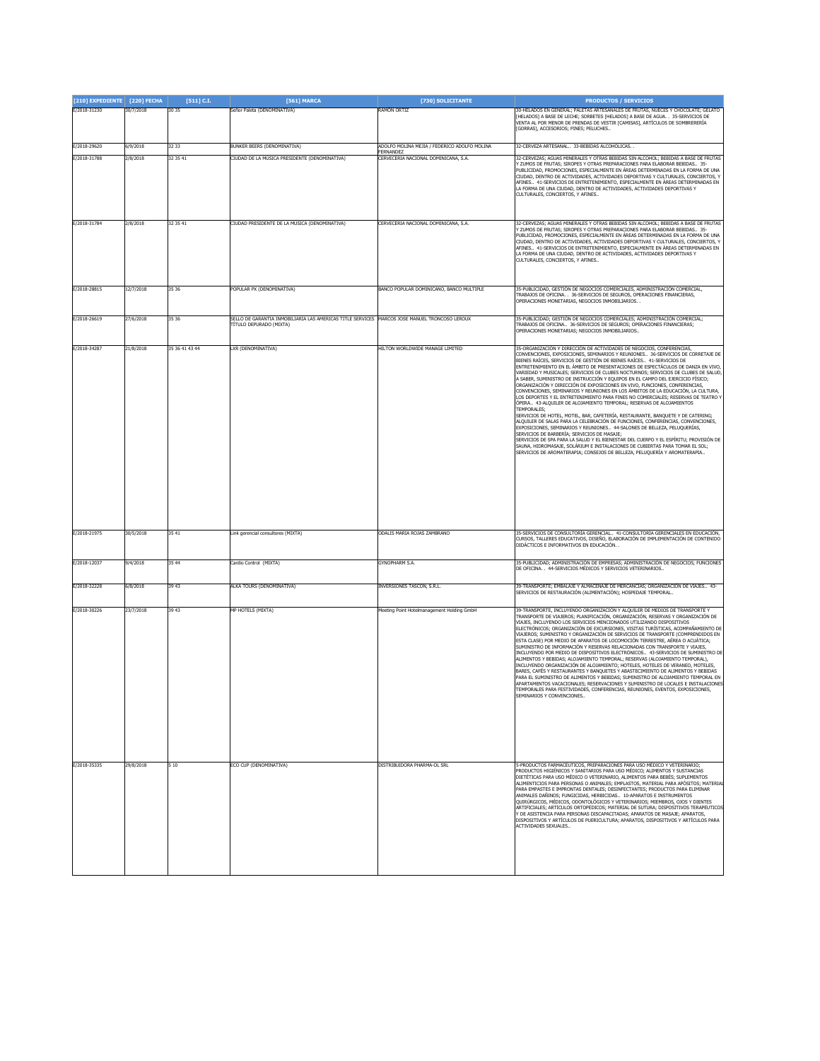| [210] EXPEDIENTE | [220] FECHA | [511] C.I. | [561] MARCA | [730] SOLICITANTE | PRODUCTOS / SERVICIOS |
|---|---|---|---|---|---|
| E/2018-31230 | 30/7/2018 | 30 35 | Señor Paleta (DENOMINATIVA) | RAMÓN ORTIZ | 30-HELADOS EN GENERAL; PALETAS ARTESANALES DE FRUTAS, NUECES Y CHOCOLATE; GELATO [HELADOS] A BASE DE LECHE; SORBETES [HELADOS] A BASE DE AGUA. . 35-SERVICIOS DE VENTA AL POR MENOR DE PRENDAS DE VESTIR [CAMISAS], ARTÍCULOS DE SOMBRERERÍA [GORRAS], ACCESORIOS; PINES; PELUCHES.. |
| E/2018-29620 | 6/9/2018 | 32 33 | BUNKER BEERS (DENOMINATIVA) | ADOLFO MOLINA MEJIA / FEDERICO ADOLFO MOLINA FERNANDEZ | 32-CERVEZA ARTESANAL.. 33-BEBIDAS ALCOHÓLICAS. . |
| E/2018-31788 | 2/8/2018 | 32 35 41 | CIUDAD DE LA MÚSICA PRESIDENTE (DENOMINATIVA) | CERVECERIA NACIONAL DOMINICANA, S.A. | 32-CERVEZAS; AGUAS MINERALES Y OTRAS BEBIDAS SIN ALCOHOL; BEBIDAS A BASE DE FRUTAS Y ZUMOS DE FRUTAS; SIROPES Y OTRAS PREPARACIONES PARA ELABORAR BEBIDAS.. 35-PUBLICIDAD, PROMOCIONES, ESPECIALMENTE EN ÁREAS DETERMINADAS EN LA FORMA DE UNA CIUDAD, DENTRO DE ACTIVIDADES, ACTIVIDADES DEPORTIVAS Y CULTURALES, CONCIERTOS, Y AFINES.. 41-SERVICIOS DE ENTRETENIMIENTO, ESPECIALMENTE EN ÁREAS DETERMINADAS EN LA FORMA DE UNA CIUDAD, DENTRO DE ACTIVIDADES, ACTIVIDADES DEPORTIVAS Y CULTURALES, CONCIERTOS, Y AFINES.. |
| E/2018-31784 | 2/8/2018 | 32 35 41 | CIUDAD PRESIDENTE DE LA MUSICA (DENOMINATIVA) | CERVECERIA NACIONAL DOMINICANA, S.A. | 32-CERVEZAS; AGUAS MINERALES Y OTRAS BEBIDAS SIN ALCOHOL; BEBIDAS A BASE DE FRUTAS Y ZUMOS DE FRUTAS; SIROPES Y OTRAS PREPARACIONES PARA ELABORAR BEBIDAS.. 35-PUBLICIDAD, PROMOCIONES, ESPECIALMENTE EN ÁREAS DETERMINADAS EN LA FORMA DE UNA CIUDAD, DENTRO DE ACTIVIDADES, ACTIVIDADES DEPORTIVAS Y CULTURALES, CONCIERTOS, Y AFINES.. 41-SERVICIOS DE ENTRETENIMIENTO, ESPECIALMENTE EN ÁREAS DETERMINADAS EN LA FORMA DE UNA CIUDAD, DENTRO DE ACTIVIDADES, ACTIVIDADES DEPORTIVAS Y CULTURALES, CONCIERTOS, Y AFINES.. |
| E/2018-28815 | 12/7/2018 | 35 36 | POPULAR PX (DENOMINATIVA) | BANCO POPULAR DOMINICANO, BANCO MULTIPLE | 35-PUBLICIDAD, GESTIÓN DE NEGOCIOS COMERCIALES, ADMINISTRACIÓN COMERCIAL, TRABAJOS DE OFICINA. . 36-SERVICIOS DE SEGUROS, OPERACIONES FINANCIERAS, OPERACIONES MONETARIAS, NEGOCIOS INMOBILIARIOS. . |
| E/2018-26619 | 27/6/2018 | 35 36 | SELLO DE GARANTIA INMOBILIARIA LAS AMERICAS TITLE SERVICES TÍTULO DEPURADO (MIXTA) | MARCOS JOSE MANUEL TRONCOSO LEROUX | 35-PUBLICIDAD; GESTIÓN DE NEGOCIOS COMERCIALES; ADMINISTRACIÓN COMERCIAL; TRABAJOS DE OFICINA.. 36-SERVICIOS DE SEGUROS; OPERACIONES FINANCIERAS; OPERACIONES MONETARIAS; NEGOCIOS INMOBILIARIOS.. |
| E/2018-34287 | 21/8/2018 | 35 36 41 43 44 | LXR (DENOMINATIVA) | HILTON WORLDWIDE MANAGE LIMITED | 35-ORGANIZACIÓN Y DIRECCIÓN DE ACTIVIDADES DE NEGOCIOS, CONFERENCIAS, CONVENCIONES, EXPOSICIONES, SEMINARIOS Y REUNIONES.. 36-SERVICIOS DE CORRETAJE DE BIENES RAÍCES, SERVICIOS DE GESTIÓN DE BIENES RAÍCES.. 41-SERVICIOS DE ENTRETENIMIENTO EN EL ÁMBITO DE PRESENTACIONES DE ESPECTÁCULOS DE DANZA EN VIVO, VARIEDAD Y MUSICALES; SERVICIOS DE CLUBES NOCTURNOS; SERVICIOS DE CLUBES DE SALUD, A SABER, SUMINISTRO DE INSTRUCCIÓN Y EQUIPOS EN EL CAMPO DEL EJERCICIO FÍSICO; ORGANIZACIÓN Y DIRECCIÓN DE EXPOSICIONES EN VIVO, FUNCIONES, CONFERENCIAS, CONVENCIONES, SEMINARIOS Y REUNIONES EN LOS ÁMBITOS DE LA EDUCACIÓN, LA CULTURA, LOS DEPORTES Y EL ENTRETENIMIENTO PARA FINES NO COMERCIALES; RESERVAS DE TEATRO Y ÓPERA.. 43-ALQUILER DE ALOJAMIENTO TEMPORAL; RESERVAS DE ALOJAMIENTOS TEMPORALES; SERVICIOS DE HOTEL, MOTEL, BAR, CAFETERÍA, RESTAURANTE, BANQUETE Y DE CATERING; ALQUILER DE SALAS PARA LA CELEBRACIÓN DE FUNCIONES, CONFERENCIAS, CONVENCIONES, EXPOSICIONES, SEMINARIOS Y REUNIONES.. 44-SALONES DE BELLEZA, PELUQUERÍAS, SERVICIOS DE BARBERÍA; SERVICIOS DE MASAJE; SERVICIOS DE SPA PARA LA SALUD Y EL BIENESTAR DEL CUERPO Y EL ESPÍRITU; PROVISIÓN DE SAUNA, HIDROMASAJE, SOLÁRIUM E INSTALACIONES DE CUBIERTAS PARA TOMAR EL SOL; SERVICIOS DE AROMATERAPIA; CONSEJOS DE BELLEZA, PELUQUERÍA Y AROMATERAPIA.. |
| E/2018-21975 | 30/5/2018 | 35 41 | Link gerencial consultores (MIXTA) | ODALIS MARIA ROJAS ZAMBRANO | 35-SERVICIOS DE CONSULTORÍA GERENCIAL.. 41-CONSULTORÍA GERENCIALES EN EDUCACIÓN, CURSOS, TALLERES EDUCATIVOS, DISEÑO, ELABORACIÓN DE IMPLEMENTACIÓN DE CONTENIDO DIDÁCTICOS E INFORMATIVOS EN EDUCACIÓN. . |
| E/2018-12037 | 9/4/2018 | 35 44 | Cardio Control (MIXTA) | GYNOPHARM S.A. | 35-PUBLICIDAD; ADMINISTRACIÓN DE EMPRESAS; ADMINISTRACIÓN DE NEGOCIOS; FUNCIONES DE OFICINA. . 44-SERVICIOS MÉDICOS Y SERVICIOS VETERINARIOS.. |
| E/2018-32228 | 6/8/2018 | 39 43 | ALKA TOURS (DENOMINATIVA) | INVERSIONES TASCON, S.R.L. | 39-TRANSPORTE; EMBALAJE Y ALMACENAJE DE MERCANCÍAS; ORGANIZACIÓN DE VIAJES.. 43-SERVICIOS DE RESTAURACIÓN (ALIMENTACIÓN); HOSPEDAJE TEMPORAL.. |
| E/2018-30226 | 23/7/2018 | 39 43 | MP HOTELS (MIXTA) | Meeting Point Hotelmanagement Holding GmbH | 39-TRANSPORTE, INCLUYENDO ORGANIZACIÓN Y ALQUILER DE MEDIOS DE TRANSPORTE Y TRANSPORTE DE VIAJEROS; PLANIFICACIÓN, ORGANIZACIÓN, RESERVAS Y ORGANIZACIÓN DE VIAJES, INCLUYENDO LOS SERVICIOS MENCIONADOS UTILIZANDO DISPOSITIVOS ELECTRÓNICOS; ORGANIZACIÓN DE EXCURSIONES, VISITAS TURÍSTICAS, ACOMPAÑAMIENTO DE VIAJEROS; SUMINISTRO Y ORGANIZACIÓN DE SERVICIOS DE TRANSPORTE (COMPRENDIDOS EN ESTA CLASE) POR MEDIO DE APARATOS DE LOCOMOCIÓN TERRESTRE, AÉREA O ACUÁTICA; SUMINISTRO DE INFORMACIÓN Y RESERVAS RELACIONADAS CON TRANSPORTE Y VIAJES, INCLUYENDO POR MEDIO DE DISPOSITIVOS ELECTRÓNICOS.. 43-SERVICIOS DE SUMINISTRO DE ALIMENTOS Y BEBIDAS; ALOJAMIENTO TEMPORAL; RESERVAS (ALOJAMIENTO TEMPORAL), INCLUYENDO ORGANIZACIÓN DE ALOJAMIENTO; HOTELES, HOTELES DE VERANEO, MOTELES, BARES, CAFÉS Y RESTAURANTES Y BANQUETES Y ABASTECIMIENTO DE ALIMENTOS Y BEBIDAS PARA EL SUMINISTRO DE ALIMENTOS Y BEBIDAS; SUMINISTRO DE ALOJAMIENTO TEMPORAL EN APARTAMENTOS VACACIONALES; RESERVACIONES Y SUMINISTRO DE LOCALES E INSTALACIONES TEMPORALES PARA FESTIVIDADES, CONFERENCIAS, REUNIONES, EVENTOS, EXPOSICIONES, SEMINARIOS Y CONVENCIONES.. |
| E/2018-35335 | 29/8/2018 | 5 10 | ECO CUP (DENOMINATIVA) | DISTRIBUIDORA PHARMA-OL SRL | 5-PRODUCTOS FARMACÉUTICOS, PREPARACIONES PARA USO MÉDICO Y VETERINARIO; PRODUCTOS HIGIÉNICOS Y SANITARIOS PARA USO MÉDICO; ALIMENTOS Y SUSTANCIAS DIETÉTICAS PARA USO MÉDICO O VETERINARIO, ALIMENTOS PARA BEBÉS; SUPLEMENTOS ALIMENTICIOS PARA PERSONAS O ANIMALES; EMPLASTOS, MATERIAL PARA APÓSITOS; MATERIAL PARA EMPASTES E IMPRONTAS DENTALES; DESINFECTANTES; PRODUCTOS PARA ELIMINAR ANIMALES DAÑINOS; FUNGICIDAS, HERBICIDAS.. 10-APARATOS E INSTRUMENTOS QUIRÚRGICOS, MÉDICOS, ODONTOLÓGICOS Y VETERINARIOS; MIEMBROS, OJOS Y DIENTES ARTIFICIALES; ARTÍCULOS ORTOPÉDICOS; MATERIAL DE SUTURA; DISPOSITIVOS TERAPÉUTICOS Y DE ASISTENCIA PARA PERSONAS DISCAPACITADAS; APARATOS DE MASAJE; APARATOS, DISPOSITIVOS Y ARTÍCULOS DE PUERICULTURA; APARATOS, DISPOSITIVOS Y ARTÍCULOS PARA ACTIVIDADES SEXUALES.. |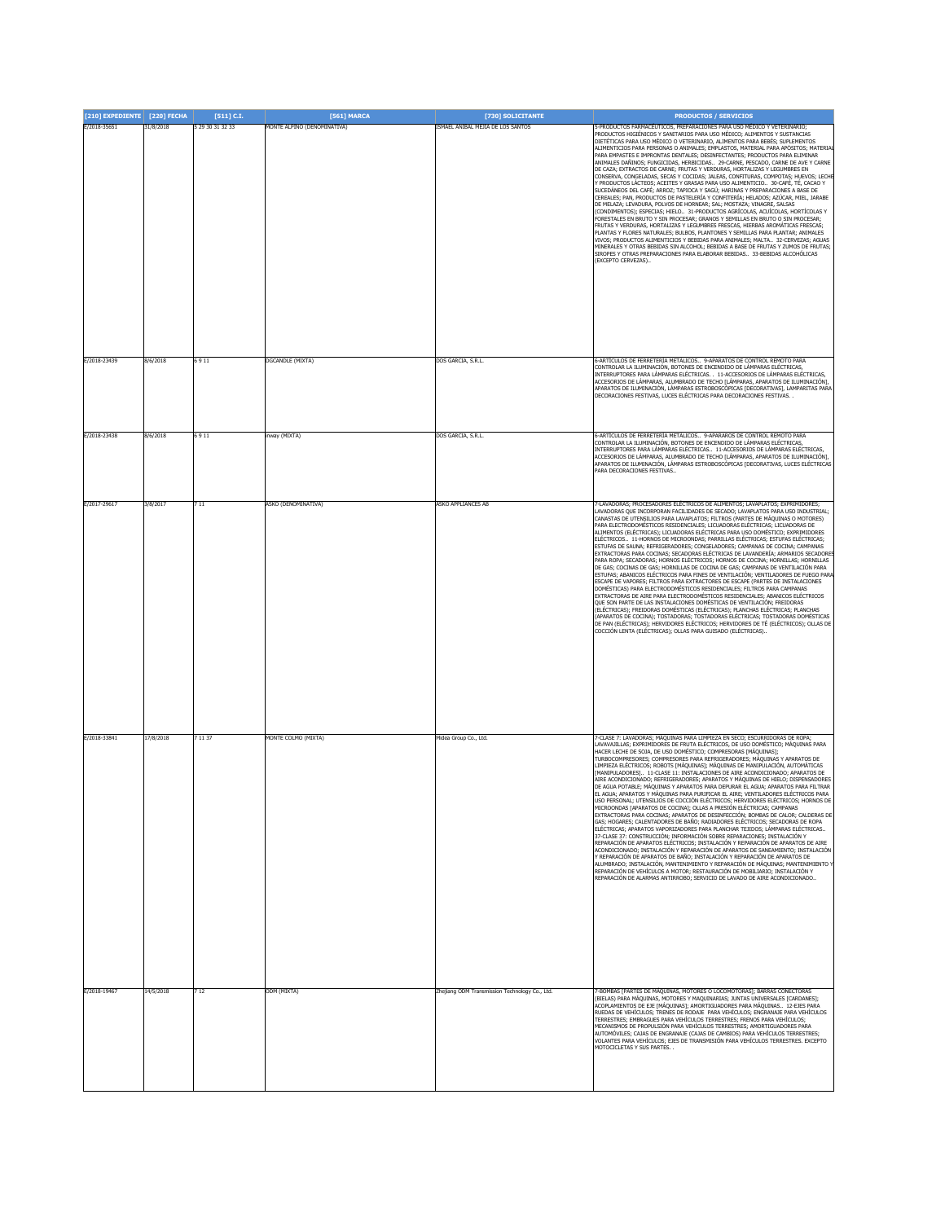| [210] EXPEDIENTE | [220] FECHA | [511] C.I. | [561] MARCA | [730] SOLICITANTE | PRODUCTOS / SERVICIOS |
|---|---|---|---|---|---|
| E/2018-35651 | 31/8/2018 | 5 29 30 31 32 33 | MONTE ALPINO (DENOMINATIVA) | ISMAEL ANIBAL MEJIA DE LOS SANTOS | 5-PRODUCTOS FARMACÉUTICOS, PREPARACIONES PARA USO MÉDICO Y VETERINARIO; PRODUCTOS HIGIÉNICOS Y SANITARIOS PARA USO MÉDICO; ALIMENTOS Y SUSTANCIAS DIETÉTICAS PARA USO MÉDICO O VETERINARIO, ALIMENTOS PARA BEBÉS; SUPLEMENTOS ALIMENTICIOS PARA PERSONAS O ANIMALES; EMPLASTOS, MATERIAL PARA APÓSITOS; MATERIAL PARA EMPASTES E IMPRONTAS DENTALES; DESINFECTANTES; PRODUCTOS PARA ELIMINAR ANIMALES DAÑINOS; FUNGICIDAS, HERBICIDAS.. 29-CARNE, PESCADO, CARNE DE AVE Y CARNE DE CAZA; EXTRACTOS DE CARNE; FRUTAS Y VERDURAS, HORTALIZAS Y LEGUMBRES EN CONSERVA, CONGELADAS, SECAS Y COCIDAS; JALEAS, CONFITURAS, COMPOTAS; HUEVOS; LECHE Y PRODUCTOS LÁCTEOS; ACEITES Y GRASAS PARA USO ALIMENTICIO.. 30-CAFÉ, TÉ, CACAO Y SUCEDÁNEOS DEL CAFÉ; ARROZ; TAPIOCA Y SAGÚ; HARINAS Y PREPARACIONES A BASE DE CEREALES; PAN, PRODUCTOS DE PASTELERÍA Y CONFITERÍA; HELADOS; AZÚCAR, MIEL, JARABE DE MELAZA; LEVADURA, POLVOS DE HORNEAR; SAL; MOSTAZA; VINAGRE, SALSAS (CONDIMENTOS); ESPECIAS; HIELO.. 31-PRODUCTOS AGRÍCOLAS, ACUÍCOLAS, HORTÍCOLAS Y FORESTALES EN BRUTO Y SIN PROCESAR; GRANOS Y SEMILLAS EN BRUTO O SIN PROCESAR; FRUTAS Y VERDURAS, HORTALIZAS Y LEGUMBRES FRESCAS, HIERBAS AROMÁTICAS FRESCAS; PLANTAS Y FLORES NATURALES; BULBOS, PLANTONES Y SEMILLAS PARA PLANTAR; ANIMALES VIVOS; PRODUCTOS ALIMENTICIOS Y BEBIDAS PARA ANIMALES; MALTA.. 32-CERVEZAS; AGUAS MINERALES Y OTRAS BEBIDAS SIN ALCOHOL; BEBIDAS A BASE DE FRUTAS Y ZUMOS DE FRUTAS; SIROPES Y OTRAS PREPARACIONES PARA ELABORAR BEBIDAS.. 33-BEBIDAS ALCOHÓLICAS (EXCEPTO CERVEZAS).. |
| E/2018-23439 | 8/6/2018 | 6 9 11 | DGCANDLE (MIXTA) | DOS GARCIA, S.R.L. | 6-ARTÍCULOS DE FERRETERÍA METÁLICOS.. 9-APARATOS DE CONTROL REMOTO PARA CONTROLAR LA ILUMINACIÓN, BOTONES DE ENCENDIDO DE LÁMPARAS ELÉCTRICAS, INTERRUPTORES PARA LÁMPARAS ELÉCTRICAS. . 11-ACCESORIOS DE LÁMPARAS ELÉCTRICAS, ACCESORIOS DE LÁMPARAS, ALUMBRADO DE TECHO [LÁMPARAS, APARATOS DE ILUMINACIÓN], APARATOS DE ILUMINACIÓN, LÁMPARAS ESTROBOSCÓPICAS [DECORATIVAS], LAMPARITAS PARA DECORACIONES FESTIVAS, LUCES ELÉCTRICAS PARA DECORACIONES FESTIVAS. . |
| E/2018-23438 | 8/6/2018 | 6 9 11 | inway (MIXTA) | DOS GARCIA, S.R.L. | 6-ARTÍCULOS DE FERRETERÍA METÁLICOS.. 9-APARAROS DE CONTROL REMOTO PARA CONTROLAR LA ILUMINACIÓN, BOTONES DE ENCENDIDO DE LÁMPARAS ELÉCTRICAS, INTERRUPTORES PARA LÁMPARAS ELÉCTRICAS.. 11-ACCESORIOS DE LÁMPARAS ELÉCTRICAS, ACCESORIOS DE LÁMPARAS, ALUMBRADO DE TECHO [LÁMPARAS, APARATOS DE ILUMINACIÓN], APARATOS DE ILUMINACIÓN, LÁMPARAS ESTROBOSCÓPICAS [DECORATIVAS], LUCES ELÉCTRICAS PARA DECORACIONES FESTIVAS.. |
| E/2017-29617 | 3/8/2017 | 7 11 | ASKO (DENOMINATIVA) | ASKO APPLIANCES AB | 7-LAVADORAS; PROCESADORES ELÉCTRICOS DE ALIMENTOS; LAVAPLATOS; EXPRIMIDORES; LAVADORAS QUE INCORPORAN FACILIDADES DE SECADO; LAVAPLATOS PARA USO INDUSTRIAL; CANASTAS DE UTENSILIOS PARA LAVAPLATOS; FILTROS (PARTES DE MÁQUINAS O MOTORES) PARA ELECTRODOMÉSTICOS RESIDENCIALES; LICUADORAS ELÉCTRICAS; LICUADORAS DE ALIMENTOS (ELÉCTRICAS); LICUADORAS ELÉCTRICAS PARA USO DOMÉSTICO; EXPRIMIDORES ELÉCTRICOS.. 11-HORNOS DE MICROONDAS; PARRILLAS ELÉCTRICAS; ESTUFAS ELÉCTRICAS; ESTUFAS DE SAUNA; REFRIGERADORES; CONGELADORES; CAMPANAS DE COCINA; CAMPANAS EXTRACTORAS PARA COCINAS; SECADORAS ELÉCTRICAS DE LAVANDERÍA; ARMARIOS SECADORES PARA ROPA; SECADORAS; HORNOS ELÉCTRICOS; HORNOS DE COCINA; HORNILLAS; HORNILLAS DE GAS; COCINAS DE GAS; HORNILLAS DE COCINA DE GAS; CAMPANAS DE VENTILACIÓN PARA ESTUFAS; ABANICOS ELÉCTRICOS PARA FINES DE VENTILACIÓN; VENTILADORES DE FUEGO PARA ESCAPE DE VAPORES; FILTROS PARA EXTRACTORES DE ESCAPE (PARTES DE INSTALACIONES DOMÉSTICAS) PARA ELECTRODOMÉSTICOS RESIDENCIALES; FILTROS PARA CAMPANAS EXTRACTORAS DE AIRE PARA ELECTRODOMÉSTICOS RESIDENCIALES; ABANICOS ELÉCTRICOS QUE SON PARTE DE LAS INSTALACIONES DOMÉSTICAS DE VENTILACIÓN; FREIDORAS (ELÉCTRICAS); FREIDORAS DOMÉSTICAS (ELÉCTRICAS); PLANCHAS ELÉCTRICAS; PLANCHAS (APARATOS DE COCINA); TOSTADORAS; TOSTADORAS ELÉCTRICAS; TOSTADORAS DOMÉSTICAS DE PAN (ELÉCTRICAS); HERVIDORES ELÉCTRICOS; HERVIDORES DE TÉ (ELÉCTRICOS); OLLAS DE COCCIÓN LENTA (ELÉCTRICAS); OLLAS PARA GUISADO (ELÉCTRICAS).. |
| E/2018-33841 | 17/8/2018 | 7 11 37 | MONTE COLMO (MIXTA) | Midea Group Co., Ltd. | 7-CLASE 7: LAVADORAS; MÁQUINAS PARA LIMPIEZA EN SECO; ESCURRIDORAS DE ROPA; LAVAVAJILLAS; EXPRIMIDORES DE FRUTA ELÉCTRICOS, DE USO DOMÉSTICO; MÁQUINAS PARA HACER LECHE DE SOJA, DE USO DOMÉSTICO; COMPRESORAS [MÁQUINAS]; TURBOCOMPRESORES; COMPRESORES PARA REFRIGERADORES; MÁQUINAS Y APARATOS DE LIMPIEZA ELÉCTRICOS; ROBOTS [MÁQUINAS]; MÁQUINAS DE MANIPULACIÓN, AUTOMÁTICAS [MANIPULADORES].. 11-CLASE 11: INSTALACIONES DE AIRE ACONDICIONADO; APARATOS DE AIRE ACONDICIONADO; REFRIGERADORES; APARATOS Y MÁQUINAS DE HIELO; DISPENSADORES DE AGUA POTABLE; MÁQUINAS Y APARATOS PARA DEPURAR EL AGUA; APARATOS PARA FILTRAR EL AGUA; APARATOS Y MÁQUINAS PARA PURIFICAR EL AIRE; VENTILADORES ELÉCTRICOS PARA USO PERSONAL; UTENSILIOS DE COCCIÓN ELÉCTRICOS; HERVIDORES ELÉCTRICOS; HORNOS DE MICROONDAS [APARATOS DE COCINA]; OLLAS A PRESIÓN ELÉCTRICAS; CAMPANAS EXTRACTORAS PARA COCINAS; APARATOS DE DESINFECCIÓN; BOMBAS DE CALOR; CALDERAS DE GAS; HOGARES; CALENTADORES DE BAÑO; RADIADORES ELÉCTRICOS; SECADORAS DE ROPA ELÉCTRICAS; APARATOS VAPORIZADORES PARA PLANCHAR TEJIDOS; LÁMPARAS ELÉCTRICAS.. 37-CLASE 37: CONSTRUCCIÓN; INFORMACIÓN SOBRE REPARACIONES; INSTALACIÓN Y REPARACIÓN DE APARATOS ELÉCTRICOS; INSTALACIÓN Y REPARACIÓN DE APARATOS DE AIRE ACONDICIONADO; INSTALACIÓN Y REPARACIÓN DE APARATOS DE SANEAMIENTO; INSTALACIÓN Y REPARACIÓN DE APARATOS DE BAÑO; INSTALACIÓN Y REPARACIÓN DE APARATOS DE ALUMBRADO; INSTALACIÓN, MANTENIMIENTO Y REPARACIÓN DE MÁQUINAS; MANTENIMIENTO Y REPARACIÓN DE VEHÍCULOS A MOTOR; RESTAURACIÓN DE MOBILIARIO; INSTALACIÓN Y REPARACIÓN DE ALARMAS ANTIRROBO; SERVICIO DE LAVADO DE AIRE ACONDICIONADO.. |
| E/2018-19467 | 14/5/2018 | 7 12 | ODM (MIXTA) | Zhejiang ODM Transmission Technology Co., Ltd. | 7-BOMBAS [PARTES DE MÁQUINAS, MOTORES O LOCOMOTORAS]; BARRAS CONECTORAS (BIELAS) PARA MÁQUINAS, MOTORES Y MAQUINARIAS; JUNTAS UNIVERSALES [CARDANES]; ACOPLAMIENTOS DE EJE [MÁQUINAS]; AMORTIGUADORES PARA MÁQUINAS.. 12-EJES PARA RUEDAS DE VEHÍCULOS; TRENES DE RODAJE PARA VEHÍCULOS; ENGRANAJE PARA VEHÍCULOS TERRESTRES; EMBRAGUES PARA VEHÍCULOS TERRESTRES; FRENOS PARA VEHÍCULOS; MECANISMOS DE PROPULSIÓN PARA VEHÍCULOS TERRESTRES; AMORTIGUADORES PARA AUTOMÓVILES; CAJAS DE ENGRANAJE (CAJAS DE CAMBIOS) PARA VEHÍCULOS TERRESTRES; VOLANTES PARA VEHÍCULOS; EJES DE TRANSMISIÓN PARA VEHÍCULOS TERRESTRES. EXCEPTO MOTOCICLETAS Y SUS PARTES. . |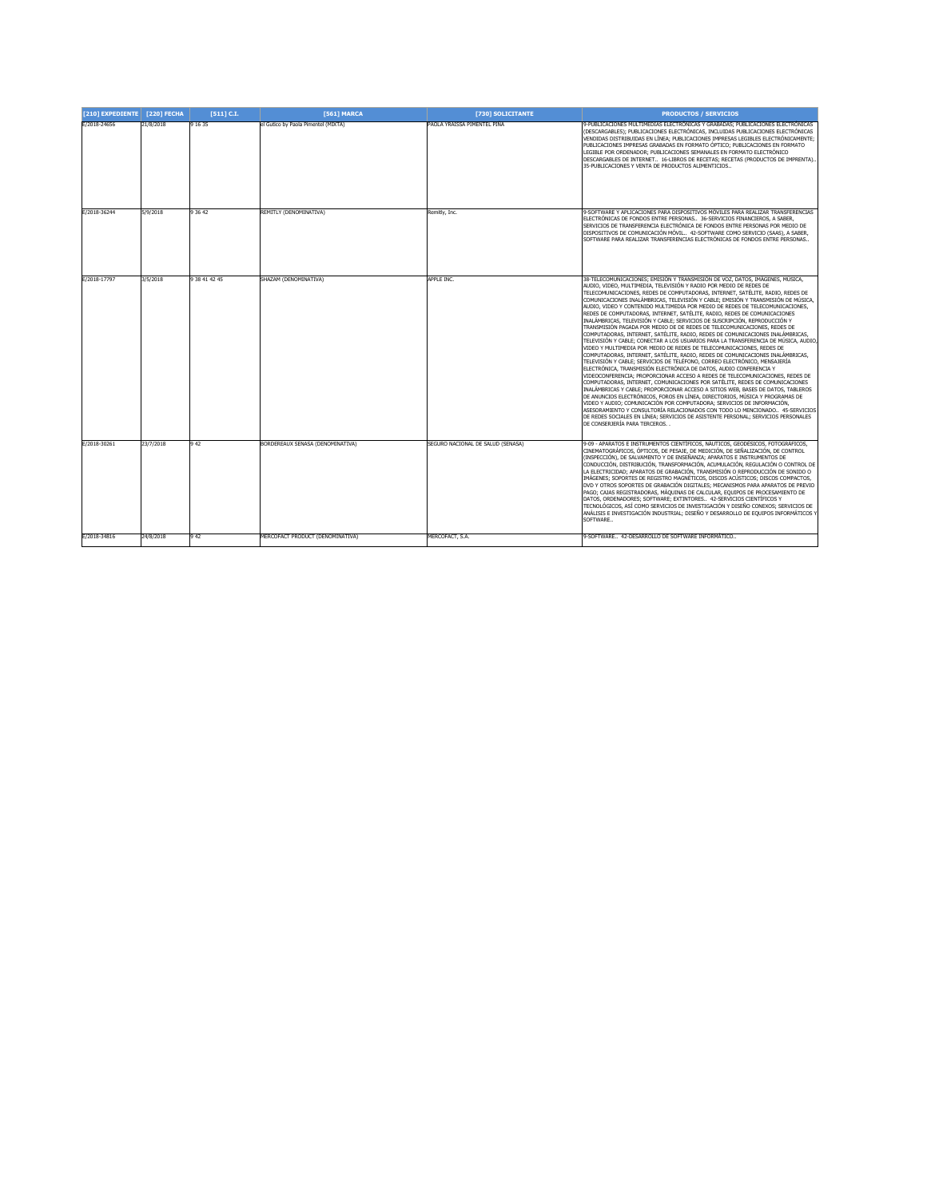| [210] EXPEDIENTE | [220] FECHA | [511] C.I. | [561] MARCA | [730] SOLICITANTE | PRODUCTOS / SERVICIOS |
| --- | --- | --- | --- | --- | --- |
| E/2018-24656 | 21/8/2018 | 9 16 35 | el Gutico by Paola Pimentel (MIXTA) | PAOLA YRAISSA PIMENTEL PIÑA | 9-PUBLICACIONES MULTIMEDIAS ELECTRÓNICAS Y GRABADAS; PUBLICACIONES ELECTRÓNICAS (DESCARGABLES); PUBLICACIONES ELECTRÓNICAS, INCLUIDAS PUBLICACIONES ELECTRÓNICAS VENDIDAS DISTRIBUIDAS EN LÍNEA; PUBLICACIONES IMPRESAS LEGIBLES ELECTRÓNICAMENTE; PUBLICACIONES IMPRESAS GRABADAS EN FORMATO ÓPTICO; PUBLICACIONES EN FORMATO LEGIBLE POR ORDENADOR; PUBLICACIONES SEMANALES EN FORMATO ELECTRÓNICO DESCARGABLES DE INTERNET.. 16-LIBROS DE RECETAS; RECETAS (PRODUCTOS DE IMPRENTA).. 35-PUBLICACIONES Y VENTA DE PRODUCTOS ALIMENTICIOS.. |
| E/2018-36244 | 5/9/2018 | 9 36 42 | REMITLY (DENOMINATIVA) | Remitly, Inc. | 9-SOFTWARE Y APLICACIONES PARA DISPOSITIVOS MÓVILES PARA REALIZAR TRANSFERENCIAS ELECTRÓNICAS DE FONDOS ENTRE PERSONAS.. 36-SERVICIOS FINANCIEROS, A SABER, SERVICIOS DE TRANSFERENCIA ELECTRÓNICA DE FONDOS ENTRE PERSONAS POR MEDIO DE DISPOSITIVOS DE COMUNICACIÓN MÓVIL.. 42-SOFTWARE COMO SERVICIO (SAAS), A SABER, SOFTWARE PARA REALIZAR TRANSFERENCIAS ELECTRÓNICAS DE FONDOS ENTRE PERSONAS.. |
| E/2018-17797 | 3/5/2018 | 9 38 41 42 45 | SHAZAM (DENOMINATIVA) | APPLE INC. | 38-TELECOMUNICACIONES; EMISIÓN Y TRANSMISIÓN DE VOZ, DATOS, IMÁGENES, MÚSICA, AUDIO, VIDEO, MULTIMEDIA, TELEVISIÓN Y RADIO POR MEDIO DE REDES DE TELECOMUNICACIONES, REDES DE COMPUTADORAS, INTERNET, SATÉLITE, RADIO, REDES DE COMUNICACIONES INALÁMBRICAS, TELEVISIÓN Y CABLE; EMISIÓN Y TRANSMISIÓN DE MÚSICA, AUDIO, VIDEO Y CONTENIDO MULTIMEDIA POR MEDIO DE REDES DE TELECOMUNICACIONES, REDES DE COMPUTADORAS, INTERNET, SATÉLITE, RADIO, REDES DE COMUNICACIONES INALÁMBRICAS, TELEVISIÓN Y CABLE; SERVICIOS DE SUSCRIPCIÓN, REPRODUCCIÓN Y TRANSMISIÓN PAGADA POR MEDIO DE DE REDES DE TELECOMUNICACIONES, REDES DE COMPUTADORAS, INTERNET, SATÉLITE, RADIO, REDES DE COMUNICACIONES INALÁMBRICAS, TELEVISIÓN Y CABLE; CONECTAR A LOS USUARIOS PARA LA TRANSFERENCIA DE MÚSICA, AUDIO, VIDEO Y MULTIMEDIA POR MEDIO DE REDES DE TELECOMUNICACIONES, REDES DE COMPUTADORAS, INTERNET, SATÉLITE, RADIO, REDES DE COMUNICACIONES INALÁMBRICAS, TELEVISIÓN Y CABLE; SERVICIOS DE TELÉFONO, CORREO ELECTRÓNICO, MENSAJERÍA ELECTRÓNICA, TRANSMISIÓN ELECTRÓNICA DE DATOS, AUDIO CONFERENCIA Y VIDEOCONFERENCIA; PROPORCIONAR ACCESO A REDES DE TELECOMUNICACIONES, REDES DE COMPUTADORAS, INTERNET, COMUNICACIONES POR SATÉLITE, REDES DE COMUNICACIONES INALÁMBRICAS, TELEVISIÓN Y CABLE; PROPORCIONAR ACCESO A SITIOS WEB, BASES DE DATOS, TABLEROS DE ANUNCIOS ELECTRÓNICOS, FOROS EN LÍNEA, DIRECTORIOS, MÚSICA Y PROGRAMAS DE VIDEO Y AUDIO; COMUNICACIÓN POR COMPUTADORA; SERVICIOS DE INFORMACIÓN, ASESORAMIENTO Y CONSULTORÍA RELACIONADOS CON TODO LO MENCIONADO.. 45-SERVICIOS DE REDES SOCIALES EN LÍNEA; SERVICIOS DE ASISTENTE PERSONAL; SERVICIOS PERSONALES DE CONSERJERÍA PARA TERCEROS. . |
| E/2018-30261 | 23/7/2018 | 9 42 | BORDEREAUX SENASA (DENOMINATIVA) | SEGURO NACIONAL DE SALUD (SENASA) | 9-09 - APARATOS E INSTRUMENTOS CIENTÍFICOS, NÁUTICOS, GEODÉSICOS, FOTOGRÁFICOS, CINEMATOGRÁFICOS, ÓPTICOS, DE PESAJE, DE MEDICIÓN, DE SEÑALIZACIÓN, DE CONTROL (INSPECCIÓN), DE SALVAMENTO Y DE ENSEÑANZA; APARATOS E INSTRUMENTOS DE CONDUCCIÓN, DISTRIBUCIÓN, TRANSFORMACIÓN, ACUMULACIÓN, REGULACIÓN O CONTROL DE LA ELECTRICIDAD; APARATOS DE GRABACIÓN, TRANSMISIÓN O REPRODUCCIÓN DE SONIDO O IMÁGENES; SOPORTES DE REGISTRO MAGNÉTICOS, DISCOS ACÚSTICOS; DISCOS COMPACTOS, DVD Y OTROS SOPORTES DE GRABACIÓN DIGITALES; MECANISMOS PARA APARATOS DE PREVIO PAGO; CAJAS REGISTRADORAS, MÁQUINAS DE CALCULAR, EQUIPOS DE PROCESAMIENTO DE DATOS, ORDENADORES; SOFTWARE; EXTINTORES.. 42-SERVICIOS CIENTÍFICOS Y TECNOLÓGICOS, ASÍ COMO SERVICIOS DE INVESTIGACIÓN Y DISEÑO CONEXOS; SERVICIOS DE ANÁLISIS E INVESTIGACIÓN INDUSTRIAL; DISEÑO Y DESARROLLO DE EQUIPOS INFORMÁTICOS Y SOFTWARE.. |
| E/2018-34816 | 24/8/2018 | 9 42 | MERCOFACT PRODUCT (DENOMINATIVA) | MERCOFACT, S.A. | 9-SOFTWARE.. 42-DESARROLLO DE SOFTWARE INFORMÁTICO.. |